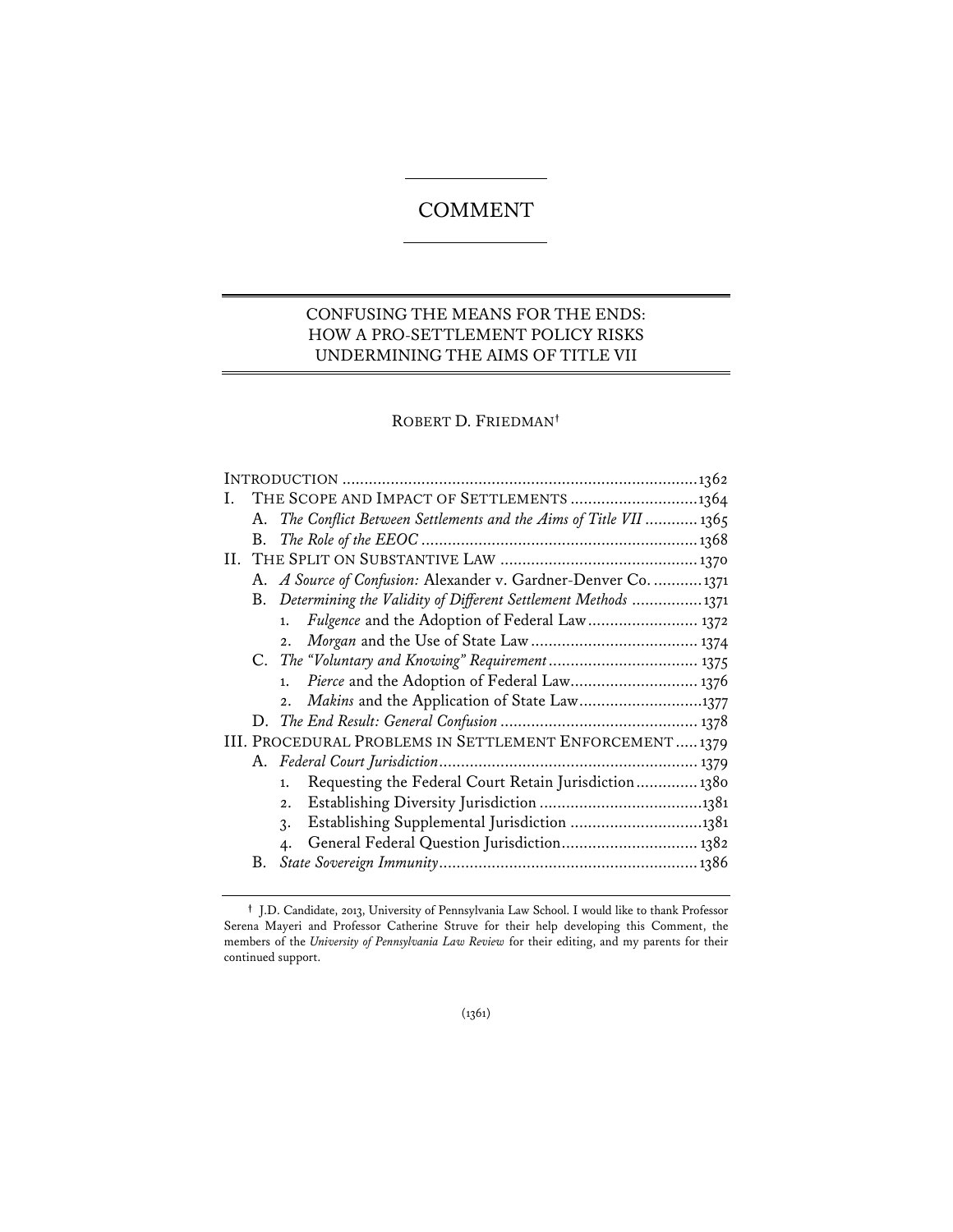# COMMENT

## CONFUSING THE MEANS FOR THE ENDS: HOW A PRO-SETTLEMENT POLICY RISKS UNDERMINING THE AIMS OF TITLE VII

ROBERT D. FRIEDMAN†

INTRODUCTION ................................................................................1362

I. THE SCOPE AND IMPACT OF SETTLEMENTS ............................1364
   - A. *The Conflict Between Settlements and the Aims of Title VII* ............1365
   - B. *The Role of the EEOC* ..............................................................1368

II. THE SPLIT ON SUBSTANTIVE LAW .............................................1370
   - A. *A Source of Confusion:* Alexander v. Gardner-Denver Co. ...........1371
   - B. *Determining the Validity of Different Settlement Methods* ................1371
     1. *Fulgence* and the Adoption of Federal Law......................... 1372
     2. *Morgan* and the Use of State Law...................................... 1374
   - C. *The "Voluntary and Knowing" Requirement*.................................. 1375
     1. *Pierce* and the Adoption of Federal Law............................ 1376
     2. *Makins* and the Application of State Law............................1377
   - D. *The End Result: General Confusion* ............................................ 1378

III. PROCEDURAL PROBLEMS IN SETTLEMENT ENFORCEMENT .....1379
   - A. *Federal Court Jurisdiction*.......................................................... 1379
     1. Requesting the Federal Court Retain Jurisdiction.............1380
     2. Establishing Diversity Jurisdiction .....................................1381
     3. Establishing Supplemental Jurisdiction ..............................1381
     4. General Federal Question Jurisdiction............................... 1382
   - B. *State Sovereign Immunity*..........................................................1386

---

† J.D. Candidate, 2013, University of Pennsylvania Law School. I would like to thank Professor Serena Mayeri and Professor Catherine Struve for their help developing this Comment, the members of the *University of Pennsylvania Law Review* for their editing, and my parents for their continued support.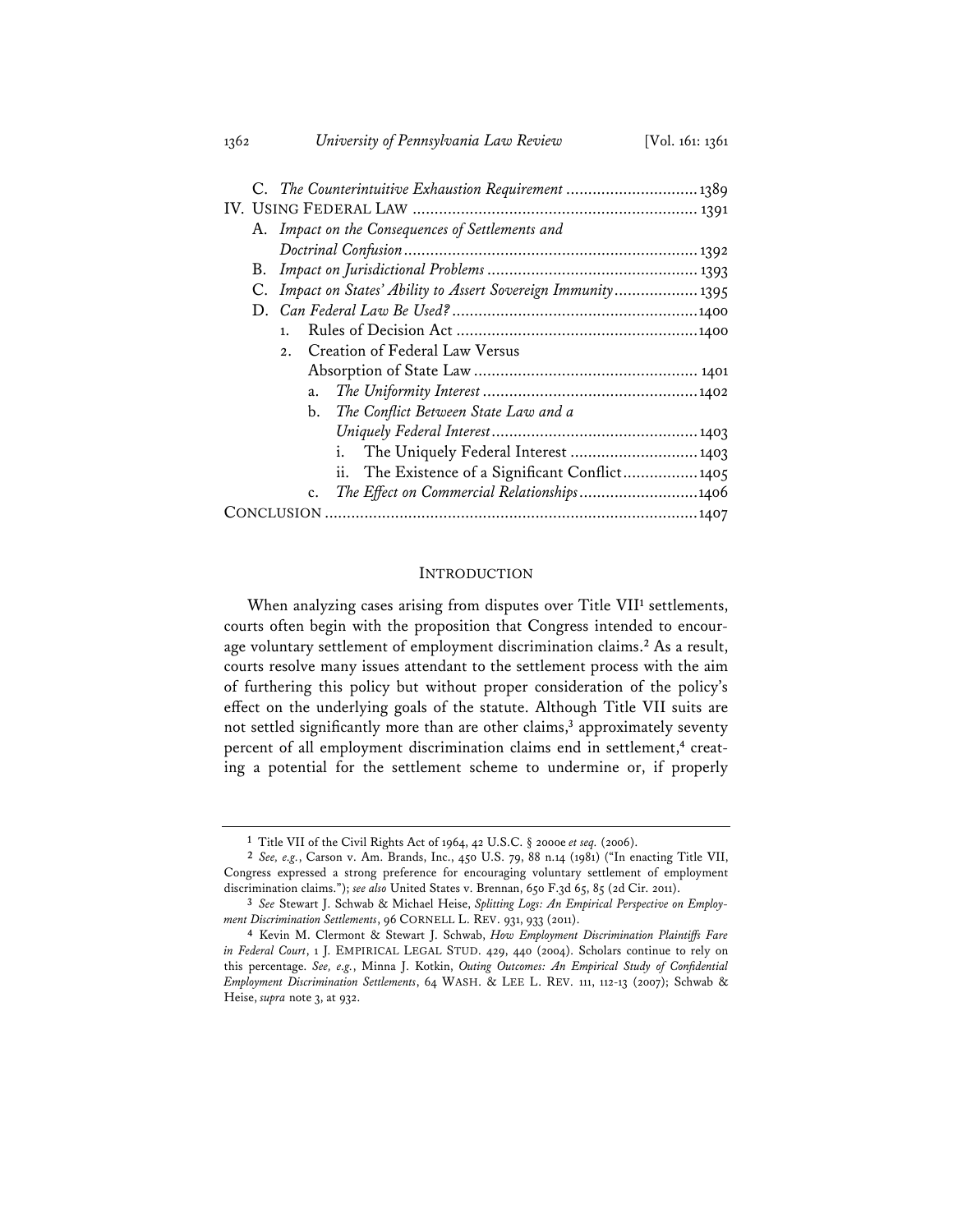C. *The Counterintuitive Exhaustion Requirement* .............................1389

IV. USING FEDERAL LAW ................................................................ 1391

A. *Impact on the Consequences of Settlements and Doctrinal Confusion*..................................................................1392

B. *Impact on Jurisdictional Problems* ...............................................1393

C. *Impact on States' Ability to Assert Sovereign Immunity*..................1395

D. *Can Federal Law Be Used?* .......................................................1400

1. Rules of Decision Act ......................................................1400

2. Creation of Federal Law Versus Absorption of State Law .................................................. 1401

a. *The Uniformity Interest* ................................................1402

b. *The Conflict Between State Law and a Uniquely Federal Interest*..............................................1403

i. The Uniquely Federal Interest ............................1403

ii. The Existence of a Significant Conflict.................1405

c. *The Effect on Commercial Relationships*..........................1406

CONCLUSION ...................................................................................1407

## INTRODUCTION

When analyzing cases arising from disputes over Title VII[1] settlements, courts often begin with the proposition that Congress intended to encourage voluntary settlement of employment discrimination claims.[2] As a result, courts resolve many issues attendant to the settlement process with the aim of furthering this policy but without proper consideration of the policy's effect on the underlying goals of the statute. Although Title VII suits are not settled significantly more than are other claims,[3] approximately seventy percent of all employment discrimination claims end in settlement,[4] creating a potential for the settlement scheme to undermine or, if properly

---

[1] Title VII of the Civil Rights Act of 1964, 42 U.S.C. § 2000e *et seq.* (2006).

[2] *See, e.g.*, Carson v. Am. Brands, Inc., 450 U.S. 79, 88 n.14 (1981) ("In enacting Title VII, Congress expressed a strong preference for encouraging voluntary settlement of employment discrimination claims."); *see also* United States v. Brennan, 650 F.3d 65, 85 (2d Cir. 2011).

[3] *See* Stewart J. Schwab & Michael Heise, *Splitting Logs: An Empirical Perspective on Employment Discrimination Settlements*, 96 CORNELL L. REV. 931, 933 (2011).

[4] Kevin M. Clermont & Stewart J. Schwab, *How Employment Discrimination Plaintiffs Fare in Federal Court*, 1 J. EMPIRICAL LEGAL STUD. 429, 440 (2004). Scholars continue to rely on this percentage. *See, e.g.*, Minna J. Kotkin, *Outing Outcomes: An Empirical Study of Confidential Employment Discrimination Settlements*, 64 WASH. & LEE L. REV. 111, 112-13 (2007); Schwab & Heise, *supra* note 3, at 932.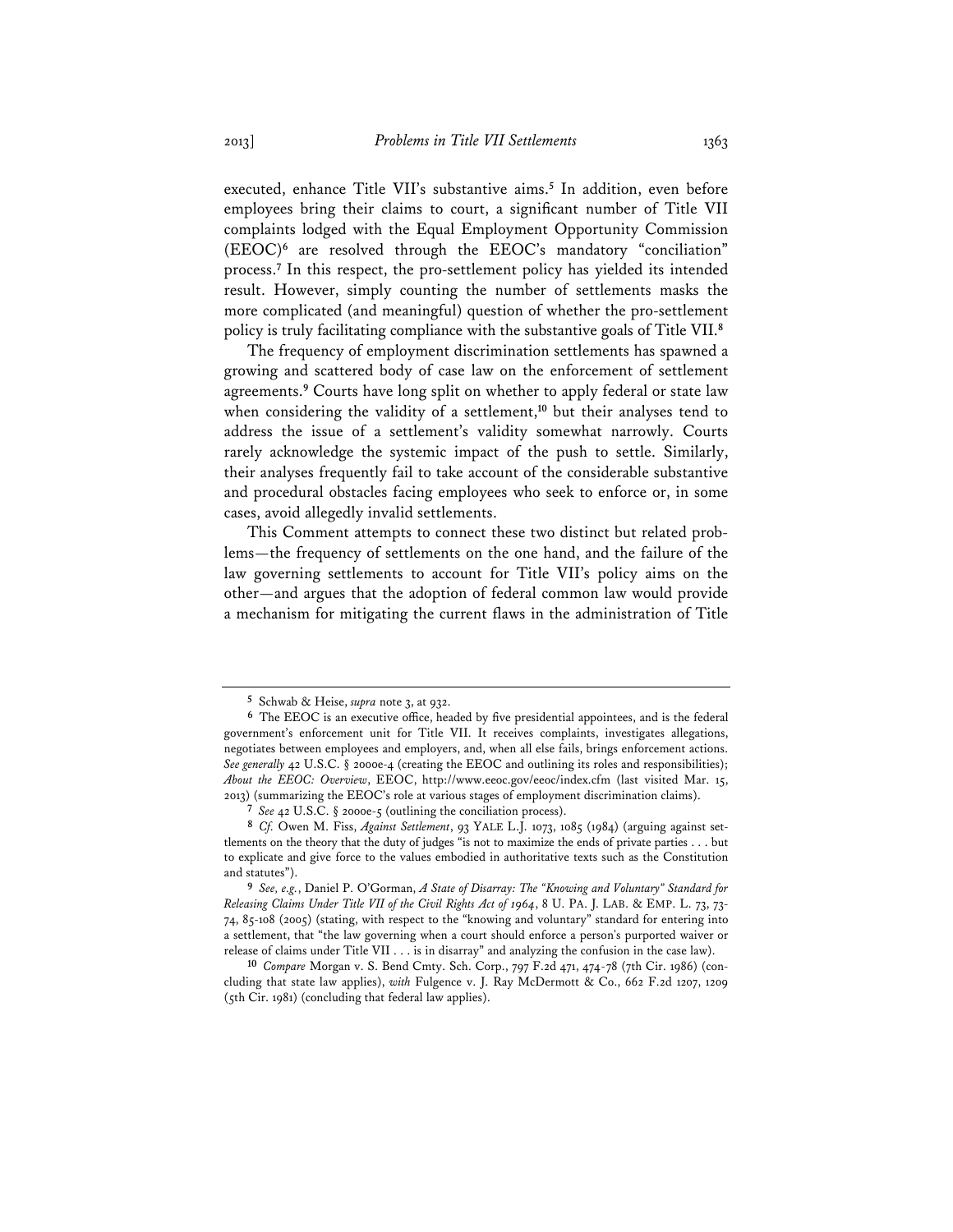executed, enhance Title VII's substantive aims.[5] In addition, even before employees bring their claims to court, a significant number of Title VII complaints lodged with the Equal Employment Opportunity Commission (EEOC)[6] are resolved through the EEOC's mandatory "conciliation" process.[7] In this respect, the pro-settlement policy has yielded its intended result. However, simply counting the number of settlements masks the more complicated (and meaningful) question of whether the pro-settlement policy is truly facilitating compliance with the substantive goals of Title VII.[8]

The frequency of employment discrimination settlements has spawned a growing and scattered body of case law on the enforcement of settlement agreements.[9] Courts have long split on whether to apply federal or state law when considering the validity of a settlement,[10] but their analyses tend to address the issue of a settlement's validity somewhat narrowly. Courts rarely acknowledge the systemic impact of the push to settle. Similarly, their analyses frequently fail to take account of the considerable substantive and procedural obstacles facing employees who seek to enforce or, in some cases, avoid allegedly invalid settlements.

This Comment attempts to connect these two distinct but related problems—the frequency of settlements on the one hand, and the failure of the law governing settlements to account for Title VII's policy aims on the other—and argues that the adoption of federal common law would provide a mechanism for mitigating the current flaws in the administration of Title

---

[5] Schwab & Heise, *supra* note 3, at 932.

[6] The EEOC is an executive office, headed by five presidential appointees, and is the federal government's enforcement unit for Title VII. It receives complaints, investigates allegations, negotiates between employees and employers, and, when all else fails, brings enforcement actions. *See generally* 42 U.S.C. § 2000e-4 (creating the EEOC and outlining its roles and responsibilities); *About the EEOC: Overview*, EEOC, http://www.eeoc.gov/eeoc/index.cfm (last visited Mar. 15, 2013) (summarizing the EEOC's role at various stages of employment discrimination claims).

[7] *See* 42 U.S.C. § 2000e-5 (outlining the conciliation process).

[8] *Cf.* Owen M. Fiss, *Against Settlement*, 93 YALE L.J. 1073, 1085 (1984) (arguing against settlements on the theory that the duty of judges "is not to maximize the ends of private parties . . . but to explicate and give force to the values embodied in authoritative texts such as the Constitution and statutes").

[9] *See, e.g.*, Daniel P. O'Gorman, *A State of Disarray: The "Knowing and Voluntary" Standard for Releasing Claims Under Title VII of the Civil Rights Act of 1964*, 8 U. PA. J. LAB. & EMP. L. 73, 73-74, 85-108 (2005) (stating, with respect to the "knowing and voluntary" standard for entering into a settlement, that "the law governing when a court should enforce a person's purported waiver or release of claims under Title VII . . . is in disarray" and analyzing the confusion in the case law).

[10] *Compare* Morgan v. S. Bend Cmty. Sch. Corp., 797 F.2d 471, 474-78 (7th Cir. 1986) (concluding that state law applies), *with* Fulgence v. J. Ray McDermott & Co., 662 F.2d 1207, 1209 (5th Cir. 1981) (concluding that federal law applies).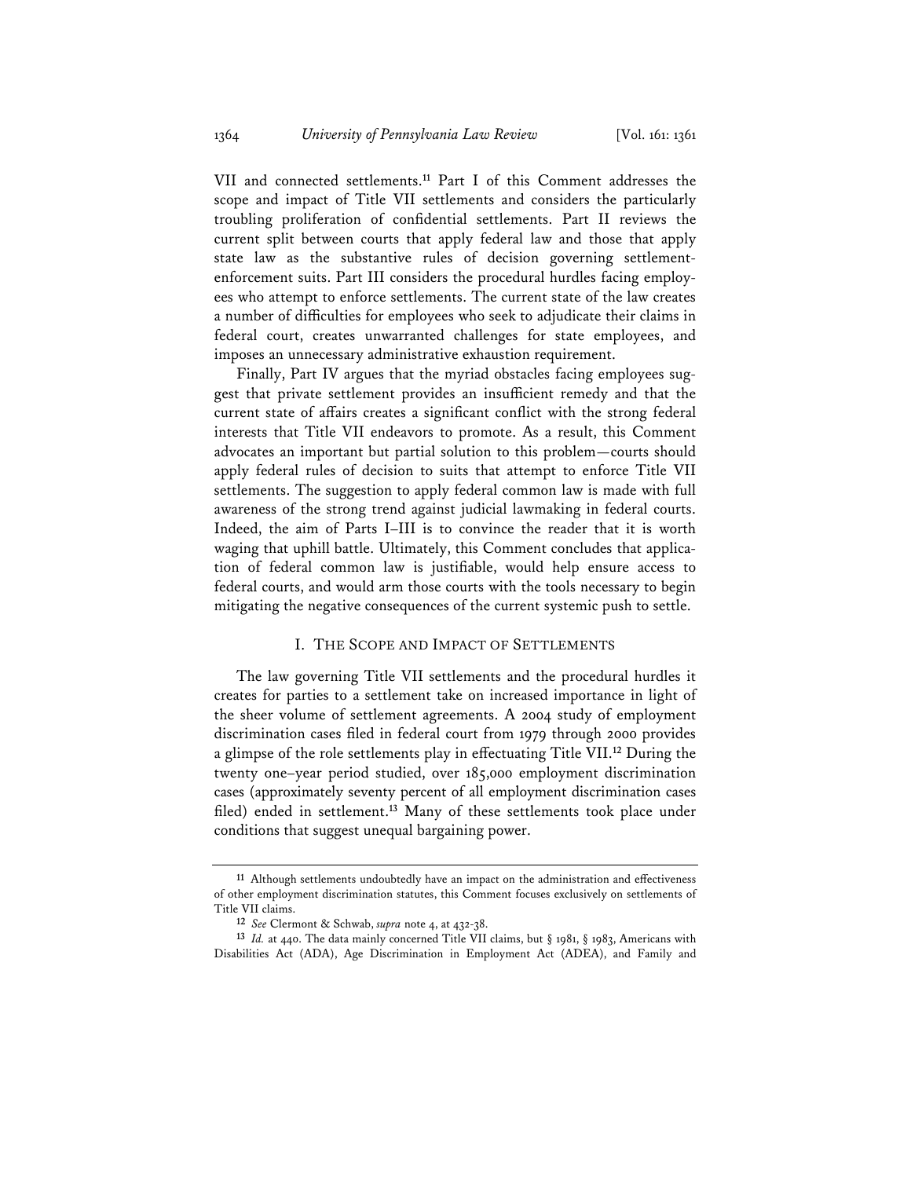VII and connected settlements.[11] Part I of this Comment addresses the scope and impact of Title VII settlements and considers the particularly troubling proliferation of confidential settlements. Part II reviews the current split between courts that apply federal law and those that apply state law as the substantive rules of decision governing settlement-enforcement suits. Part III considers the procedural hurdles facing employees who attempt to enforce settlements. The current state of the law creates a number of difficulties for employees who seek to adjudicate their claims in federal court, creates unwarranted challenges for state employees, and imposes an unnecessary administrative exhaustion requirement.

Finally, Part IV argues that the myriad obstacles facing employees suggest that private settlement provides an insufficient remedy and that the current state of affairs creates a significant conflict with the strong federal interests that Title VII endeavors to promote. As a result, this Comment advocates an important but partial solution to this problem—courts should apply federal rules of decision to suits that attempt to enforce Title VII settlements. The suggestion to apply federal common law is made with full awareness of the strong trend against judicial lawmaking in federal courts. Indeed, the aim of Parts I–III is to convince the reader that it is worth waging that uphill battle. Ultimately, this Comment concludes that application of federal common law is justifiable, would help ensure access to federal courts, and would arm those courts with the tools necessary to begin mitigating the negative consequences of the current systemic push to settle.

## I. THE SCOPE AND IMPACT OF SETTLEMENTS

The law governing Title VII settlements and the procedural hurdles it creates for parties to a settlement take on increased importance in light of the sheer volume of settlement agreements. A 2004 study of employment discrimination cases filed in federal court from 1979 through 2000 provides a glimpse of the role settlements play in effectuating Title VII.[12] During the twenty one–year period studied, over 185,000 employment discrimination cases (approximately seventy percent of all employment discrimination cases filed) ended in settlement.[13] Many of these settlements took place under conditions that suggest unequal bargaining power.

---

[11] Although settlements undoubtedly have an impact on the administration and effectiveness of other employment discrimination statutes, this Comment focuses exclusively on settlements of Title VII claims.

[12] *See* Clermont & Schwab, *supra* note 4, at 432-38.

[13] *Id.* at 440. The data mainly concerned Title VII claims, but § 1981, § 1983, Americans with Disabilities Act (ADA), Age Discrimination in Employment Act (ADEA), and Family and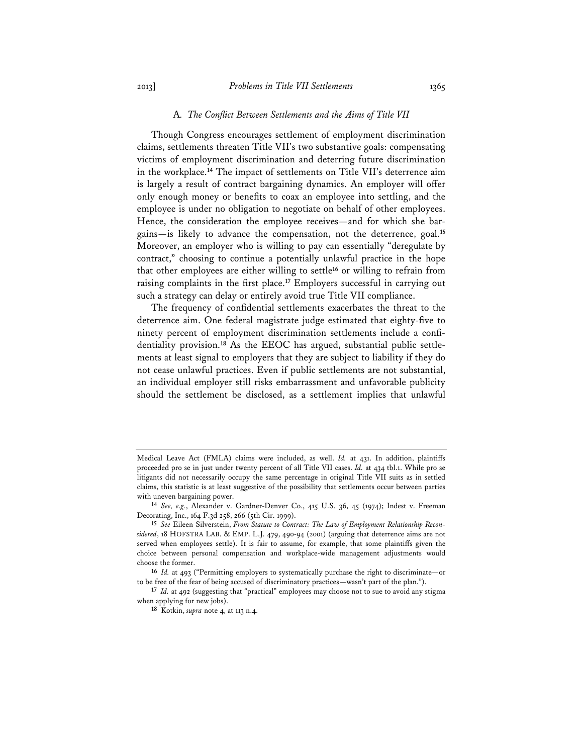### A. *The Conflict Between Settlements and the Aims of Title VII*

Though Congress encourages settlement of employment discrimination claims, settlements threaten Title VII's two substantive goals: compensating victims of employment discrimination and deterring future discrimination in the workplace.[14] The impact of settlements on Title VII's deterrence aim is largely a result of contract bargaining dynamics. An employer will offer only enough money or benefits to coax an employee into settling, and the employee is under no obligation to negotiate on behalf of other employees. Hence, the consideration the employee receives—and for which she bargains—is likely to advance the compensation, not the deterrence, goal.[15] Moreover, an employer who is willing to pay can essentially "deregulate by contract," choosing to continue a potentially unlawful practice in the hope that other employees are either willing to settle[16] or willing to refrain from raising complaints in the first place.[17] Employers successful in carrying out such a strategy can delay or entirely avoid true Title VII compliance.

The frequency of confidential settlements exacerbates the threat to the deterrence aim. One federal magistrate judge estimated that eighty-five to ninety percent of employment discrimination settlements include a confidentiality provision.[18] As the EEOC has argued, substantial public settlements at least signal to employers that they are subject to liability if they do not cease unlawful practices. Even if public settlements are not substantial, an individual employer still risks embarrassment and unfavorable publicity should the settlement be disclosed, as a settlement implies that unlawful

---

Medical Leave Act (FMLA) claims were included, as well. *Id.* at 431. In addition, plaintiffs proceeded pro se in just under twenty percent of all Title VII cases. *Id.* at 434 tbl.1. While pro se litigants did not necessarily occupy the same percentage in original Title VII suits as in settled claims, this statistic is at least suggestive of the possibility that settlements occur between parties with uneven bargaining power.

14 *See, e.g.*, Alexander v. Gardner-Denver Co., 415 U.S. 36, 45 (1974); Indest v. Freeman Decorating, Inc., 164 F.3d 258, 266 (5th Cir. 1999).

15 *See* Eileen Silverstein, *From Statute to Contract: The Law of Employment Relationship Reconsidered*, 18 HOFSTRA LAB. & EMP. L.J. 479, 490-94 (2001) (arguing that deterrence aims are not served when employees settle). It is fair to assume, for example, that some plaintiffs given the choice between personal compensation and workplace-wide management adjustments would choose the former.

16 *Id.* at 493 ("Permitting employers to systematically purchase the right to discriminate—or to be free of the fear of being accused of discriminatory practices—wasn't part of the plan.").

17 *Id.* at 492 (suggesting that "practical" employees may choose not to sue to avoid any stigma when applying for new jobs).

18 Kotkin, *supra* note 4, at 113 n.4.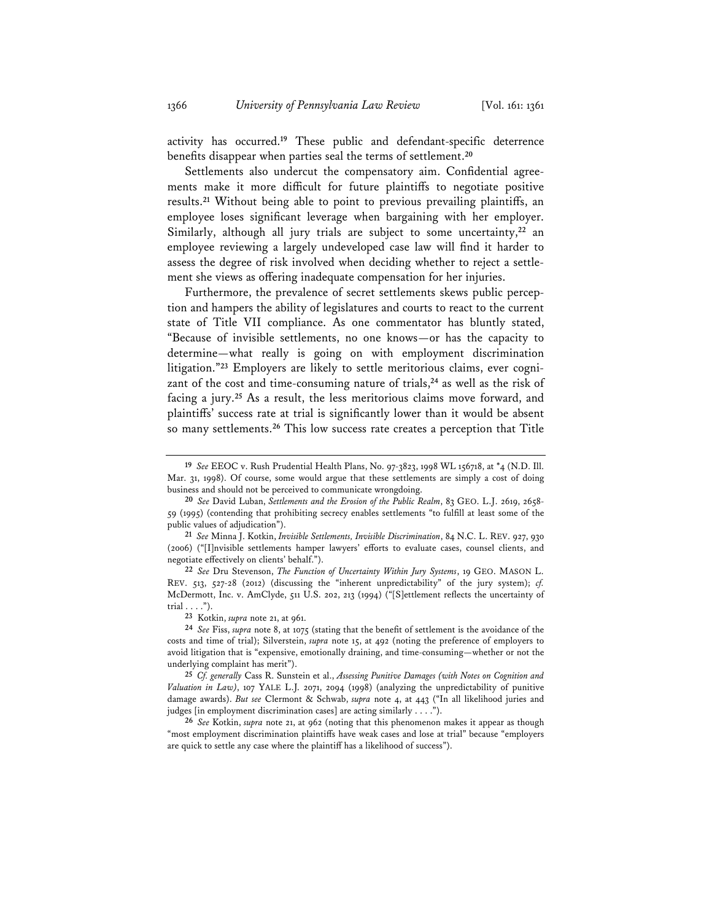activity has occurred.[19] These public and defendant-specific deterrence benefits disappear when parties seal the terms of settlement.[20]

Settlements also undercut the compensatory aim. Confidential agreements make it more difficult for future plaintiffs to negotiate positive results.[21] Without being able to point to previous prevailing plaintiffs, an employee loses significant leverage when bargaining with her employer. Similarly, although all jury trials are subject to some uncertainty,[22] an employee reviewing a largely undeveloped case law will find it harder to assess the degree of risk involved when deciding whether to reject a settlement she views as offering inadequate compensation for her injuries.

Furthermore, the prevalence of secret settlements skews public perception and hampers the ability of legislatures and courts to react to the current state of Title VII compliance. As one commentator has bluntly stated, "Because of invisible settlements, no one knows—or has the capacity to determine—what really is going on with employment discrimination litigation."[23] Employers are likely to settle meritorious claims, ever cognizant of the cost and time-consuming nature of trials,[24] as well as the risk of facing a jury.[25] As a result, the less meritorious claims move forward, and plaintiffs' success rate at trial is significantly lower than it would be absent so many settlements.[26] This low success rate creates a perception that Title

---

[19] *See* EEOC v. Rush Prudential Health Plans, No. 97-3823, 1998 WL 156718, at *4 (N.D. Ill. Mar. 31, 1998). Of course, some would argue that these settlements are simply a cost of doing business and should not be perceived to communicate wrongdoing.

[20] *See* David Luban, *Settlements and the Erosion of the Public Realm*, 83 GEO. L.J. 2619, 2658-59 (1995) (contending that prohibiting secrecy enables settlements "to fulfill at least some of the public values of adjudication").

[21] *See* Minna J. Kotkin, *Invisible Settlements, Invisible Discrimination*, 84 N.C. L. REV. 927, 930 (2006) ("[I]nvisible settlements hamper lawyers' efforts to evaluate cases, counsel clients, and negotiate effectively on clients' behalf.").

[22] *See* Dru Stevenson, *The Function of Uncertainty Within Jury Systems*, 19 GEO. MASON L. REV. 513, 527-28 (2012) (discussing the "inherent unpredictability" of the jury system); *cf.* McDermott, Inc. v. AmClyde, 511 U.S. 202, 213 (1994) ("[S]ettlement reflects the uncertainty of trial . . . .").

[23] Kotkin, *supra* note 21, at 961.

[24] *See* Fiss, *supra* note 8, at 1075 (stating that the benefit of settlement is the avoidance of the costs and time of trial); Silverstein, *supra* note 15, at 492 (noting the preference of employers to avoid litigation that is "expensive, emotionally draining, and time-consuming—whether or not the underlying complaint has merit").

[25] *Cf. generally* Cass R. Sunstein et al., *Assessing Punitive Damages (with Notes on Cognition and Valuation in Law)*, 107 YALE L.J. 2071, 2094 (1998) (analyzing the unpredictability of punitive damage awards). *But see* Clermont & Schwab, *supra* note 4, at 443 ("In all likelihood juries and judges [in employment discrimination cases] are acting similarly . . . .").

[26] *See* Kotkin, *supra* note 21, at 962 (noting that this phenomenon makes it appear as though "most employment discrimination plaintiffs have weak cases and lose at trial" because "employers are quick to settle any case where the plaintiff has a likelihood of success").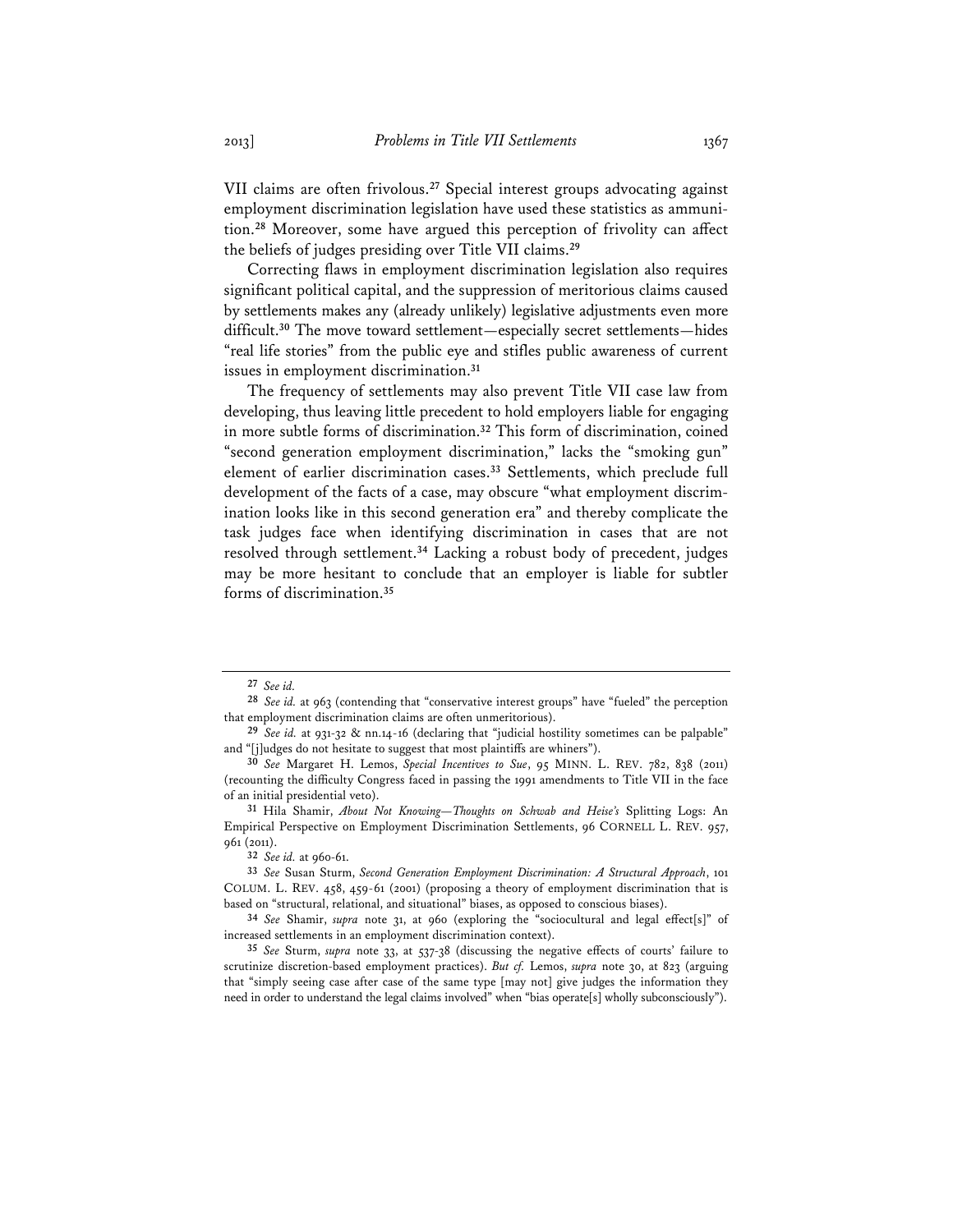VII claims are often frivolous.[27] Special interest groups advocating against employment discrimination legislation have used these statistics as ammunition.[28] Moreover, some have argued this perception of frivolity can affect the beliefs of judges presiding over Title VII claims.[29]

Correcting flaws in employment discrimination legislation also requires significant political capital, and the suppression of meritorious claims caused by settlements makes any (already unlikely) legislative adjustments even more difficult.[30] The move toward settlement—especially secret settlements—hides "real life stories" from the public eye and stifles public awareness of current issues in employment discrimination.[31]

The frequency of settlements may also prevent Title VII case law from developing, thus leaving little precedent to hold employers liable for engaging in more subtle forms of discrimination.[32] This form of discrimination, coined "second generation employment discrimination," lacks the "smoking gun" element of earlier discrimination cases.[33] Settlements, which preclude full development of the facts of a case, may obscure "what employment discrimination looks like in this second generation era" and thereby complicate the task judges face when identifying discrimination in cases that are not resolved through settlement.[34] Lacking a robust body of precedent, judges may be more hesitant to conclude that an employer is liable for subtler forms of discrimination.[35]

---

[27] *See id.*

[28] *See id.* at 963 (contending that "conservative interest groups" have "fueled" the perception that employment discrimination claims are often unmeritorious).

[29] *See id.* at 931-32 & nn.14-16 (declaring that "judicial hostility sometimes can be palpable" and "[j]udges do not hesitate to suggest that most plaintiffs are whiners").

[30] *See* Margaret H. Lemos, *Special Incentives to Sue*, 95 MINN. L. REV. 782, 838 (2011) (recounting the difficulty Congress faced in passing the 1991 amendments to Title VII in the face of an initial presidential veto).

[31] Hila Shamir, *About Not Knowing—Thoughts on Schwab and Heise's* Splitting Logs: An Empirical Perspective on Employment Discrimination Settlements, 96 CORNELL L. REV. 957, 961 (2011).

[32] *See id.* at 960-61.

[33] *See* Susan Sturm, *Second Generation Employment Discrimination: A Structural Approach*, 101 COLUM. L. REV. 458, 459-61 (2001) (proposing a theory of employment discrimination that is based on "structural, relational, and situational" biases, as opposed to conscious biases).

[34] *See* Shamir, *supra* note 31, at 960 (exploring the "sociocultural and legal effect[s]" of increased settlements in an employment discrimination context).

[35] *See* Sturm, *supra* note 33, at 537-38 (discussing the negative effects of courts' failure to scrutinize discretion-based employment practices). *But cf.* Lemos, *supra* note 30, at 823 (arguing that "simply seeing case after case of the same type [may not] give judges the information they need in order to understand the legal claims involved" when "bias operate[s] wholly subconsciously").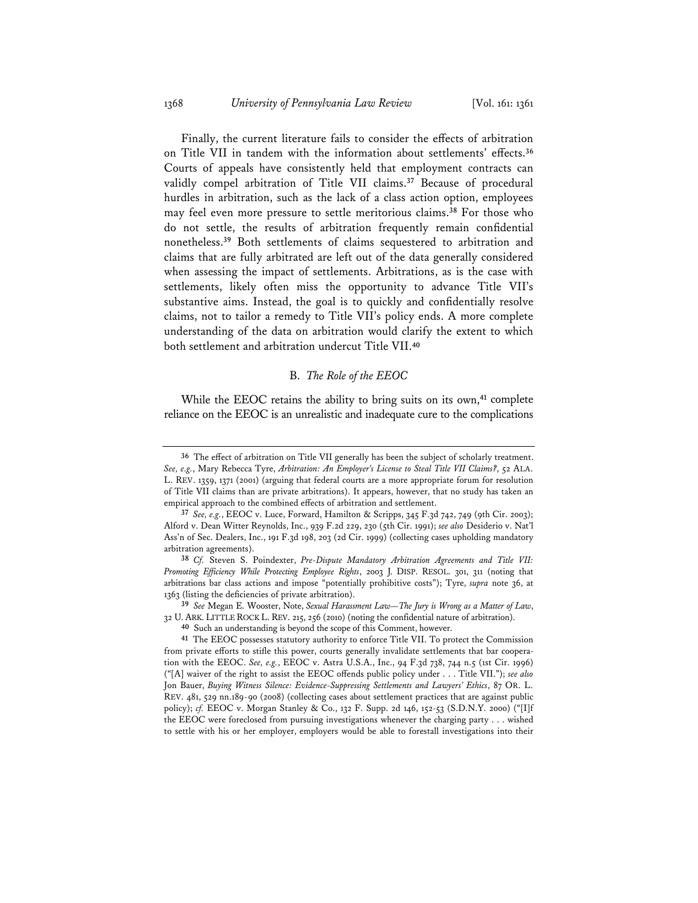Finally, the current literature fails to consider the effects of arbitration on Title VII in tandem with the information about settlements' effects.[36] Courts of appeals have consistently held that employment contracts can validly compel arbitration of Title VII claims.[37] Because of procedural hurdles in arbitration, such as the lack of a class action option, employees may feel even more pressure to settle meritorious claims.[38] For those who do not settle, the results of arbitration frequently remain confidential nonetheless.[39] Both settlements of claims sequestered to arbitration and claims that are fully arbitrated are left out of the data generally considered when assessing the impact of settlements. Arbitrations, as is the case with settlements, likely often miss the opportunity to advance Title VII's substantive aims. Instead, the goal is to quickly and confidentially resolve claims, not to tailor a remedy to Title VII's policy ends. A more complete understanding of the data on arbitration would clarify the extent to which both settlement and arbitration undercut Title VII.[40]

### B. *The Role of the EEOC*

While the EEOC retains the ability to bring suits on its own,[41] complete reliance on the EEOC is an unrealistic and inadequate cure to the complications

---

[36] The effect of arbitration on Title VII generally has been the subject of scholarly treatment. *See, e.g.*, Mary Rebecca Tyre, *Arbitration: An Employer's License to Steal Title VII Claims?*, 52 ALA. L. REV. 1359, 1371 (2001) (arguing that federal courts are a more appropriate forum for resolution of Title VII claims than are private arbitrations). It appears, however, that no study has taken an empirical approach to the combined effects of arbitration and settlement.

[37] *See, e.g.*, EEOC v. Luce, Forward, Hamilton & Scripps, 345 F.3d 742, 749 (9th Cir. 2003); Alford v. Dean Witter Reynolds, Inc., 939 F.2d 229, 230 (5th Cir. 1991); *see also* Desiderio v. Nat'l Ass'n of Sec. Dealers, Inc., 191 F.3d 198, 203 (2d Cir. 1999) (collecting cases upholding mandatory arbitration agreements).

[38] *Cf.* Steven S. Poindexter, *Pre-Dispute Mandatory Arbitration Agreements and Title VII: Promoting Efficiency While Protecting Employee Rights*, 2003 J. DISP. RESOL. 301, 311 (noting that arbitrations bar class actions and impose "potentially prohibitive costs"); Tyre, *supra* note 36, at 1363 (listing the deficiencies of private arbitration).

[39] *See* Megan E. Wooster, Note, *Sexual Harassment Law—The Jury is Wrong as a Matter of Law*, 32 U. ARK. LITTLE ROCK L. REV. 215, 256 (2010) (noting the confidential nature of arbitration).

[40] Such an understanding is beyond the scope of this Comment, however.

[41] The EEOC possesses statutory authority to enforce Title VII. To protect the Commission from private efforts to stifle this power, courts generally invalidate settlements that bar cooperation with the EEOC. *See, e.g.*, EEOC v. Astra U.S.A., Inc., 94 F.3d 738, 744 n.5 (1st Cir. 1996) ("[A] waiver of the right to assist the EEOC offends public policy under . . . Title VII."); *see also* Jon Bauer, *Buying Witness Silence: Evidence-Suppressing Settlements and Lawyers' Ethics*, 87 OR. L. REV. 481, 529 nn.189-90 (2008) (collecting cases about settlement practices that are against public policy); *cf.* EEOC v. Morgan Stanley & Co., 132 F. Supp. 2d 146, 152-53 (S.D.N.Y. 2000) ("[I]f the EEOC were foreclosed from pursuing investigations whenever the charging party . . . wished to settle with his or her employer, employers would be able to forestall investigations into their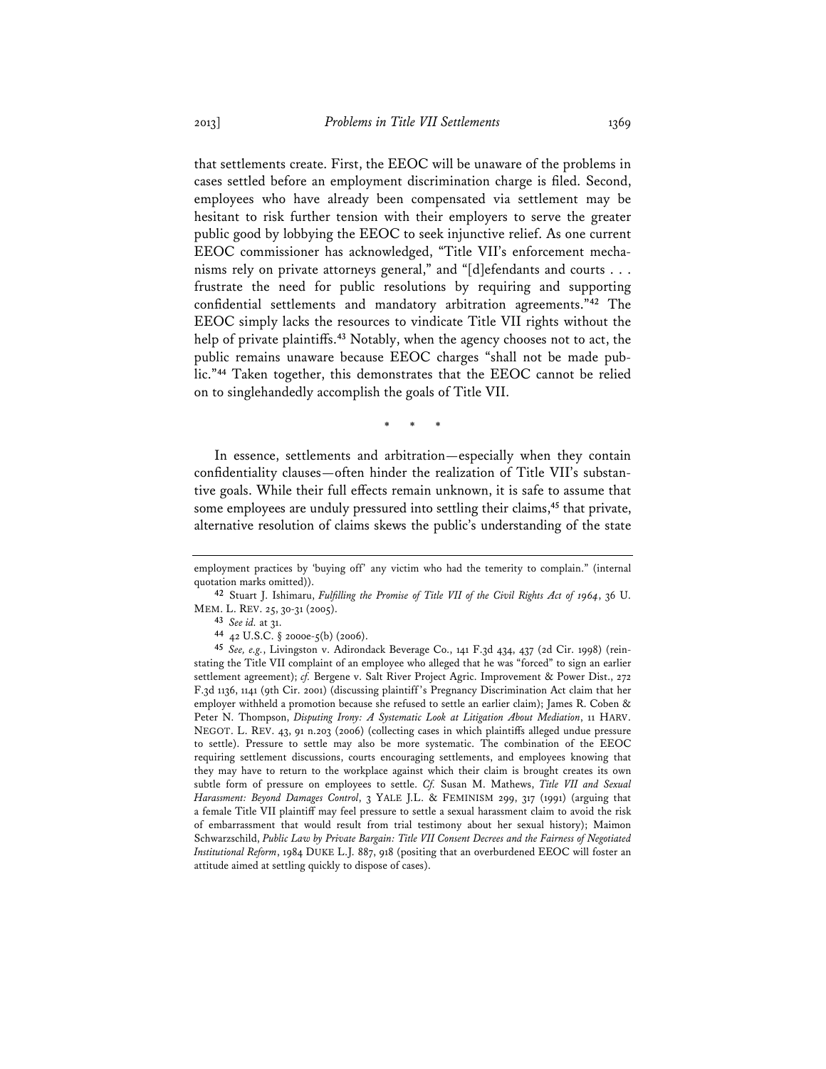that settlements create. First, the EEOC will be unaware of the problems in cases settled before an employment discrimination charge is filed. Second, employees who have already been compensated via settlement may be hesitant to risk further tension with their employers to serve the greater public good by lobbying the EEOC to seek injunctive relief. As one current EEOC commissioner has acknowledged, "Title VII's enforcement mechanisms rely on private attorneys general," and "[d]efendants and courts . . . frustrate the need for public resolutions by requiring and supporting confidential settlements and mandatory arbitration agreements."[42] The EEOC simply lacks the resources to vindicate Title VII rights without the help of private plaintiffs.[43] Notably, when the agency chooses not to act, the public remains unaware because EEOC charges "shall not be made public."[44] Taken together, this demonstrates that the EEOC cannot be relied on to singlehandedly accomplish the goals of Title VII.

\* \* \*

In essence, settlements and arbitration—especially when they contain confidentiality clauses—often hinder the realization of Title VII's substantive goals. While their full effects remain unknown, it is safe to assume that some employees are unduly pressured into settling their claims,[45] that private, alternative resolution of claims skews the public's understanding of the state

---

employment practices by 'buying off' any victim who had the temerity to complain." (internal quotation marks omitted)).

[42] Stuart J. Ishimaru, *Fulfilling the Promise of Title VII of the Civil Rights Act of 1964*, 36 U. MEM. L. REV. 25, 30-31 (2005).

[43] *See id.* at 31.

[44] 42 U.S.C. § 2000e-5(b) (2006).

[45] *See, e.g.*, Livingston v. Adirondack Beverage Co., 141 F.3d 434, 437 (2d Cir. 1998) (reinstating the Title VII complaint of an employee who alleged that he was "forced" to sign an earlier settlement agreement); *cf.* Bergene v. Salt River Project Agric. Improvement & Power Dist., 272 F.3d 1136, 1141 (9th Cir. 2001) (discussing plaintiff's Pregnancy Discrimination Act claim that her employer withheld a promotion because she refused to settle an earlier claim); James R. Coben & Peter N. Thompson, *Disputing Irony: A Systematic Look at Litigation About Mediation*, 11 HARV. NEGOT. L. REV. 43, 91 n.203 (2006) (collecting cases in which plaintiffs alleged undue pressure to settle). Pressure to settle may also be more systematic. The combination of the EEOC requiring settlement discussions, courts encouraging settlements, and employees knowing that they may have to return to the workplace against which their claim is brought creates its own subtle form of pressure on employees to settle. *Cf.* Susan M. Mathews, *Title VII and Sexual Harassment: Beyond Damages Control*, 3 YALE J.L. & FEMINISM 299, 317 (1991) (arguing that a female Title VII plaintiff may feel pressure to settle a sexual harassment claim to avoid the risk of embarrassment that would result from trial testimony about her sexual history); Maimon Schwarzschild, *Public Law by Private Bargain: Title VII Consent Decrees and the Fairness of Negotiated Institutional Reform*, 1984 DUKE L.J. 887, 918 (positing that an overburdened EEOC will foster an attitude aimed at settling quickly to dispose of cases).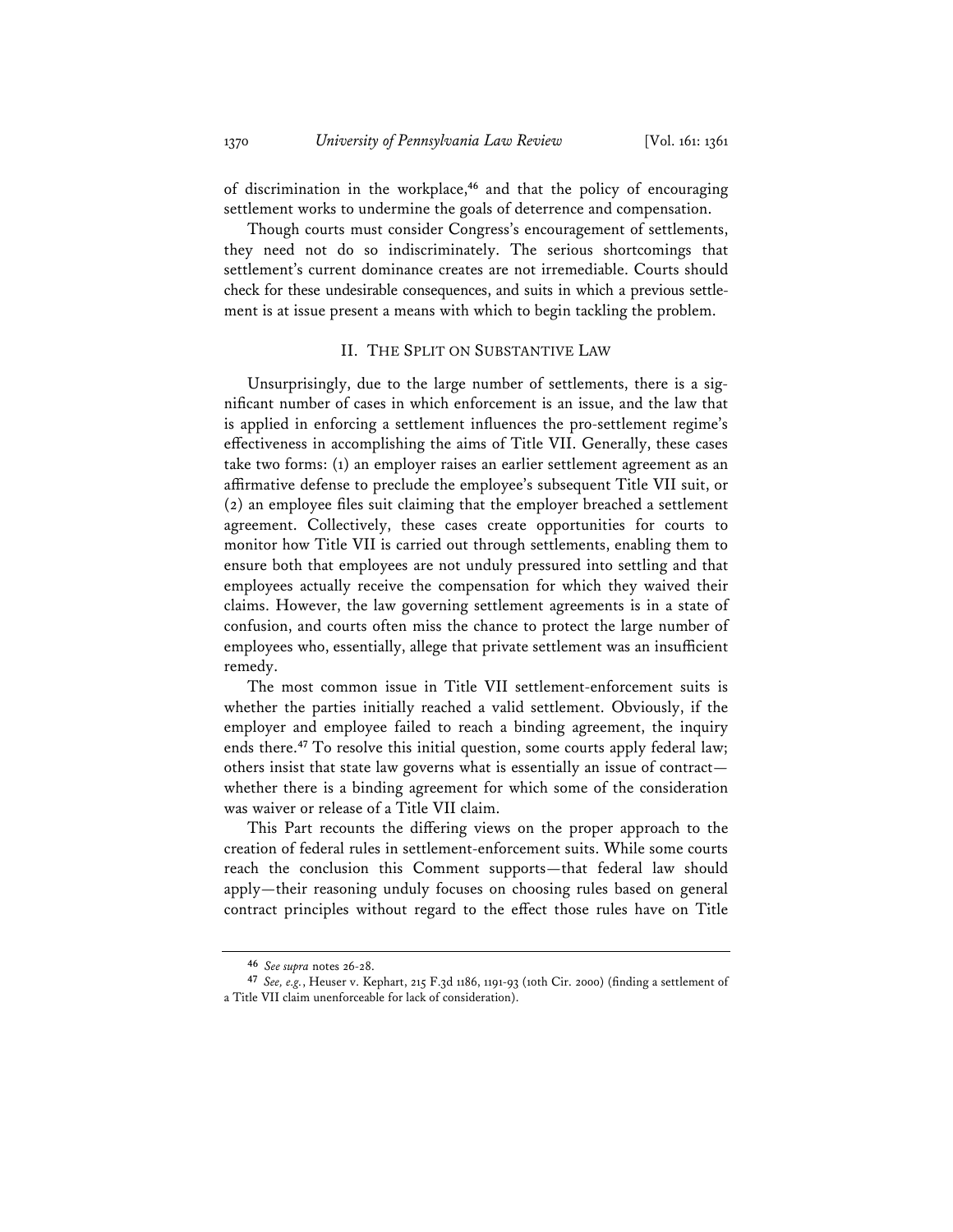of discrimination in the workplace,[46] and that the policy of encouraging settlement works to undermine the goals of deterrence and compensation.

Though courts must consider Congress's encouragement of settlements, they need not do so indiscriminately. The serious shortcomings that settlement's current dominance creates are not irremediable. Courts should check for these undesirable consequences, and suits in which a previous settlement is at issue present a means with which to begin tackling the problem.

## II. THE SPLIT ON SUBSTANTIVE LAW

Unsurprisingly, due to the large number of settlements, there is a significant number of cases in which enforcement is an issue, and the law that is applied in enforcing a settlement influences the pro-settlement regime's effectiveness in accomplishing the aims of Title VII. Generally, these cases take two forms: (1) an employer raises an earlier settlement agreement as an affirmative defense to preclude the employee's subsequent Title VII suit, or (2) an employee files suit claiming that the employer breached a settlement agreement. Collectively, these cases create opportunities for courts to monitor how Title VII is carried out through settlements, enabling them to ensure both that employees are not unduly pressured into settling and that employees actually receive the compensation for which they waived their claims. However, the law governing settlement agreements is in a state of confusion, and courts often miss the chance to protect the large number of employees who, essentially, allege that private settlement was an insufficient remedy.

The most common issue in Title VII settlement-enforcement suits is whether the parties initially reached a valid settlement. Obviously, if the employer and employee failed to reach a binding agreement, the inquiry ends there.[47] To resolve this initial question, some courts apply federal law; others insist that state law governs what is essentially an issue of contract—whether there is a binding agreement for which some of the consideration was waiver or release of a Title VII claim.

This Part recounts the differing views on the proper approach to the creation of federal rules in settlement-enforcement suits. While some courts reach the conclusion this Comment supports—that federal law should apply—their reasoning unduly focuses on choosing rules based on general contract principles without regard to the effect those rules have on Title

---

[46] *See supra* notes 26-28.

[47] *See, e.g.*, Heuser v. Kephart, 215 F.3d 1186, 1191-93 (10th Cir. 2000) (finding a settlement of a Title VII claim unenforceable for lack of consideration).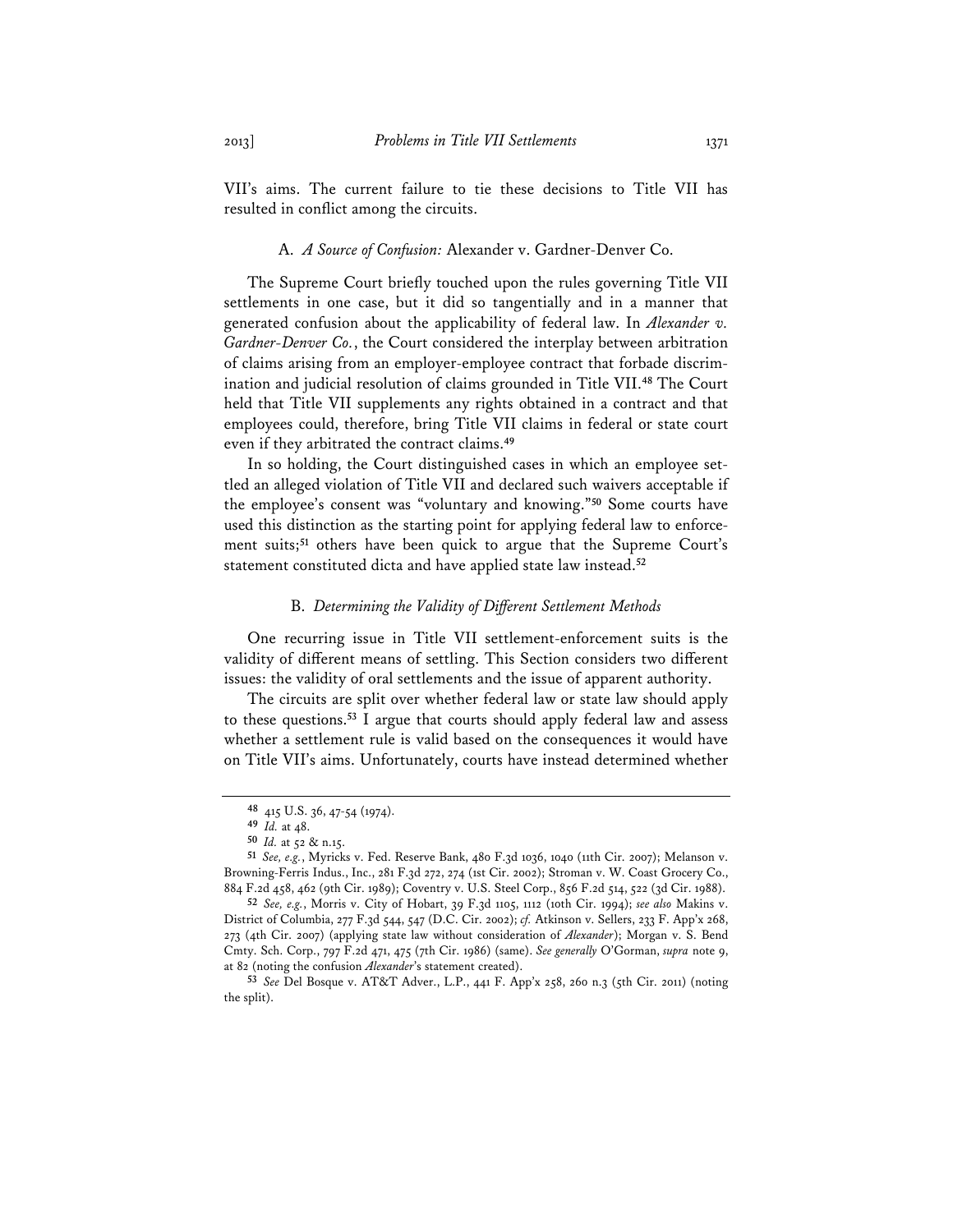VII's aims. The current failure to tie these decisions to Title VII has resulted in conflict among the circuits.

### A. *A Source of Confusion:* Alexander v. Gardner-Denver Co.

The Supreme Court briefly touched upon the rules governing Title VII settlements in one case, but it did so tangentially and in a manner that generated confusion about the applicability of federal law. In *Alexander v. Gardner-Denver Co.*, the Court considered the interplay between arbitration of claims arising from an employer-employee contract that forbade discrimination and judicial resolution of claims grounded in Title VII.[48] The Court held that Title VII supplements any rights obtained in a contract and that employees could, therefore, bring Title VII claims in federal or state court even if they arbitrated the contract claims.[49]

In so holding, the Court distinguished cases in which an employee settled an alleged violation of Title VII and declared such waivers acceptable if the employee's consent was "voluntary and knowing."[50] Some courts have used this distinction as the starting point for applying federal law to enforcement suits;[51] others have been quick to argue that the Supreme Court's statement constituted dicta and have applied state law instead.[52]

### B. *Determining the Validity of Different Settlement Methods*

One recurring issue in Title VII settlement-enforcement suits is the validity of different means of settling. This Section considers two different issues: the validity of oral settlements and the issue of apparent authority.

The circuits are split over whether federal law or state law should apply to these questions.[53] I argue that courts should apply federal law and assess whether a settlement rule is valid based on the consequences it would have on Title VII's aims. Unfortunately, courts have instead determined whether

---

[48] 415 U.S. 36, 47-54 (1974).

[49] *Id.* at 48.

[50] *Id.* at 52 & n.15.

[51] *See, e.g.*, Myricks v. Fed. Reserve Bank, 480 F.3d 1036, 1040 (11th Cir. 2007); Melanson v. Browning-Ferris Indus., Inc., 281 F.3d 272, 274 (1st Cir. 2002); Stroman v. W. Coast Grocery Co., 884 F.2d 458, 462 (9th Cir. 1989); Coventry v. U.S. Steel Corp., 856 F.2d 514, 522 (3d Cir. 1988).

[52] *See, e.g.*, Morris v. City of Hobart, 39 F.3d 1105, 1112 (10th Cir. 1994); *see also* Makins v. District of Columbia, 277 F.3d 544, 547 (D.C. Cir. 2002); *cf.* Atkinson v. Sellers, 233 F. App'x 268, 273 (4th Cir. 2007) (applying state law without consideration of *Alexander*); Morgan v. S. Bend Cmty. Sch. Corp., 797 F.2d 471, 475 (7th Cir. 1986) (same). *See generally* O'Gorman, *supra* note 9, at 82 (noting the confusion *Alexander*'s statement created).

[53] *See* Del Bosque v. AT&T Adver., L.P., 441 F. App'x 258, 260 n.3 (5th Cir. 2011) (noting the split).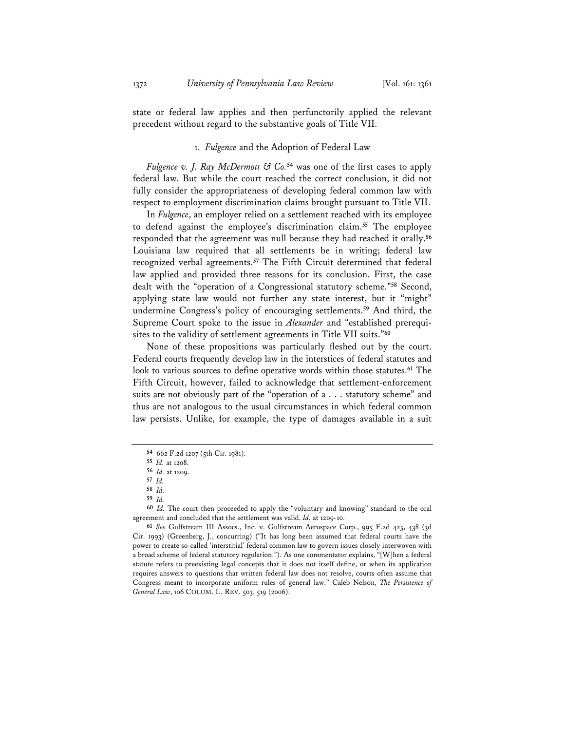state or federal law applies and then perfunctorily applied the relevant precedent without regard to the substantive goals of Title VII.

### 1. *Fulgence* and the Adoption of Federal Law

*Fulgence v. J. Ray McDermott & Co.*[54] was one of the first cases to apply federal law. But while the court reached the correct conclusion, it did not fully consider the appropriateness of developing federal common law with respect to employment discrimination claims brought pursuant to Title VII.

In *Fulgence*, an employer relied on a settlement reached with its employee to defend against the employee's discrimination claim.[55] The employee responded that the agreement was null because they had reached it orally.[56] Louisiana law required that all settlements be in writing; federal law recognized verbal agreements.[57] The Fifth Circuit determined that federal law applied and provided three reasons for its conclusion. First, the case dealt with the "operation of a Congressional statutory scheme."[58] Second, applying state law would not further any state interest, but it "might" undermine Congress's policy of encouraging settlements.[59] And third, the Supreme Court spoke to the issue in *Alexander* and "established prerequisites to the validity of settlement agreements in Title VII suits."[60]

None of these propositions was particularly fleshed out by the court. Federal courts frequently develop law in the interstices of federal statutes and look to various sources to define operative words within those statutes.[61] The Fifth Circuit, however, failed to acknowledge that settlement-enforcement suits are not obviously part of the "operation of a . . . statutory scheme" and thus are not analogous to the usual circumstances in which federal common law persists. Unlike, for example, the type of damages available in a suit

---

[54] 662 F.2d 1207 (5th Cir. 1981).

[55] *Id.* at 1208.

[56] *Id.* at 1209.

[57] *Id.*

[58] *Id.*

[59] *Id.*

[60] *Id.* The court then proceeded to apply the "voluntary and knowing" standard to the oral agreement and concluded that the settlement was valid. *Id.* at 1209-10.

[61] *See* Gulfstream III Assocs., Inc. v. Gulfstream Aerospace Corp., 995 F.2d 425, 438 (3d Cir. 1993) (Greenberg, J., concurring) ("It has long been assumed that federal courts have the power to create so-called 'interstitial' federal common law to govern issues closely interwoven with a broad scheme of federal statutory regulation."). As one commentator explains, "[W]hen a federal statute refers to preexisting legal concepts that it does not itself define, or when its application requires answers to questions that written federal law does not resolve, courts often assume that Congress meant to incorporate uniform rules of general law." Caleb Nelson, *The Persistence of General Law*, 106 COLUM. L. REV. 503, 519 (2006).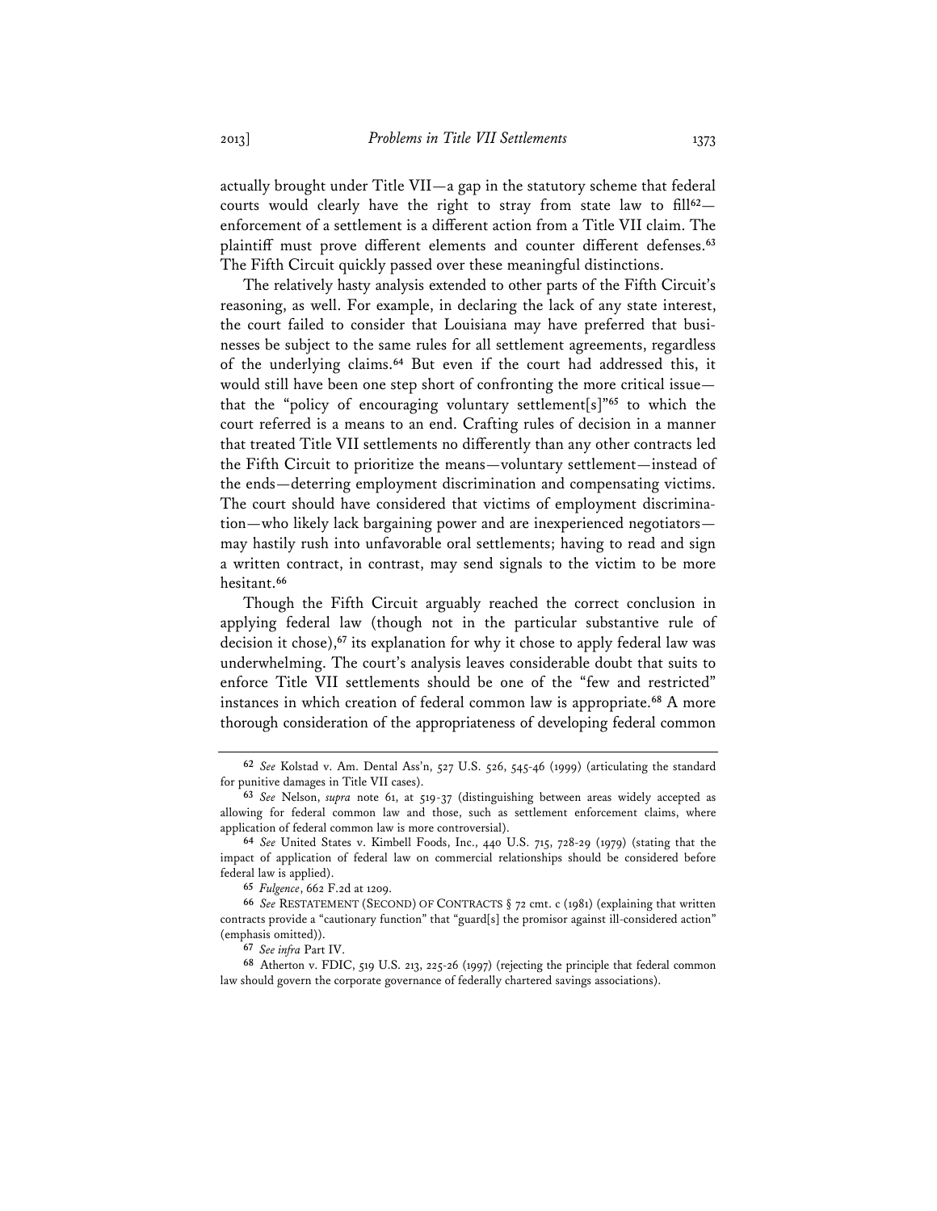actually brought under Title VII—a gap in the statutory scheme that federal courts would clearly have the right to stray from state law to fill[62]—enforcement of a settlement is a different action from a Title VII claim. The plaintiff must prove different elements and counter different defenses.[63] The Fifth Circuit quickly passed over these meaningful distinctions.

The relatively hasty analysis extended to other parts of the Fifth Circuit's reasoning, as well. For example, in declaring the lack of any state interest, the court failed to consider that Louisiana may have preferred that businesses be subject to the same rules for all settlement agreements, regardless of the underlying claims.[64] But even if the court had addressed this, it would still have been one step short of confronting the more critical issue—that the "policy of encouraging voluntary settlement[s]"[65] to which the court referred is a means to an end. Crafting rules of decision in a manner that treated Title VII settlements no differently than any other contracts led the Fifth Circuit to prioritize the means—voluntary settlement—instead of the ends—deterring employment discrimination and compensating victims. The court should have considered that victims of employment discrimination—who likely lack bargaining power and are inexperienced negotiators—may hastily rush into unfavorable oral settlements; having to read and sign a written contract, in contrast, may send signals to the victim to be more hesitant.[66]

Though the Fifth Circuit arguably reached the correct conclusion in applying federal law (though not in the particular substantive rule of decision it chose),[67] its explanation for why it chose to apply federal law was underwhelming. The court's analysis leaves considerable doubt that suits to enforce Title VII settlements should be one of the "few and restricted" instances in which creation of federal common law is appropriate.[68] A more thorough consideration of the appropriateness of developing federal common

---

62 *See* Kolstad v. Am. Dental Ass'n, 527 U.S. 526, 545-46 (1999) (articulating the standard for punitive damages in Title VII cases).

63 *See* Nelson, *supra* note 61, at 519-37 (distinguishing between areas widely accepted as allowing for federal common law and those, such as settlement enforcement claims, where application of federal common law is more controversial).

64 *See* United States v. Kimbell Foods, Inc., 440 U.S. 715, 728-29 (1979) (stating that the impact of application of federal law on commercial relationships should be considered before federal law is applied).

65 *Fulgence*, 662 F.2d at 1209.

66 *See* RESTATEMENT (SECOND) OF CONTRACTS § 72 cmt. c (1981) (explaining that written contracts provide a "cautionary function" that "guard[s] the promisor against ill-considered action" (emphasis omitted)).

67 *See infra* Part IV.

68 Atherton v. FDIC, 519 U.S. 213, 225-26 (1997) (rejecting the principle that federal common law should govern the corporate governance of federally chartered savings associations).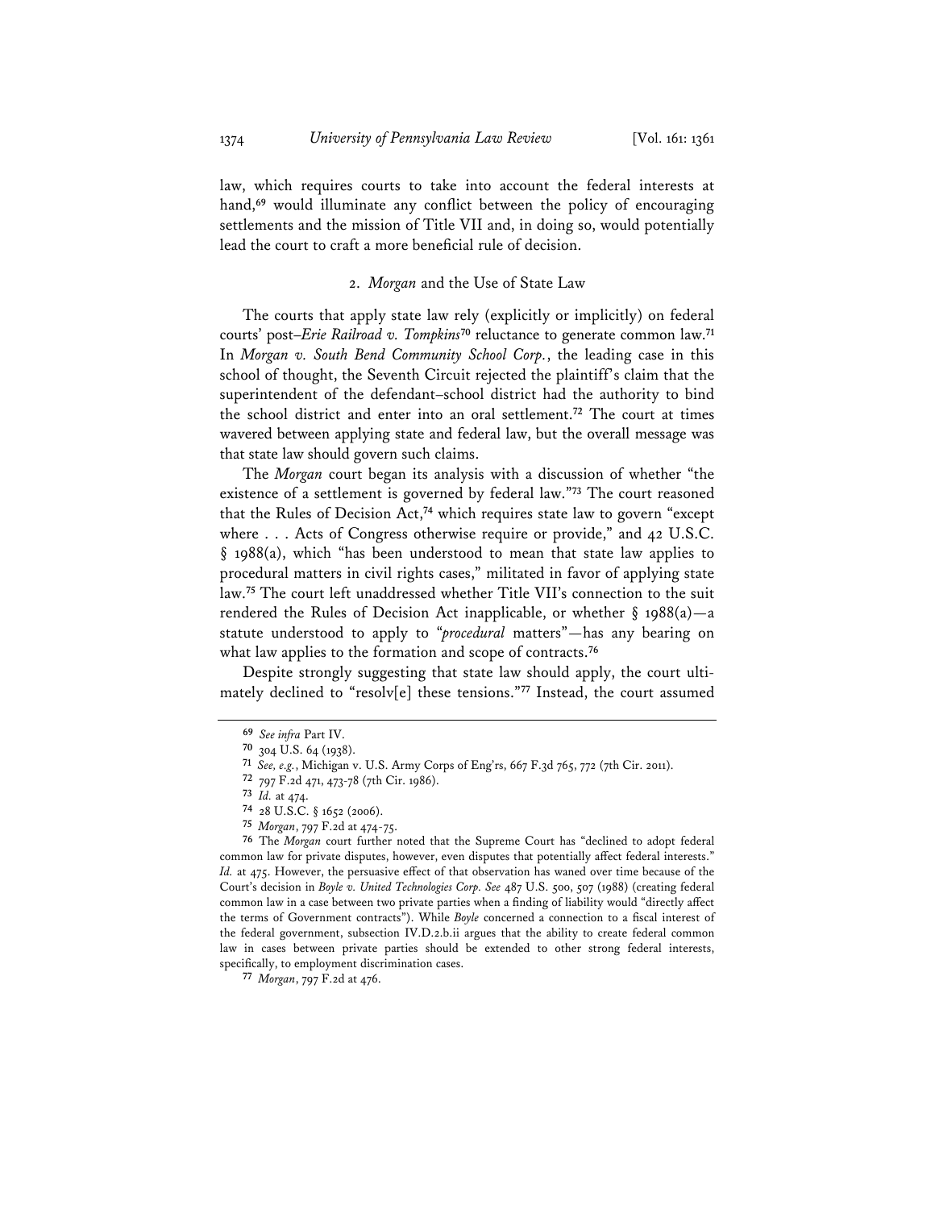law, which requires courts to take into account the federal interests at hand,[69] would illuminate any conflict between the policy of encouraging settlements and the mission of Title VII and, in doing so, would potentially lead the court to craft a more beneficial rule of decision.

### 2. *Morgan* and the Use of State Law

The courts that apply state law rely (explicitly or implicitly) on federal courts' post–*Erie Railroad v. Tompkins*[70] reluctance to generate common law.[71] In *Morgan v. South Bend Community School Corp.*, the leading case in this school of thought, the Seventh Circuit rejected the plaintiff's claim that the superintendent of the defendant–school district had the authority to bind the school district and enter into an oral settlement.[72] The court at times wavered between applying state and federal law, but the overall message was that state law should govern such claims.

The *Morgan* court began its analysis with a discussion of whether "the existence of a settlement is governed by federal law."[73] The court reasoned that the Rules of Decision Act,[74] which requires state law to govern "except where . . . Acts of Congress otherwise require or provide," and 42 U.S.C. § 1988(a), which "has been understood to mean that state law applies to procedural matters in civil rights cases," militated in favor of applying state law.[75] The court left unaddressed whether Title VII's connection to the suit rendered the Rules of Decision Act inapplicable, or whether § 1988(a)—a statute understood to apply to "*procedural* matters"—has any bearing on what law applies to the formation and scope of contracts.[76]

Despite strongly suggesting that state law should apply, the court ultimately declined to "resolv[e] these tensions."[77] Instead, the court assumed

---

[69] *See infra* Part IV.

[70] 304 U.S. 64 (1938).

[71] *See, e.g.*, Michigan v. U.S. Army Corps of Eng'rs, 667 F.3d 765, 772 (7th Cir. 2011).

[72] 797 F.2d 471, 473-78 (7th Cir. 1986).

[73] *Id.* at 474.

[74] 28 U.S.C. § 1652 (2006).

[75] *Morgan*, 797 F.2d at 474-75.

[76] The *Morgan* court further noted that the Supreme Court has "declined to adopt federal common law for private disputes, however, even disputes that potentially affect federal interests." *Id.* at 475. However, the persuasive effect of that observation has waned over time because of the Court's decision in *Boyle v. United Technologies Corp. See* 487 U.S. 500, 507 (1988) (creating federal common law in a case between two private parties when a finding of liability would "directly affect the terms of Government contracts"). While *Boyle* concerned a connection to a fiscal interest of the federal government, subsection IV.D.2.b.ii argues that the ability to create federal common law in cases between private parties should be extended to other strong federal interests, specifically, to employment discrimination cases.

[77] *Morgan*, 797 F.2d at 476.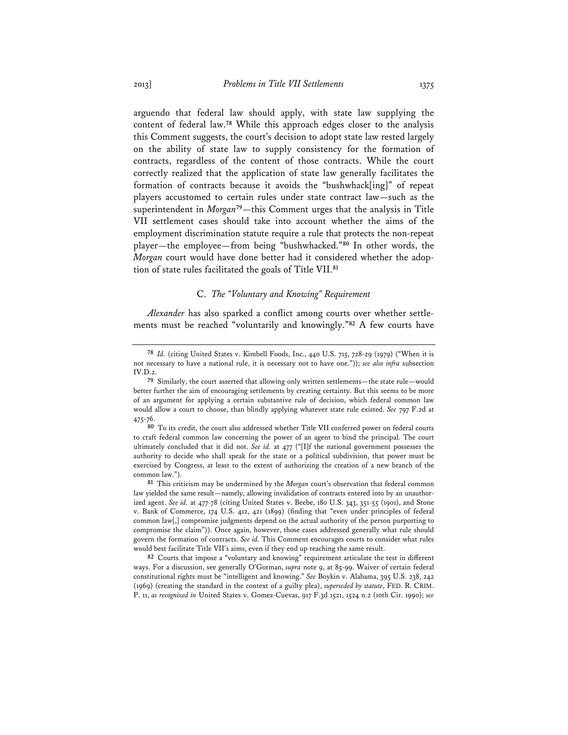arguendo that federal law should apply, with state law supplying the content of federal law.[78] While this approach edges closer to the analysis this Comment suggests, the court's decision to adopt state law rested largely on the ability of state law to supply consistency for the formation of contracts, regardless of the content of those contracts. While the court correctly realized that the application of state law generally facilitates the formation of contracts because it avoids the "bushwhack[ing]" of repeat players accustomed to certain rules under state contract law—such as the superintendent in *Morgan*[79]—this Comment urges that the analysis in Title VII settlement cases should take into account whether the aims of the employment discrimination statute require a rule that protects the non-repeat player—the employee—from being "bushwhacked."[80] In other words, the *Morgan* court would have done better had it considered whether the adoption of state rules facilitated the goals of Title VII.[81]

### C. *The "Voluntary and Knowing" Requirement*

*Alexander* has also sparked a conflict among courts over whether settlements must be reached "voluntarily and knowingly."[82] A few courts have

---

[78] *Id.* (citing United States v. Kimbell Foods, Inc., 440 U.S. 715, 728-29 (1979) ("When it is not necessary to have a national rule, it is necessary not to have one.")); *see also infra* subsection IV.D.2.

[79] Similarly, the court asserted that allowing only written settlements—the state rule—would better further the aim of encouraging settlements by creating certainty. But this seems to be more of an argument for applying a certain substantive rule of decision, which federal common law would allow a court to choose, than blindly applying whatever state rule existed. *See* 797 F.2d at 475-76.

[80] To its credit, the court also addressed whether Title VII conferred power on federal courts to craft federal common law concerning the power of an agent to bind the principal. The court ultimately concluded that it did not. *See id.* at 477 ("[I]f the national government possesses the authority to decide who shall speak for the state or a political subdivision, that power must be exercised by Congress, at least to the extent of authorizing the creation of a new branch of the common law.").

[81] This criticism may be undermined by the *Morgan* court's observation that federal common law yielded the same result—namely, allowing invalidation of contracts entered into by an unauthorized agent. *See id.* at 477-78 (citing United States v. Beebe, 180 U.S. 343, 351-55 (1901), and Stone v. Bank of Commerce, 174 U.S. 412, 421 (1899) (finding that "even under principles of federal common law[,] compromise judgments depend on the actual authority of the person purporting to compromise the claim")). Once again, however, those cases addressed generally what rule should govern the formation of contracts. *See id.* This Comment encourages courts to consider what rules would best facilitate Title VII's aims, even if they end up reaching the same result.

[82] Courts that impose a "voluntary and knowing" requirement articulate the test in different ways. For a discussion, see generally O'Gorman, *supra* note 9, at 85-99. Waiver of certain federal constitutional rights must be "intelligent and knowing." *See* Boykin v. Alabama, 395 U.S. 238, 242 (1969) (creating the standard in the context of a guilty plea), *superseded by statute*, FED. R. CRIM. P. 11, *as recognized in* United States v. Gomez-Cuevas, 917 F.3d 1521, 1524 n.2 (10th Cir. 1990); *see*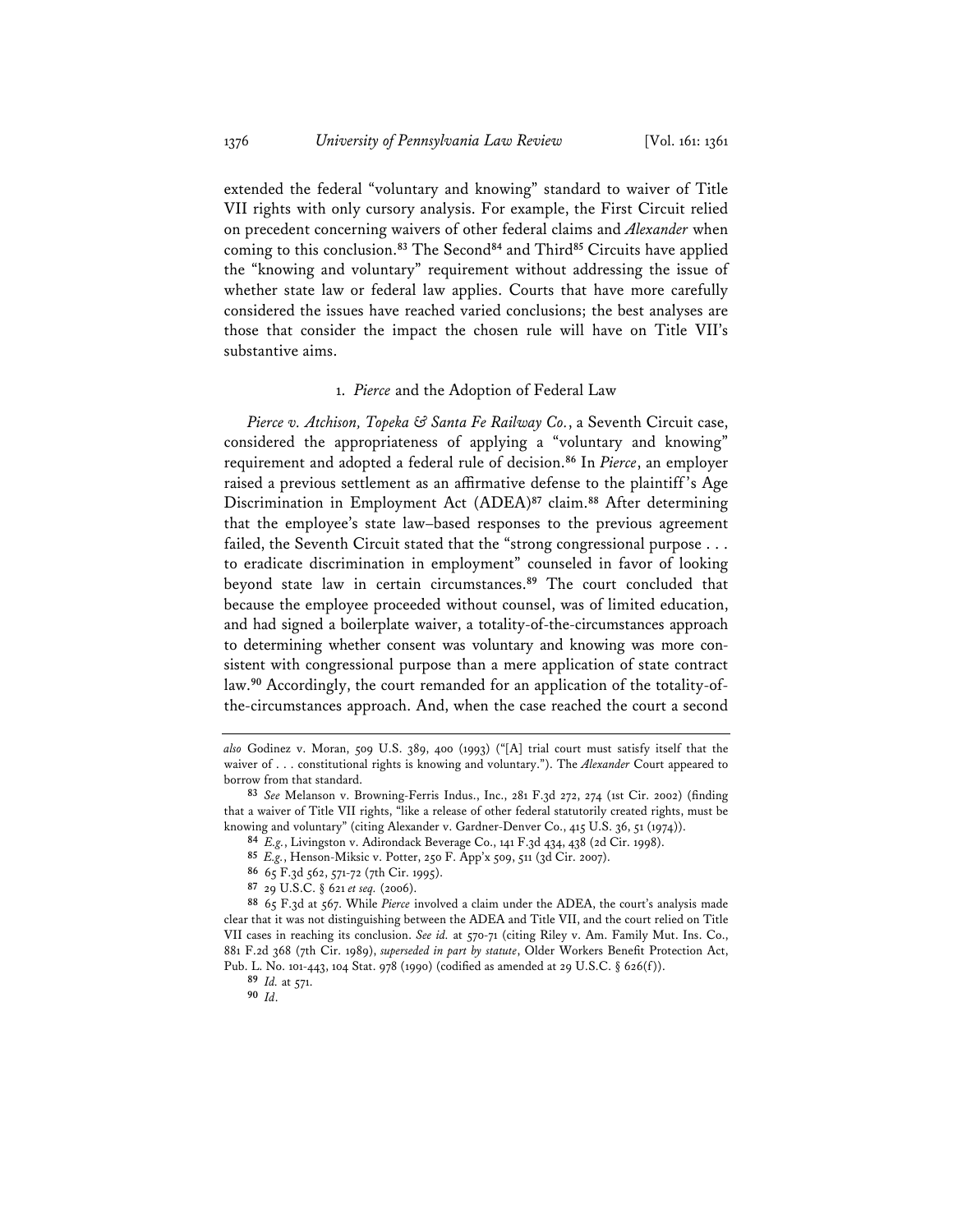extended the federal "voluntary and knowing" standard to waiver of Title VII rights with only cursory analysis. For example, the First Circuit relied on precedent concerning waivers of other federal claims and *Alexander* when coming to this conclusion.[83] The Second[84] and Third[85] Circuits have applied the "knowing and voluntary" requirement without addressing the issue of whether state law or federal law applies. Courts that have more carefully considered the issues have reached varied conclusions; the best analyses are those that consider the impact the chosen rule will have on Title VII's substantive aims.

### 1. *Pierce* and the Adoption of Federal Law

*Pierce v. Atchison, Topeka & Santa Fe Railway Co.*, a Seventh Circuit case, considered the appropriateness of applying a "voluntary and knowing" requirement and adopted a federal rule of decision.[86] In *Pierce*, an employer raised a previous settlement as an affirmative defense to the plaintiff's Age Discrimination in Employment Act (ADEA)[87] claim.[88] After determining that the employee's state law–based responses to the previous agreement failed, the Seventh Circuit stated that the "strong congressional purpose . . . to eradicate discrimination in employment" counseled in favor of looking beyond state law in certain circumstances.[89] The court concluded that because the employee proceeded without counsel, was of limited education, and had signed a boilerplate waiver, a totality-of-the-circumstances approach to determining whether consent was voluntary and knowing was more consistent with congressional purpose than a mere application of state contract law.[90] Accordingly, the court remanded for an application of the totality-of-the-circumstances approach. And, when the case reached the court a second

---

*also* Godinez v. Moran, 509 U.S. 389, 400 (1993) ("[A] trial court must satisfy itself that the waiver of . . . constitutional rights is knowing and voluntary."). The *Alexander* Court appeared to borrow from that standard.

[83] *See* Melanson v. Browning-Ferris Indus., Inc., 281 F.3d 272, 274 (1st Cir. 2002) (finding that a waiver of Title VII rights, "like a release of other federal statutorily created rights, must be knowing and voluntary" (citing Alexander v. Gardner-Denver Co., 415 U.S. 36, 51 (1974)).

[84] *E.g.*, Livingston v. Adirondack Beverage Co., 141 F.3d 434, 438 (2d Cir. 1998).

[85] *E.g.*, Henson-Miksic v. Potter, 250 F. App'x 509, 511 (3d Cir. 2007).

[86] 65 F.3d 562, 571-72 (7th Cir. 1995).

[87] 29 U.S.C. § 621 *et seq.* (2006).

[88] 65 F.3d at 567. While *Pierce* involved a claim under the ADEA, the court's analysis made clear that it was not distinguishing between the ADEA and Title VII, and the court relied on Title VII cases in reaching its conclusion. *See id.* at 570-71 (citing Riley v. Am. Family Mut. Ins. Co., 881 F.2d 368 (7th Cir. 1989), *superseded in part by statute*, Older Workers Benefit Protection Act, Pub. L. No. 101-443, 104 Stat. 978 (1990) (codified as amended at 29 U.S.C. § 626(f)).

[89] *Id.* at 571.

[90] *Id*.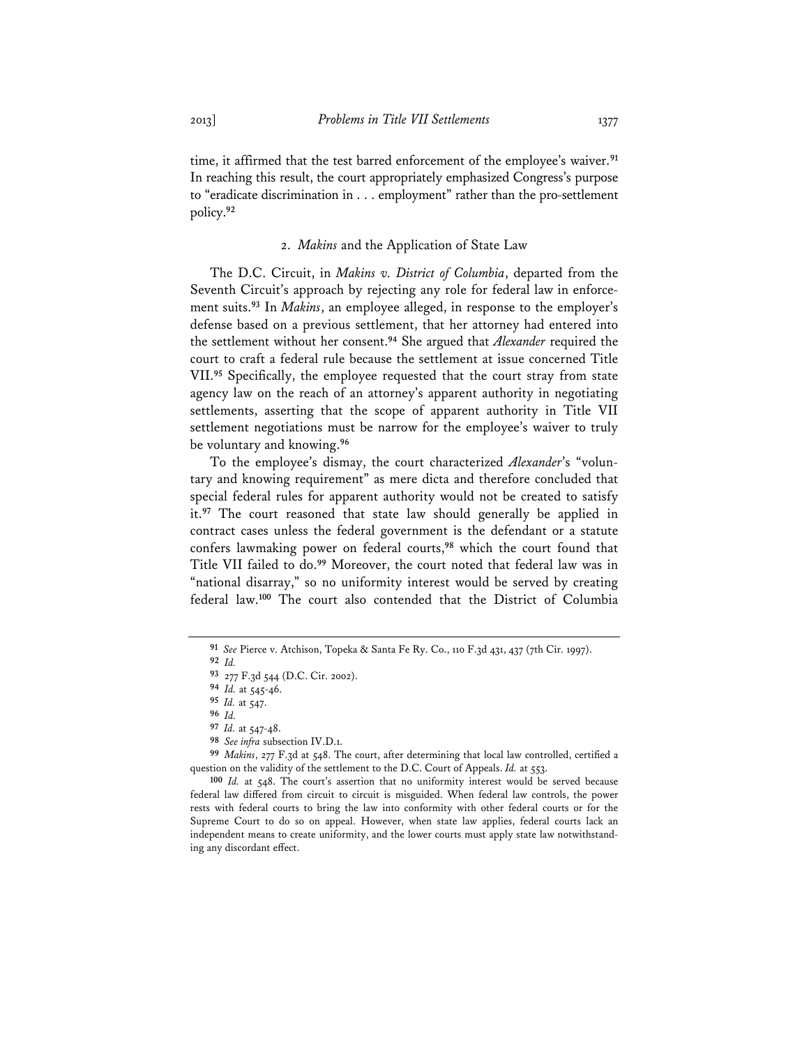time, it affirmed that the test barred enforcement of the employee's waiver.[91] In reaching this result, the court appropriately emphasized Congress's purpose to "eradicate discrimination in . . . employment" rather than the pro-settlement policy.[92]

### 2. *Makins* and the Application of State Law

The D.C. Circuit, in *Makins v. District of Columbia*, departed from the Seventh Circuit's approach by rejecting any role for federal law in enforcement suits.[93] In *Makins*, an employee alleged, in response to the employer's defense based on a previous settlement, that her attorney had entered into the settlement without her consent.[94] She argued that *Alexander* required the court to craft a federal rule because the settlement at issue concerned Title VII.[95] Specifically, the employee requested that the court stray from state agency law on the reach of an attorney's apparent authority in negotiating settlements, asserting that the scope of apparent authority in Title VII settlement negotiations must be narrow for the employee's waiver to truly be voluntary and knowing.[96]

To the employee's dismay, the court characterized *Alexander*'s "voluntary and knowing requirement" as mere dicta and therefore concluded that special federal rules for apparent authority would not be created to satisfy it.[97] The court reasoned that state law should generally be applied in contract cases unless the federal government is the defendant or a statute confers lawmaking power on federal courts,[98] which the court found that Title VII failed to do.[99] Moreover, the court noted that federal law was in "national disarray," so no uniformity interest would be served by creating federal law.[100] The court also contended that the District of Columbia

---

[91] *See* Pierce v. Atchison, Topeka & Santa Fe Ry. Co., 110 F.3d 431, 437 (7th Cir. 1997).

[92] *Id.*

[93] 277 F.3d 544 (D.C. Cir. 2002).

[94] *Id.* at 545-46.

[95] *Id.* at 547.

[96] *Id.*

[97] *Id.* at 547-48.

[98] *See infra* subsection IV.D.1.

[99] *Makins*, 277 F.3d at 548. The court, after determining that local law controlled, certified a question on the validity of the settlement to the D.C. Court of Appeals. *Id.* at 553.

[100] *Id.* at 548. The court's assertion that no uniformity interest would be served because federal law differed from circuit to circuit is misguided. When federal law controls, the power rests with federal courts to bring the law into conformity with other federal courts or for the Supreme Court to do so on appeal. However, when state law applies, federal courts lack an independent means to create uniformity, and the lower courts must apply state law notwithstanding any discordant effect.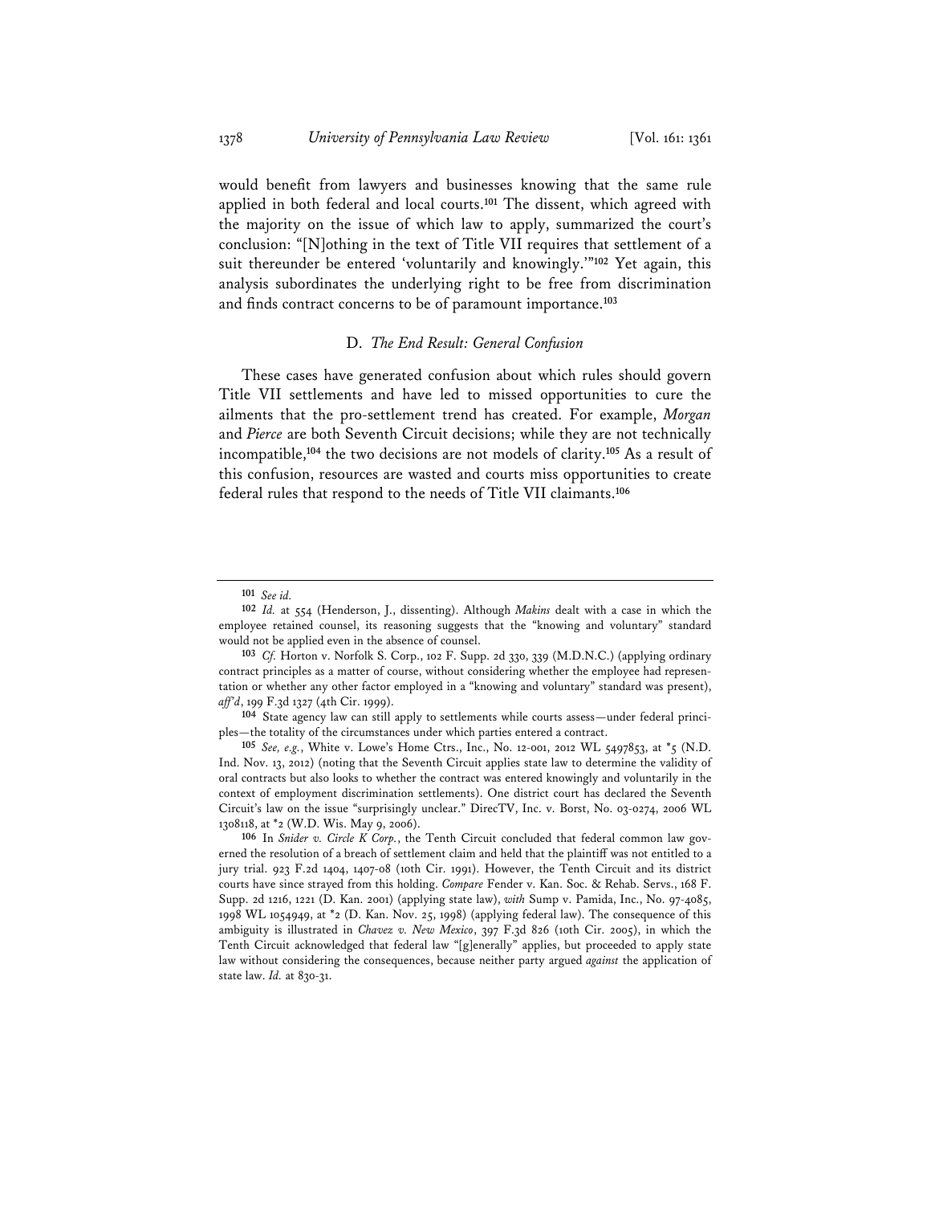would benefit from lawyers and businesses knowing that the same rule applied in both federal and local courts.[101] The dissent, which agreed with the majority on the issue of which law to apply, summarized the court's conclusion: "[N]othing in the text of Title VII requires that settlement of a suit thereunder be entered 'voluntarily and knowingly.'"[102] Yet again, this analysis subordinates the underlying right to be free from discrimination and finds contract concerns to be of paramount importance.[103]

### D. *The End Result: General Confusion*

These cases have generated confusion about which rules should govern Title VII settlements and have led to missed opportunities to cure the ailments that the pro-settlement trend has created. For example, *Morgan* and *Pierce* are both Seventh Circuit decisions; while they are not technically incompatible,[104] the two decisions are not models of clarity.[105] As a result of this confusion, resources are wasted and courts miss opportunities to create federal rules that respond to the needs of Title VII claimants.[106]

---

**101** *See id.*

**102** *Id.* at 554 (Henderson, J., dissenting). Although *Makins* dealt with a case in which the employee retained counsel, its reasoning suggests that the "knowing and voluntary" standard would not be applied even in the absence of counsel.

**103** *Cf.* Horton v. Norfolk S. Corp., 102 F. Supp. 2d 330, 339 (M.D.N.C.) (applying ordinary contract principles as a matter of course, without considering whether the employee had representation or whether any other factor employed in a "knowing and voluntary" standard was present), *aff'd*, 199 F.3d 1327 (4th Cir. 1999).

**104** State agency law can still apply to settlements while courts assess—under federal principles—the totality of the circumstances under which parties entered a contract.

**105** *See, e.g.*, White v. Lowe's Home Ctrs., Inc., No. 12-001, 2012 WL 5497853, at *5 (N.D. Ind. Nov. 13, 2012) (noting that the Seventh Circuit applies state law to determine the validity of oral contracts but also looks to whether the contract was entered knowingly and voluntarily in the context of employment discrimination settlements). One district court has declared the Seventh Circuit's law on the issue "surprisingly unclear." DirecTV, Inc. v. Borst, No. 03-0274, 2006 WL 1308118, at *2 (W.D. Wis. May 9, 2006).

**106** In *Snider v. Circle K Corp.*, the Tenth Circuit concluded that federal common law governed the resolution of a breach of settlement claim and held that the plaintiff was not entitled to a jury trial. 923 F.2d 1404, 1407-08 (10th Cir. 1991). However, the Tenth Circuit and its district courts have since strayed from this holding. *Compare* Fender v. Kan. Soc. & Rehab. Servs., 168 F. Supp. 2d 1216, 1221 (D. Kan. 2001) (applying state law), *with* Sump v. Pamida, Inc., No. 97-4085, 1998 WL 1054949, at *2 (D. Kan. Nov. 25, 1998) (applying federal law). The consequence of this ambiguity is illustrated in *Chavez v. New Mexico*, 397 F.3d 826 (10th Cir. 2005), in which the Tenth Circuit acknowledged that federal law "[g]enerally" applies, but proceeded to apply state law without considering the consequences, because neither party argued *against* the application of state law. *Id.* at 830-31.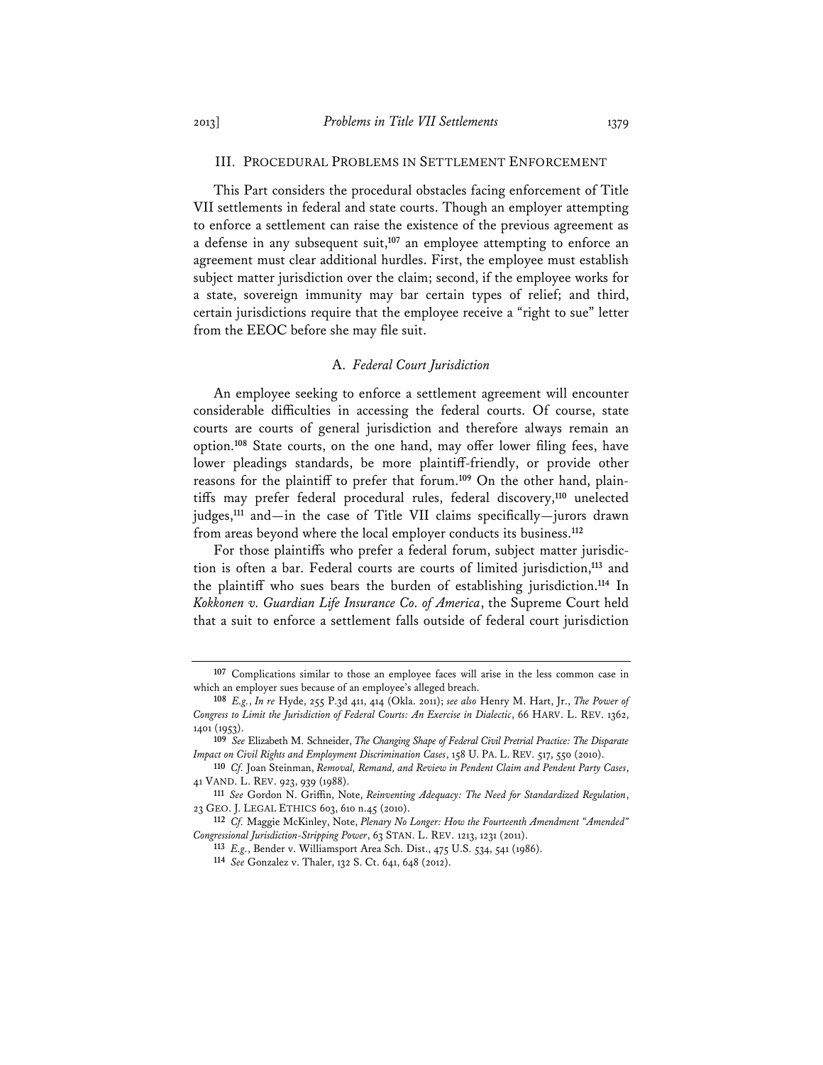## III. Procedural Problems in Settlement Enforcement

This Part considers the procedural obstacles facing enforcement of Title VII settlements in federal and state courts. Though an employer attempting to enforce a settlement can raise the existence of the previous agreement as a defense in any subsequent suit,[107] an employee attempting to enforce an agreement must clear additional hurdles. First, the employee must establish subject matter jurisdiction over the claim; second, if the employee works for a state, sovereign immunity may bar certain types of relief; and third, certain jurisdictions require that the employee receive a "right to sue" letter from the EEOC before she may file suit.

### A. *Federal Court Jurisdiction*

An employee seeking to enforce a settlement agreement will encounter considerable difficulties in accessing the federal courts. Of course, state courts are courts of general jurisdiction and therefore always remain an option.[108] State courts, on the one hand, may offer lower filing fees, have lower pleadings standards, be more plaintiff-friendly, or provide other reasons for the plaintiff to prefer that forum.[109] On the other hand, plaintiffs may prefer federal procedural rules, federal discovery,[110] unelected judges,[111] and—in the case of Title VII claims specifically—jurors drawn from areas beyond where the local employer conducts its business.[112]

For those plaintiffs who prefer a federal forum, subject matter jurisdiction is often a bar. Federal courts are courts of limited jurisdiction,[113] and the plaintiff who sues bears the burden of establishing jurisdiction.[114] In *Kokkonen v. Guardian Life Insurance Co. of America*, the Supreme Court held that a suit to enforce a settlement falls outside of federal court jurisdiction

---

[107] Complications similar to those an employee faces will arise in the less common case in which an employer sues because of an employee's alleged breach.

[108] *E.g.*, *In re* Hyde, 255 P.3d 411, 414 (Okla. 2011); *see also* Henry M. Hart, Jr., *The Power of Congress to Limit the Jurisdiction of Federal Courts: An Exercise in Dialectic*, 66 HARV. L. REV. 1362, 1401 (1953).

[109] *See* Elizabeth M. Schneider, *The Changing Shape of Federal Civil Pretrial Practice: The Disparate Impact on Civil Rights and Employment Discrimination Cases*, 158 U. PA. L. REV. 517, 550 (2010).

[110] *Cf.* Joan Steinman, *Removal, Remand, and Review in Pendent Claim and Pendent Party Cases*, 41 VAND. L. REV. 923, 939 (1988).

[111] *See* Gordon N. Griffin, Note, *Reinventing Adequacy: The Need for Standardized Regulation*, 23 GEO. J. LEGAL ETHICS 603, 610 n.45 (2010).

[112] *Cf.* Maggie McKinley, Note, *Plenary No Longer: How the Fourteenth Amendment "Amended" Congressional Jurisdiction-Stripping Power*, 63 STAN. L. REV. 1213, 1231 (2011).

[113] *E.g.*, Bender v. Williamsport Area Sch. Dist., 475 U.S. 534, 541 (1986).

[114] *See* Gonzalez v. Thaler, 132 S. Ct. 641, 648 (2012).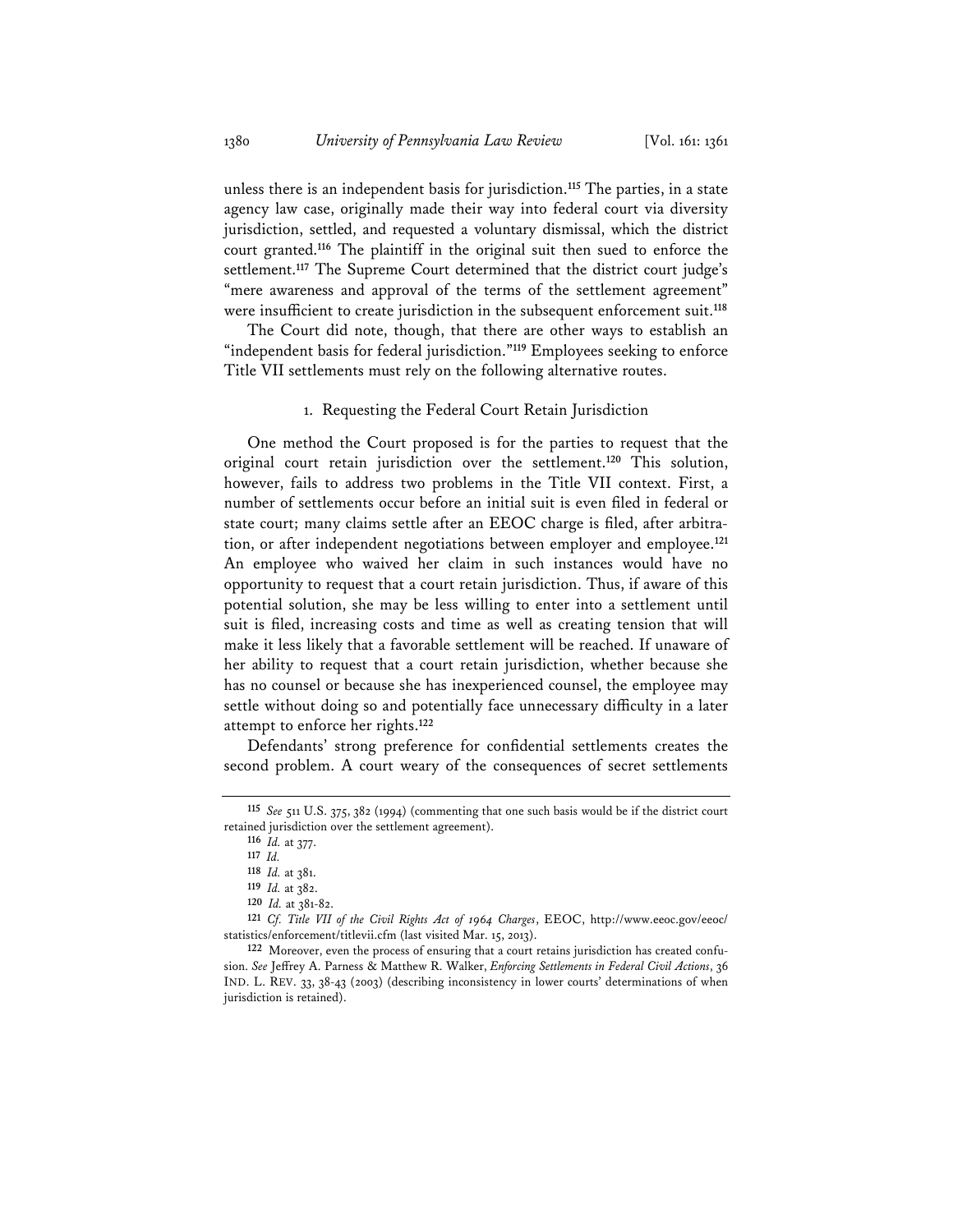unless there is an independent basis for jurisdiction.[115] The parties, in a state agency law case, originally made their way into federal court via diversity jurisdiction, settled, and requested a voluntary dismissal, which the district court granted.[116] The plaintiff in the original suit then sued to enforce the settlement.[117] The Supreme Court determined that the district court judge's "mere awareness and approval of the terms of the settlement agreement" were insufficient to create jurisdiction in the subsequent enforcement suit.[118]

The Court did note, though, that there are other ways to establish an "independent basis for federal jurisdiction."[119] Employees seeking to enforce Title VII settlements must rely on the following alternative routes.

### 1. Requesting the Federal Court Retain Jurisdiction

One method the Court proposed is for the parties to request that the original court retain jurisdiction over the settlement.[120] This solution, however, fails to address two problems in the Title VII context. First, a number of settlements occur before an initial suit is even filed in federal or state court; many claims settle after an EEOC charge is filed, after arbitration, or after independent negotiations between employer and employee.[121] An employee who waived her claim in such instances would have no opportunity to request that a court retain jurisdiction. Thus, if aware of this potential solution, she may be less willing to enter into a settlement until suit is filed, increasing costs and time as well as creating tension that will make it less likely that a favorable settlement will be reached. If unaware of her ability to request that a court retain jurisdiction, whether because she has no counsel or because she has inexperienced counsel, the employee may settle without doing so and potentially face unnecessary difficulty in a later attempt to enforce her rights.[122]

Defendants' strong preference for confidential settlements creates the second problem. A court weary of the consequences of secret settlements

---

[115] *See* 511 U.S. 375, 382 (1994) (commenting that one such basis would be if the district court retained jurisdiction over the settlement agreement).

[116] *Id.* at 377.

[117] *Id.*

[118] *Id.* at 381.

[119] *Id.* at 382.

[120] *Id.* at 381-82.

[121] *Cf. Title VII of the Civil Rights Act of 1964 Charges*, EEOC, http://www.eeoc.gov/eeoc/statistics/enforcement/titlevii.cfm (last visited Mar. 15, 2013).

[122] Moreover, even the process of ensuring that a court retains jurisdiction has created confusion. *See* Jeffrey A. Parness & Matthew R. Walker, *Enforcing Settlements in Federal Civil Actions*, 36 IND. L. REV. 33, 38-43 (2003) (describing inconsistency in lower courts' determinations of when jurisdiction is retained).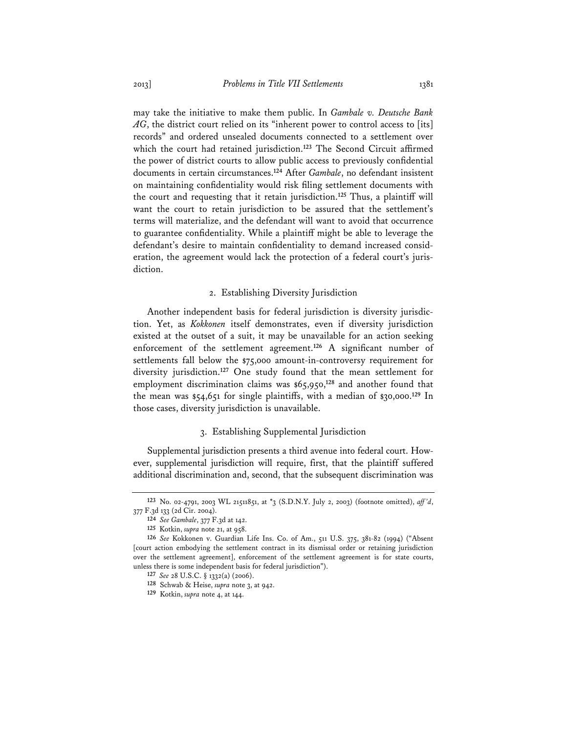may take the initiative to make them public. In *Gambale v. Deutsche Bank AG*, the district court relied on its "inherent power to control access to [its] records" and ordered unsealed documents connected to a settlement over which the court had retained jurisdiction.[123] The Second Circuit affirmed the power of district courts to allow public access to previously confidential documents in certain circumstances.[124] After *Gambale*, no defendant insistent on maintaining confidentiality would risk filing settlement documents with the court and requesting that it retain jurisdiction.[125] Thus, a plaintiff will want the court to retain jurisdiction to be assured that the settlement's terms will materialize, and the defendant will want to avoid that occurrence to guarantee confidentiality. While a plaintiff might be able to leverage the defendant's desire to maintain confidentiality to demand increased consideration, the agreement would lack the protection of a federal court's jurisdiction.

### 2. Establishing Diversity Jurisdiction

Another independent basis for federal jurisdiction is diversity jurisdiction. Yet, as *Kokkonen* itself demonstrates, even if diversity jurisdiction existed at the outset of a suit, it may be unavailable for an action seeking enforcement of the settlement agreement.[126] A significant number of settlements fall below the $75,000 amount-in-controversy requirement for diversity jurisdiction.[127] One study found that the mean settlement for employment discrimination claims was $65,950,[128] and another found that the mean was $54,651 for single plaintiffs, with a median of $30,000.[129] In those cases, diversity jurisdiction is unavailable.

### 3. Establishing Supplemental Jurisdiction

Supplemental jurisdiction presents a third avenue into federal court. However, supplemental jurisdiction will require, first, that the plaintiff suffered additional discrimination and, second, that the subsequent discrimination was

---

[123] No. 02-4791, 2003 WL 21511851, at *3 (S.D.N.Y. July 2, 2003) (footnote omitted), *aff'd*, 377 F.3d 133 (2d Cir. 2004).

[124] *See Gambale*, 377 F.3d at 142.

[125] Kotkin, *supra* note 21, at 958.

[126] *See* Kokkonen v. Guardian Life Ins. Co. of Am., 511 U.S. 375, 381-82 (1994) ("Absent [court action embodying the settlement contract in its dismissal order or retaining jurisdiction over the settlement agreement], enforcement of the settlement agreement is for state courts, unless there is some independent basis for federal jurisdiction").

[127] *See* 28 U.S.C. § 1332(a) (2006).

[128] Schwab & Heise, *supra* note 3, at 942.

[129] Kotkin, *supra* note 4, at 144.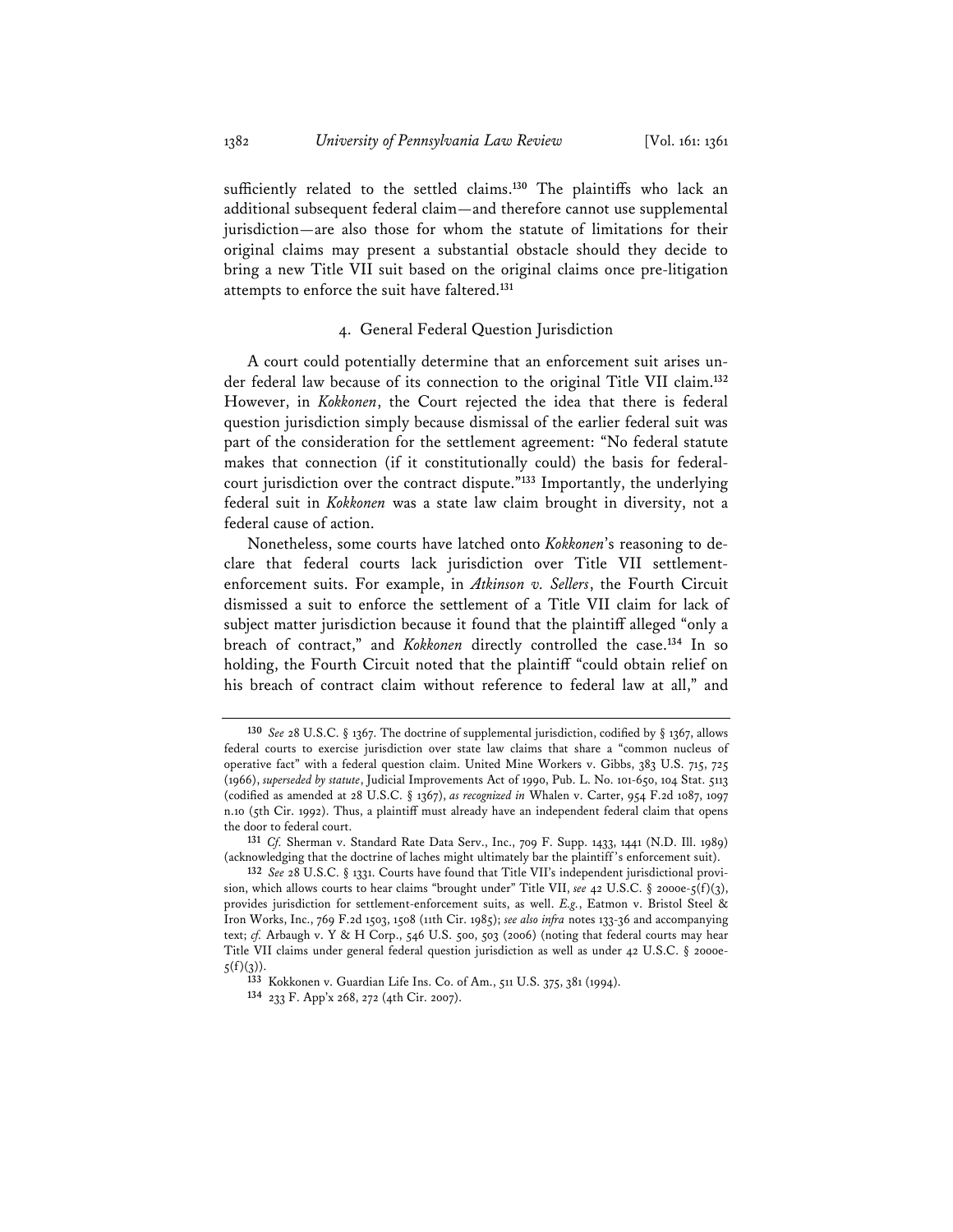sufficiently related to the settled claims.[130] The plaintiffs who lack an additional subsequent federal claim—and therefore cannot use supplemental jurisdiction—are also those for whom the statute of limitations for their original claims may present a substantial obstacle should they decide to bring a new Title VII suit based on the original claims once pre-litigation attempts to enforce the suit have faltered.[131]

#### 4. General Federal Question Jurisdiction

A court could potentially determine that an enforcement suit arises under federal law because of its connection to the original Title VII claim.[132] However, in *Kokkonen*, the Court rejected the idea that there is federal question jurisdiction simply because dismissal of the earlier federal suit was part of the consideration for the settlement agreement: "No federal statute makes that connection (if it constitutionally could) the basis for federal-court jurisdiction over the contract dispute."[133] Importantly, the underlying federal suit in *Kokkonen* was a state law claim brought in diversity, not a federal cause of action.

Nonetheless, some courts have latched onto *Kokkonen*'s reasoning to declare that federal courts lack jurisdiction over Title VII settlement-enforcement suits. For example, in *Atkinson v. Sellers*, the Fourth Circuit dismissed a suit to enforce the settlement of a Title VII claim for lack of subject matter jurisdiction because it found that the plaintiff alleged "only a breach of contract," and *Kokkonen* directly controlled the case.[134] In so holding, the Fourth Circuit noted that the plaintiff "could obtain relief on his breach of contract claim without reference to federal law at all," and

---

[130] *See* 28 U.S.C. § 1367. The doctrine of supplemental jurisdiction, codified by § 1367, allows federal courts to exercise jurisdiction over state law claims that share a "common nucleus of operative fact" with a federal question claim. United Mine Workers v. Gibbs, 383 U.S. 715, 725 (1966), *superseded by statute*, Judicial Improvements Act of 1990, Pub. L. No. 101-650, 104 Stat. 5113 (codified as amended at 28 U.S.C. § 1367), *as recognized in* Whalen v. Carter, 954 F.2d 1087, 1097 n.10 (5th Cir. 1992). Thus, a plaintiff must already have an independent federal claim that opens the door to federal court.

[131] *Cf.* Sherman v. Standard Rate Data Serv., Inc., 709 F. Supp. 1433, 1441 (N.D. Ill. 1989) (acknowledging that the doctrine of laches might ultimately bar the plaintiff's enforcement suit).

[132] *See* 28 U.S.C. § 1331. Courts have found that Title VII's independent jurisdictional provision, which allows courts to hear claims "brought under" Title VII, *see* 42 U.S.C. § 2000e-5(f)(3), provides jurisdiction for settlement-enforcement suits, as well. *E.g.*, Eatmon v. Bristol Steel & Iron Works, Inc., 769 F.2d 1503, 1508 (11th Cir. 1985); *see also infra* notes 133-36 and accompanying text; *cf.* Arbaugh v. Y & H Corp., 546 U.S. 500, 503 (2006) (noting that federal courts may hear Title VII claims under general federal question jurisdiction as well as under 42 U.S.C. § 2000e-5(f)(3)).

[133] Kokkonen v. Guardian Life Ins. Co. of Am., 511 U.S. 375, 381 (1994).

[134] 233 F. App'x 268, 272 (4th Cir. 2007).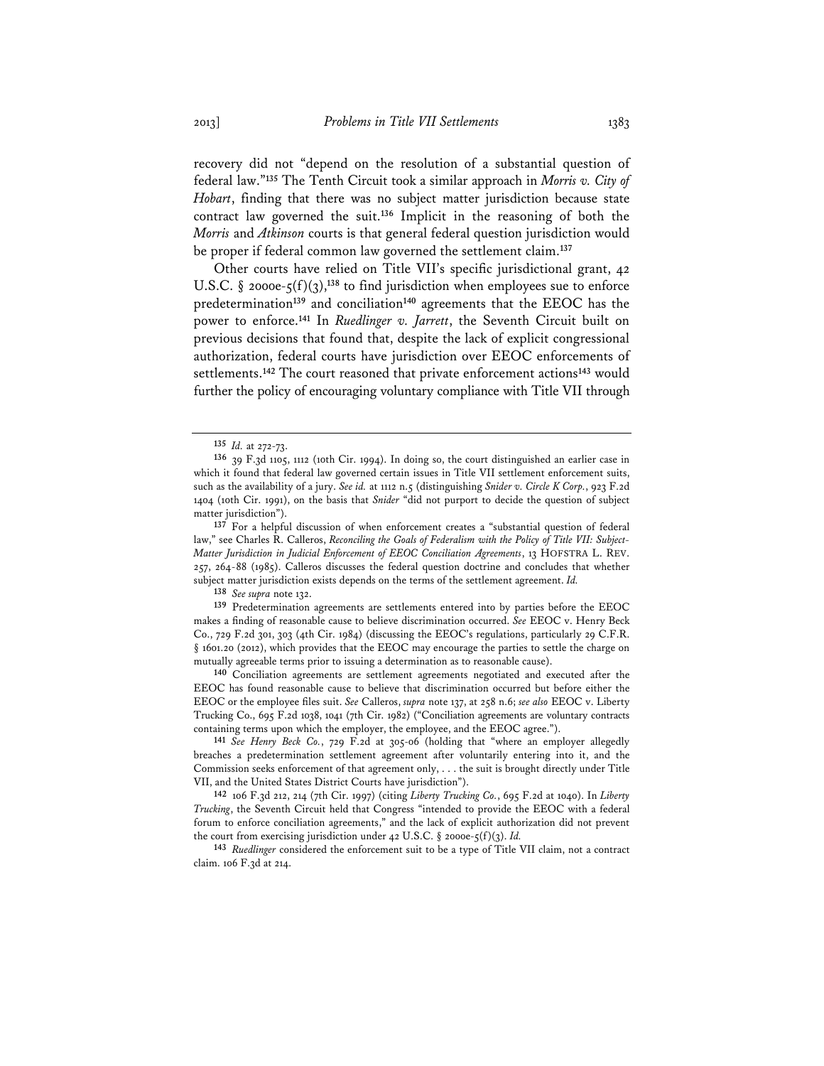recovery did not "depend on the resolution of a substantial question of federal law."[135] The Tenth Circuit took a similar approach in *Morris v. City of Hobart*, finding that there was no subject matter jurisdiction because state contract law governed the suit.[136] Implicit in the reasoning of both the *Morris* and *Atkinson* courts is that general federal question jurisdiction would be proper if federal common law governed the settlement claim.[137]

Other courts have relied on Title VII's specific jurisdictional grant, 42 U.S.C. § 2000e-5(f)(3),[138] to find jurisdiction when employees sue to enforce predetermination[139] and conciliation[140] agreements that the EEOC has the power to enforce.[141] In *Ruedlinger v. Jarrett*, the Seventh Circuit built on previous decisions that found that, despite the lack of explicit congressional authorization, federal courts have jurisdiction over EEOC enforcements of settlements.[142] The court reasoned that private enforcement actions[143] would further the policy of encouraging voluntary compliance with Title VII through

---

[135] *Id.* at 272-73.

[136] 39 F.3d 1105, 1112 (10th Cir. 1994). In doing so, the court distinguished an earlier case in which it found that federal law governed certain issues in Title VII settlement enforcement suits, such as the availability of a jury. *See id.* at 1112 n.5 (distinguishing *Snider v. Circle K Corp.*, 923 F.2d 1404 (10th Cir. 1991), on the basis that *Snider* "did not purport to decide the question of subject matter jurisdiction").

[137] For a helpful discussion of when enforcement creates a "substantial question of federal law," see Charles R. Calleros, *Reconciling the Goals of Federalism with the Policy of Title VII: Subject-Matter Jurisdiction in Judicial Enforcement of EEOC Conciliation Agreements*, 13 HOFSTRA L. REV. 257, 264-88 (1985). Calleros discusses the federal question doctrine and concludes that whether subject matter jurisdiction exists depends on the terms of the settlement agreement. *Id.*

[138] *See supra* note 132.

[139] Predetermination agreements are settlements entered into by parties before the EEOC makes a finding of reasonable cause to believe discrimination occurred. *See* EEOC v. Henry Beck Co., 729 F.2d 301, 303 (4th Cir. 1984) (discussing the EEOC's regulations, particularly 29 C.F.R. § 1601.20 (2012), which provides that the EEOC may encourage the parties to settle the charge on mutually agreeable terms prior to issuing a determination as to reasonable cause).

[140] Conciliation agreements are settlement agreements negotiated and executed after the EEOC has found reasonable cause to believe that discrimination occurred but before either the EEOC or the employee files suit. *See* Calleros, *supra* note 137, at 258 n.6; *see also* EEOC v. Liberty Trucking Co., 695 F.2d 1038, 1041 (7th Cir. 1982) ("Conciliation agreements are voluntary contracts containing terms upon which the employer, the employee, and the EEOC agree.").

[141] *See Henry Beck Co.*, 729 F.2d at 305-06 (holding that "where an employer allegedly breaches a predetermination settlement agreement after voluntarily entering into it, and the Commission seeks enforcement of that agreement only, . . . the suit is brought directly under Title VII, and the United States District Courts have jurisdiction").

[142] 106 F.3d 212, 214 (7th Cir. 1997) (citing *Liberty Trucking Co.*, 695 F.2d at 1040). In *Liberty Trucking*, the Seventh Circuit held that Congress "intended to provide the EEOC with a federal forum to enforce conciliation agreements," and the lack of explicit authorization did not prevent the court from exercising jurisdiction under 42 U.S.C. § 2000e-5(f)(3). *Id.*

[143] *Ruedlinger* considered the enforcement suit to be a type of Title VII claim, not a contract claim. 106 F.3d at 214.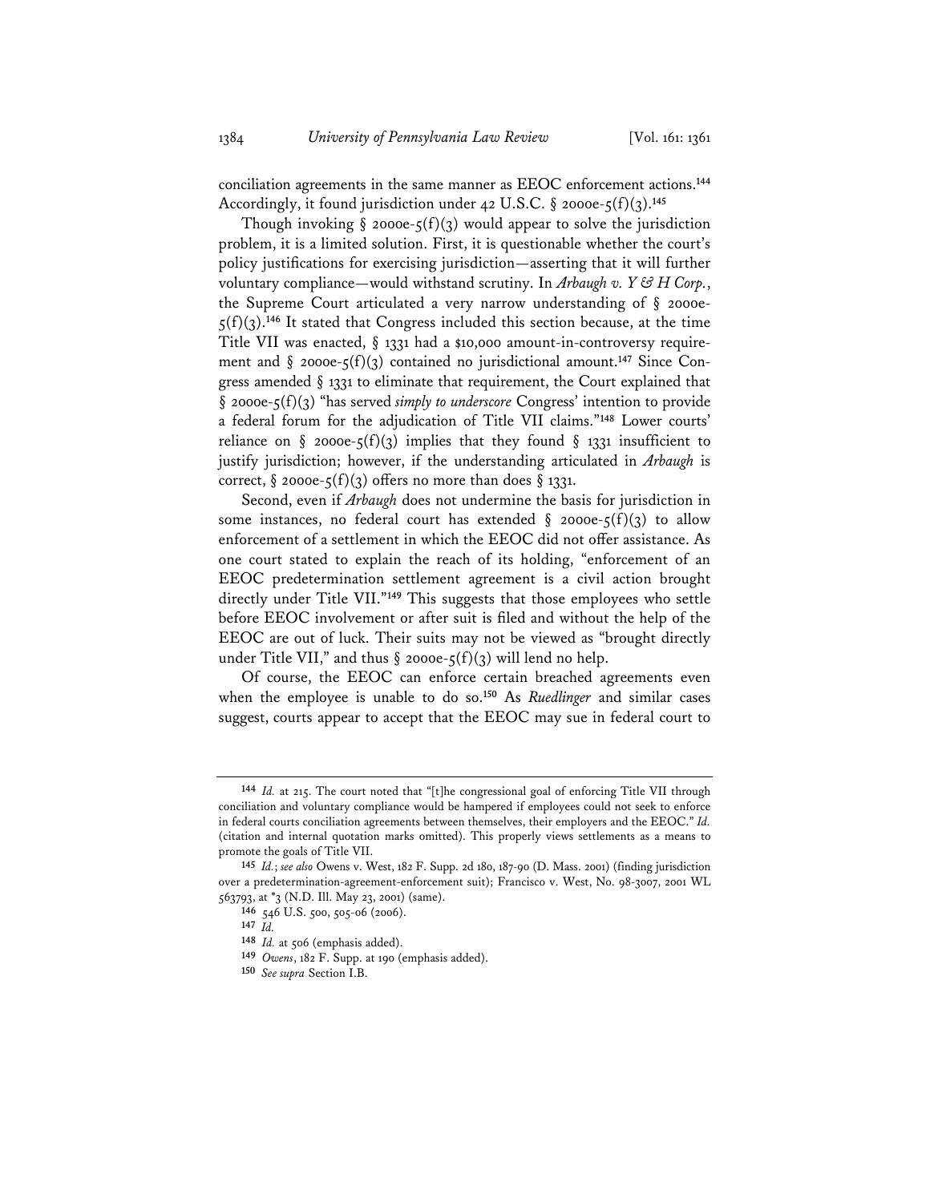conciliation agreements in the same manner as EEOC enforcement actions.[144] Accordingly, it found jurisdiction under 42 U.S.C. § 2000e-5(f)(3).[145]

Though invoking § 2000e-5(f)(3) would appear to solve the jurisdiction problem, it is a limited solution. First, it is questionable whether the court's policy justifications for exercising jurisdiction—asserting that it will further voluntary compliance—would withstand scrutiny. In *Arbaugh v. Y & H Corp.*, the Supreme Court articulated a very narrow understanding of § 2000e-5(f)(3).[146] It stated that Congress included this section because, at the time Title VII was enacted, § 1331 had a $10,000 amount-in-controversy requirement and § 2000e-5(f)(3) contained no jurisdictional amount.[147] Since Congress amended § 1331 to eliminate that requirement, the Court explained that § 2000e-5(f)(3) "has served *simply to underscore* Congress' intention to provide a federal forum for the adjudication of Title VII claims."[148] Lower courts' reliance on § 2000e-5(f)(3) implies that they found § 1331 insufficient to justify jurisdiction; however, if the understanding articulated in *Arbaugh* is correct, § 2000e-5(f)(3) offers no more than does § 1331.

Second, even if *Arbaugh* does not undermine the basis for jurisdiction in some instances, no federal court has extended § 2000e-5(f)(3) to allow enforcement of a settlement in which the EEOC did not offer assistance. As one court stated to explain the reach of its holding, "enforcement of an EEOC predetermination settlement agreement is a civil action brought directly under Title VII."[149] This suggests that those employees who settle before EEOC involvement or after suit is filed and without the help of the EEOC are out of luck. Their suits may not be viewed as "brought directly under Title VII," and thus § 2000e-5(f)(3) will lend no help.

Of course, the EEOC can enforce certain breached agreements even when the employee is unable to do so.[150] As *Ruedlinger* and similar cases suggest, courts appear to accept that the EEOC may sue in federal court to

---

[144] *Id.* at 215. The court noted that "[t]he congressional goal of enforcing Title VII through conciliation and voluntary compliance would be hampered if employees could not seek to enforce in federal courts conciliation agreements between themselves, their employers and the EEOC." *Id.* (citation and internal quotation marks omitted). This properly views settlements as a means to promote the goals of Title VII.

[145] *Id.*; *see also* Owens v. West, 182 F. Supp. 2d 180, 187-90 (D. Mass. 2001) (finding jurisdiction over a predetermination-agreement-enforcement suit); Francisco v. West, No. 98-3007, 2001 WL 563793, at *3 (N.D. Ill. May 23, 2001) (same).

[146] 546 U.S. 500, 505-06 (2006).

[147] *Id.*

[148] *Id.* at 506 (emphasis added).

[149] *Owens*, 182 F. Supp. at 190 (emphasis added).

[150] *See supra* Section I.B.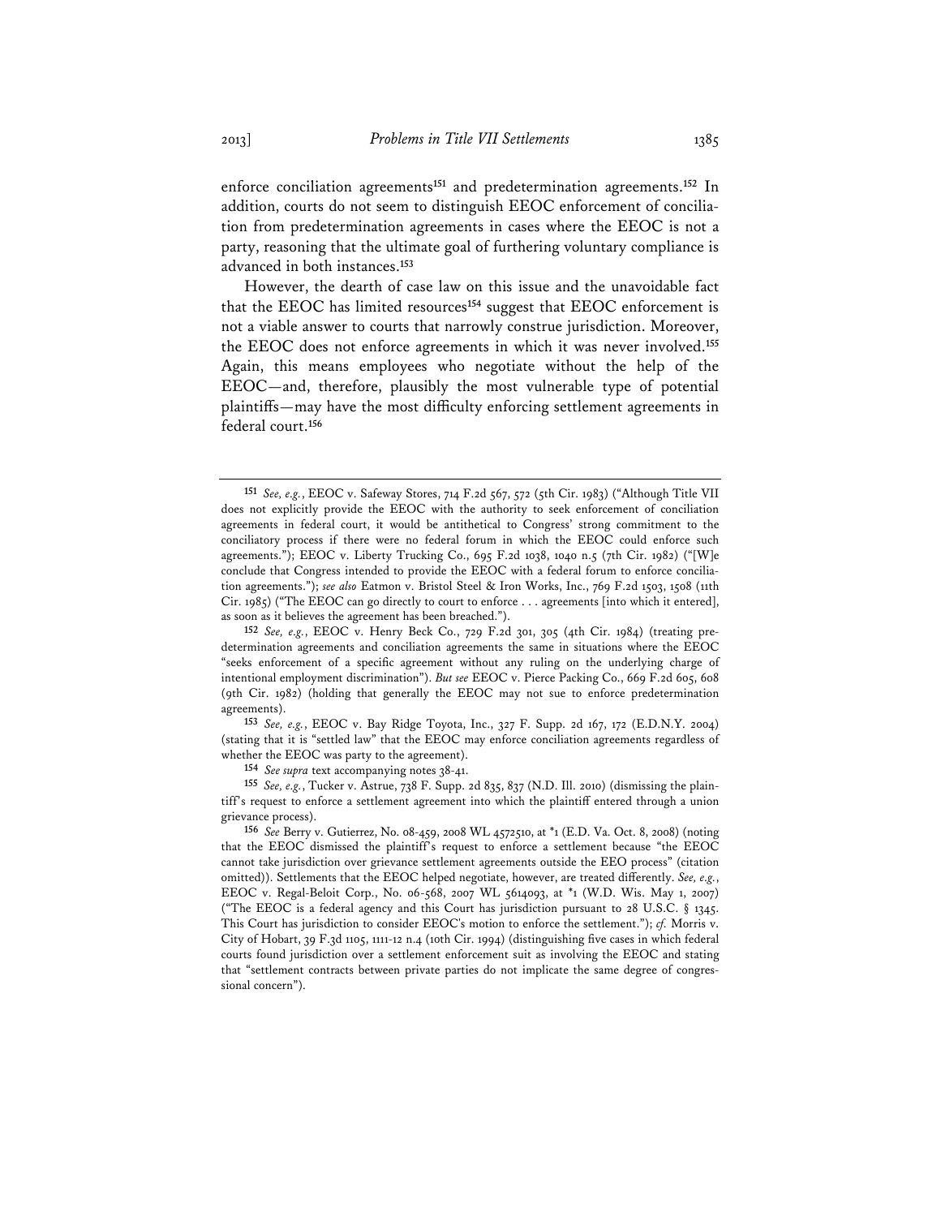enforce conciliation agreements[151] and predetermination agreements.[152] In addition, courts do not seem to distinguish EEOC enforcement of conciliation from predetermination agreements in cases where the EEOC is not a party, reasoning that the ultimate goal of furthering voluntary compliance is advanced in both instances.[153]

However, the dearth of case law on this issue and the unavoidable fact that the EEOC has limited resources[154] suggest that EEOC enforcement is not a viable answer to courts that narrowly construe jurisdiction. Moreover, the EEOC does not enforce agreements in which it was never involved.[155] Again, this means employees who negotiate without the help of the EEOC—and, therefore, plausibly the most vulnerable type of potential plaintiffs—may have the most difficulty enforcing settlement agreements in federal court.[156]

---

[151] *See, e.g.*, EEOC v. Safeway Stores, 714 F.2d 567, 572 (5th Cir. 1983) ("Although Title VII does not explicitly provide the EEOC with the authority to seek enforcement of conciliation agreements in federal court, it would be antithetical to Congress' strong commitment to the conciliatory process if there were no federal forum in which the EEOC could enforce such agreements."); EEOC v. Liberty Trucking Co., 695 F.2d 1038, 1040 n.5 (7th Cir. 1982) ("[W]e conclude that Congress intended to provide the EEOC with a federal forum to enforce conciliation agreements."); *see also* Eatmon v. Bristol Steel & Iron Works, Inc., 769 F.2d 1503, 1508 (11th Cir. 1985) ("The EEOC can go directly to court to enforce . . . agreements [into which it entered], as soon as it believes the agreement has been breached.").

[152] *See, e.g.*, EEOC v. Henry Beck Co., 729 F.2d 301, 305 (4th Cir. 1984) (treating predetermination agreements and conciliation agreements the same in situations where the EEOC "seeks enforcement of a specific agreement without any ruling on the underlying charge of intentional employment discrimination"). *But see* EEOC v. Pierce Packing Co., 669 F.2d 605, 608 (9th Cir. 1982) (holding that generally the EEOC may not sue to enforce predetermination agreements).

[153] *See, e.g.*, EEOC v. Bay Ridge Toyota, Inc., 327 F. Supp. 2d 167, 172 (E.D.N.Y. 2004) (stating that it is "settled law" that the EEOC may enforce conciliation agreements regardless of whether the EEOC was party to the agreement).

[154] *See supra* text accompanying notes 38-41.

[155] *See, e.g.*, Tucker v. Astrue, 738 F. Supp. 2d 835, 837 (N.D. Ill. 2010) (dismissing the plaintiff's request to enforce a settlement agreement into which the plaintiff entered through a union grievance process).

[156] *See* Berry v. Gutierrez, No. 08-459, 2008 WL 4572510, at *1 (E.D. Va. Oct. 8, 2008) (noting that the EEOC dismissed the plaintiff's request to enforce a settlement because "the EEOC cannot take jurisdiction over grievance settlement agreements outside the EEO process" (citation omitted)). Settlements that the EEOC helped negotiate, however, are treated differently. *See, e.g.*, EEOC v. Regal-Beloit Corp., No. 06-568, 2007 WL 5614093, at *1 (W.D. Wis. May 1, 2007) ("The EEOC is a federal agency and this Court has jurisdiction pursuant to 28 U.S.C. § 1345. This Court has jurisdiction to consider EEOC's motion to enforce the settlement."); *cf.* Morris v. City of Hobart, 39 F.3d 1105, 1111-12 n.4 (10th Cir. 1994) (distinguishing five cases in which federal courts found jurisdiction over a settlement enforcement suit as involving the EEOC and stating that "settlement contracts between private parties do not implicate the same degree of congressional concern").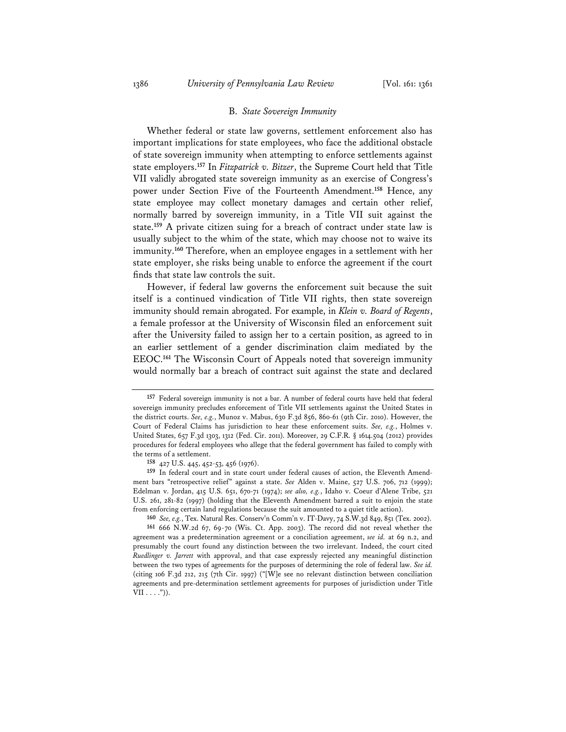### B. *State Sovereign Immunity*

Whether federal or state law governs, settlement enforcement also has important implications for state employees, who face the additional obstacle of state sovereign immunity when attempting to enforce settlements against state employers.[157] In *Fitzpatrick v. Bitzer*, the Supreme Court held that Title VII validly abrogated state sovereign immunity as an exercise of Congress's power under Section Five of the Fourteenth Amendment.[158] Hence, any state employee may collect monetary damages and certain other relief, normally barred by sovereign immunity, in a Title VII suit against the state.[159] A private citizen suing for a breach of contract under state law is usually subject to the whim of the state, which may choose not to waive its immunity.[160] Therefore, when an employee engages in a settlement with her state employer, she risks being unable to enforce the agreement if the court finds that state law controls the suit.

However, if federal law governs the enforcement suit because the suit itself is a continued vindication of Title VII rights, then state sovereign immunity should remain abrogated. For example, in *Klein v. Board of Regents*, a female professor at the University of Wisconsin filed an enforcement suit after the University failed to assign her to a certain position, as agreed to in an earlier settlement of a gender discrimination claim mediated by the EEOC.[161] The Wisconsin Court of Appeals noted that sovereign immunity would normally bar a breach of contract suit against the state and declared

---

[157] Federal sovereign immunity is not a bar. A number of federal courts have held that federal sovereign immunity precludes enforcement of Title VII settlements against the United States in the district courts. *See, e.g.*, Munoz v. Mabus, 630 F.3d 856, 860-61 (9th Cir. 2010). However, the Court of Federal Claims has jurisdiction to hear these enforcement suits. *See, e.g.*, Holmes v. United States, 657 F.3d 1303, 1312 (Fed. Cir. 2011). Moreover, 29 C.F.R. § 1614.504 (2012) provides procedures for federal employees who allege that the federal government has failed to comply with the terms of a settlement.

[158] 427 U.S. 445, 452-53, 456 (1976).

[159] In federal court and in state court under federal causes of action, the Eleventh Amendment bars "retrospective relief" against a state. *See* Alden v. Maine, 527 U.S. 706, 712 (1999); Edelman v. Jordan, 415 U.S. 651, 670-71 (1974); *see also, e.g.*, Idaho v. Coeur d'Alene Tribe, 521 U.S. 261, 281-82 (1997) (holding that the Eleventh Amendment barred a suit to enjoin the state from enforcing certain land regulations because the suit amounted to a quiet title action).

[160] *See, e.g.*, Tex. Natural Res. Conserv'n Comm'n v. IT-Davy, 74 S.W.3d 849, 851 (Tex. 2002).

[161] 666 N.W.2d 67, 69-70 (Wis. Ct. App. 2003). The record did not reveal whether the agreement was a predetermination agreement or a conciliation agreement, *see id.* at 69 n.2, and presumably the court found any distinction between the two irrelevant. Indeed, the court cited *Ruedlinger v. Jarrett* with approval, and that case expressly rejected any meaningful distinction between the two types of agreements for the purposes of determining the role of federal law. *See id.* (citing 106 F.3d 212, 215 (7th Cir. 1997) ("[W]e see no relevant distinction between conciliation agreements and pre-determination settlement agreements for purposes of jurisdiction under Title VII . . . .")).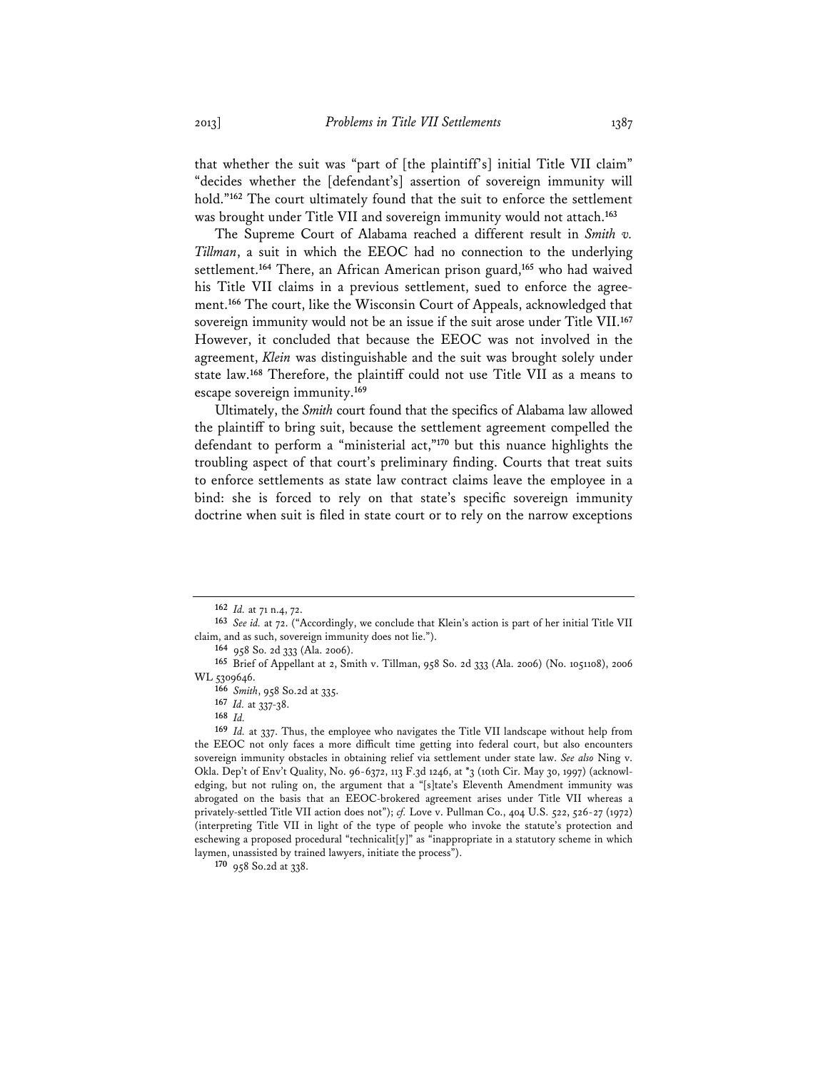that whether the suit was "part of [the plaintiff's] initial Title VII claim" "decides whether the [defendant's] assertion of sovereign immunity will hold."[162] The court ultimately found that the suit to enforce the settlement was brought under Title VII and sovereign immunity would not attach.[163]

The Supreme Court of Alabama reached a different result in *Smith v. Tillman*, a suit in which the EEOC had no connection to the underlying settlement.[164] There, an African American prison guard,[165] who had waived his Title VII claims in a previous settlement, sued to enforce the agreement.[166] The court, like the Wisconsin Court of Appeals, acknowledged that sovereign immunity would not be an issue if the suit arose under Title VII.[167] However, it concluded that because the EEOC was not involved in the agreement, *Klein* was distinguishable and the suit was brought solely under state law.[168] Therefore, the plaintiff could not use Title VII as a means to escape sovereign immunity.[169]

Ultimately, the *Smith* court found that the specifics of Alabama law allowed the plaintiff to bring suit, because the settlement agreement compelled the defendant to perform a "ministerial act,"[170] but this nuance highlights the troubling aspect of that court's preliminary finding. Courts that treat suits to enforce settlements as state law contract claims leave the employee in a bind: she is forced to rely on that state's specific sovereign immunity doctrine when suit is filed in state court or to rely on the narrow exceptions

---

162 *Id.* at 71 n.4, 72.

163 *See id.* at 72. ("Accordingly, we conclude that Klein's action is part of her initial Title VII claim, and as such, sovereign immunity does not lie.").

164 958 So. 2d 333 (Ala. 2006).

165 Brief of Appellant at 2, Smith v. Tillman, 958 So. 2d 333 (Ala. 2006) (No. 1051108), 2006 WL 5309646.

166 *Smith*, 958 So.2d at 335.

167 *Id.* at 337-38.

168 *Id.*

169 *Id.* at 337. Thus, the employee who navigates the Title VII landscape without help from the EEOC not only faces a more difficult time getting into federal court, but also encounters sovereign immunity obstacles in obtaining relief via settlement under state law. *See also* Ning v. Okla. Dep't of Env't Quality, No. 96-6372, 113 F.3d 1246, at *3 (10th Cir. May 30, 1997) (acknowledging, but not ruling on, the argument that a "[s]tate's Eleventh Amendment immunity was abrogated on the basis that an EEOC-brokered agreement arises under Title VII whereas a privately-settled Title VII action does not"); *cf.* Love v. Pullman Co., 404 U.S. 522, 526-27 (1972) (interpreting Title VII in light of the type of people who invoke the statute's protection and eschewing a proposed procedural "technicalit[y]" as "inappropriate in a statutory scheme in which laymen, unassisted by trained lawyers, initiate the process").

170 958 So.2d at 338.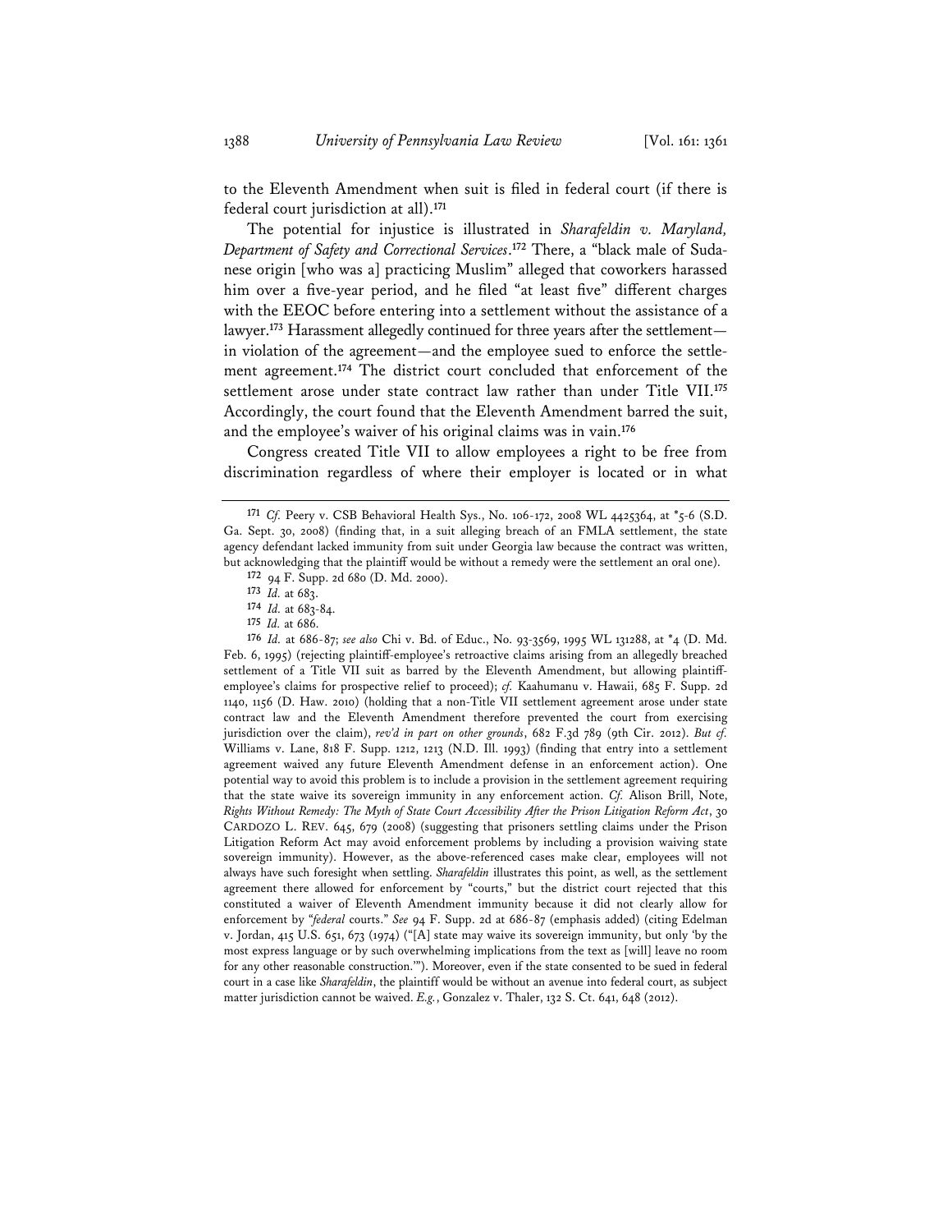to the Eleventh Amendment when suit is filed in federal court (if there is federal court jurisdiction at all).[171]

The potential for injustice is illustrated in *Sharafeldin v. Maryland, Department of Safety and Correctional Services*.[172] There, a "black male of Sudanese origin [who was a] practicing Muslim" alleged that coworkers harassed him over a five-year period, and he filed "at least five" different charges with the EEOC before entering into a settlement without the assistance of a lawyer.[173] Harassment allegedly continued for three years after the settlement—in violation of the agreement—and the employee sued to enforce the settlement agreement.[174] The district court concluded that enforcement of the settlement arose under state contract law rather than under Title VII.[175] Accordingly, the court found that the Eleventh Amendment barred the suit, and the employee's waiver of his original claims was in vain.[176]

Congress created Title VII to allow employees a right to be free from discrimination regardless of where their employer is located or in what

---

[171] *Cf.* Peery v. CSB Behavioral Health Sys., No. 106-172, 2008 WL 4425364, at *5-6 (S.D. Ga. Sept. 30, 2008) (finding that, in a suit alleging breach of an FMLA settlement, the state agency defendant lacked immunity from suit under Georgia law because the contract was written, but acknowledging that the plaintiff would be without a remedy were the settlement an oral one).

[172] 94 F. Supp. 2d 680 (D. Md. 2000).

[173] *Id.* at 683.

[174] *Id.* at 683-84.

[175] *Id.* at 686.

[176] *Id.* at 686-87; *see also* Chi v. Bd. of Educ., No. 93-3569, 1995 WL 131288, at *4 (D. Md. Feb. 6, 1995) (rejecting plaintiff-employee's retroactive claims arising from an allegedly breached settlement of a Title VII suit as barred by the Eleventh Amendment, but allowing plaintiff-employee's claims for prospective relief to proceed); *cf.* Kaahumanu v. Hawaii, 685 F. Supp. 2d 1140, 1156 (D. Haw. 2010) (holding that a non-Title VII settlement agreement arose under state contract law and the Eleventh Amendment therefore prevented the court from exercising jurisdiction over the claim), *rev'd in part on other grounds*, 682 F.3d 789 (9th Cir. 2012). *But cf.* Williams v. Lane, 818 F. Supp. 1212, 1213 (N.D. Ill. 1993) (finding that entry into a settlement agreement waived any future Eleventh Amendment defense in an enforcement action). One potential way to avoid this problem is to include a provision in the settlement agreement requiring that the state waive its sovereign immunity in any enforcement action. *Cf.* Alison Brill, Note, *Rights Without Remedy: The Myth of State Court Accessibility After the Prison Litigation Reform Act*, 30 CARDOZO L. REV. 645, 679 (2008) (suggesting that prisoners settling claims under the Prison Litigation Reform Act may avoid enforcement problems by including a provision waiving state sovereign immunity). However, as the above-referenced cases make clear, employees will not always have such foresight when settling. *Sharafeldin* illustrates this point, as well, as the settlement agreement there allowed for enforcement by "courts," but the district court rejected that this constituted a waiver of Eleventh Amendment immunity because it did not clearly allow for enforcement by "*federal* courts." *See* 94 F. Supp. 2d at 686-87 (emphasis added) (citing Edelman v. Jordan, 415 U.S. 651, 673 (1974) ("[A] state may waive its sovereign immunity, but only 'by the most express language or by such overwhelming implications from the text as [will] leave no room for any other reasonable construction.'"). Moreover, even if the state consented to be sued in federal court in a case like *Sharafeldin*, the plaintiff would be without an avenue into federal court, as subject matter jurisdiction cannot be waived. *E.g.*, Gonzalez v. Thaler, 132 S. Ct. 641, 648 (2012).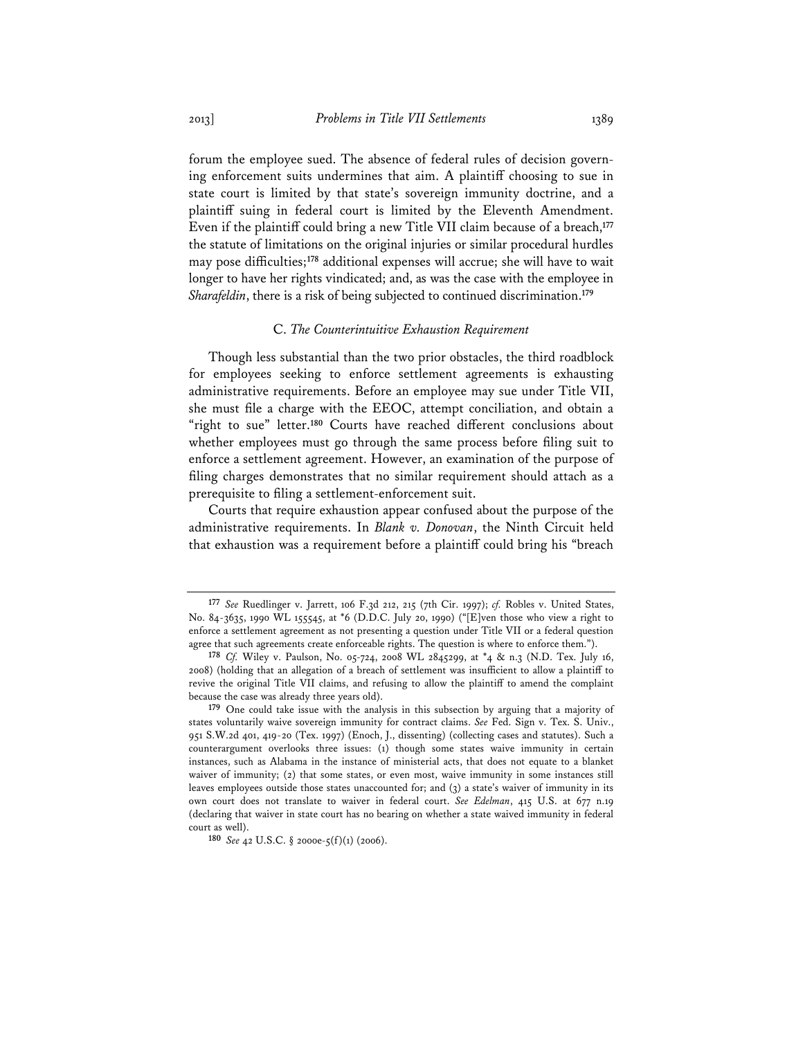forum the employee sued. The absence of federal rules of decision governing enforcement suits undermines that aim. A plaintiff choosing to sue in state court is limited by that state's sovereign immunity doctrine, and a plaintiff suing in federal court is limited by the Eleventh Amendment. Even if the plaintiff could bring a new Title VII claim because of a breach,[177] the statute of limitations on the original injuries or similar procedural hurdles may pose difficulties;[178] additional expenses will accrue; she will have to wait longer to have her rights vindicated; and, as was the case with the employee in *Sharafeldin*, there is a risk of being subjected to continued discrimination.[179]

### C. *The Counterintuitive Exhaustion Requirement*

Though less substantial than the two prior obstacles, the third roadblock for employees seeking to enforce settlement agreements is exhausting administrative requirements. Before an employee may sue under Title VII, she must file a charge with the EEOC, attempt conciliation, and obtain a "right to sue" letter.[180] Courts have reached different conclusions about whether employees must go through the same process before filing suit to enforce a settlement agreement. However, an examination of the purpose of filing charges demonstrates that no similar requirement should attach as a prerequisite to filing a settlement-enforcement suit.

Courts that require exhaustion appear confused about the purpose of the administrative requirements. In *Blank v. Donovan*, the Ninth Circuit held that exhaustion was a requirement before a plaintiff could bring his "breach

---

[177] *See* Ruedlinger v. Jarrett, 106 F.3d 212, 215 (7th Cir. 1997); *cf.* Robles v. United States, No. 84-3635, 1990 WL 155545, at *6 (D.D.C. July 20, 1990) ("[E]ven those who view a right to enforce a settlement agreement as not presenting a question under Title VII or a federal question agree that such agreements create enforceable rights. The question is where to enforce them.").

[178] *Cf.* Wiley v. Paulson, No. 05-724, 2008 WL 2845299, at *4 & n.3 (N.D. Tex. July 16, 2008) (holding that an allegation of a breach of settlement was insufficient to allow a plaintiff to revive the original Title VII claims, and refusing to allow the plaintiff to amend the complaint because the case was already three years old).

[179] One could take issue with the analysis in this subsection by arguing that a majority of states voluntarily waive sovereign immunity for contract claims. *See* Fed. Sign v. Tex. S. Univ., 951 S.W.2d 401, 419-20 (Tex. 1997) (Enoch, J., dissenting) (collecting cases and statutes). Such a counterargument overlooks three issues: (1) though some states waive immunity in certain instances, such as Alabama in the instance of ministerial acts, that does not equate to a blanket waiver of immunity; (2) that some states, or even most, waive immunity in some instances still leaves employees outside those states unaccounted for; and (3) a state's waiver of immunity in its own court does not translate to waiver in federal court. *See Edelman*, 415 U.S. at 677 n.19 (declaring that waiver in state court has no bearing on whether a state waived immunity in federal court as well).

[180] *See* 42 U.S.C. § 2000e-5(f)(1) (2006).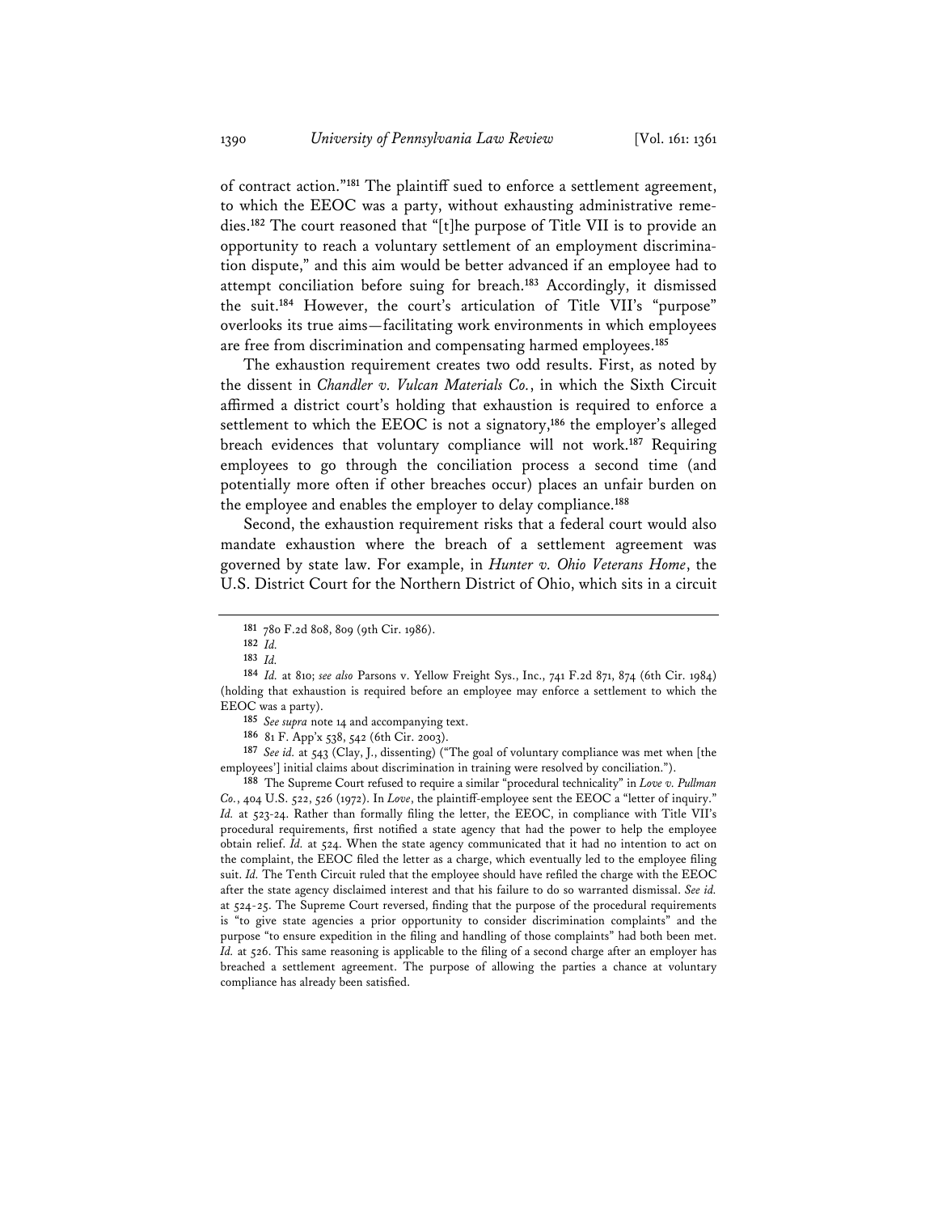of contract action."[181] The plaintiff sued to enforce a settlement agreement, to which the EEOC was a party, without exhausting administrative remedies.[182] The court reasoned that "[t]he purpose of Title VII is to provide an opportunity to reach a voluntary settlement of an employment discrimination dispute," and this aim would be better advanced if an employee had to attempt conciliation before suing for breach.[183] Accordingly, it dismissed the suit.[184] However, the court's articulation of Title VII's "purpose" overlooks its true aims—facilitating work environments in which employees are free from discrimination and compensating harmed employees.[185]

The exhaustion requirement creates two odd results. First, as noted by the dissent in *Chandler v. Vulcan Materials Co.*, in which the Sixth Circuit affirmed a district court's holding that exhaustion is required to enforce a settlement to which the EEOC is not a signatory,[186] the employer's alleged breach evidences that voluntary compliance will not work.[187] Requiring employees to go through the conciliation process a second time (and potentially more often if other breaches occur) places an unfair burden on the employee and enables the employer to delay compliance.[188]

Second, the exhaustion requirement risks that a federal court would also mandate exhaustion where the breach of a settlement agreement was governed by state law. For example, in *Hunter v. Ohio Veterans Home*, the U.S. District Court for the Northern District of Ohio, which sits in a circuit

---

[181] 780 F.2d 808, 809 (9th Cir. 1986).

[182] *Id.*

[183] *Id.*

[184] *Id.* at 810; *see also* Parsons v. Yellow Freight Sys., Inc., 741 F.2d 871, 874 (6th Cir. 1984) (holding that exhaustion is required before an employee may enforce a settlement to which the EEOC was a party).

[185] *See supra* note 14 and accompanying text.

[186] 81 F. App'x 538, 542 (6th Cir. 2003).

[187] *See id.* at 543 (Clay, J., dissenting) ("The goal of voluntary compliance was met when [the employees'] initial claims about discrimination in training were resolved by conciliation.").

[188] The Supreme Court refused to require a similar "procedural technicality" in *Love v. Pullman Co.*, 404 U.S. 522, 526 (1972). In *Love*, the plaintiff-employee sent the EEOC a "letter of inquiry." *Id.* at 523-24. Rather than formally filing the letter, the EEOC, in compliance with Title VII's procedural requirements, first notified a state agency that had the power to help the employee obtain relief. *Id.* at 524. When the state agency communicated that it had no intention to act on the complaint, the EEOC filed the letter as a charge, which eventually led to the employee filing suit. *Id.* The Tenth Circuit ruled that the employee should have refiled the charge with the EEOC after the state agency disclaimed interest and that his failure to do so warranted dismissal. *See id.* at 524-25. The Supreme Court reversed, finding that the purpose of the procedural requirements is "to give state agencies a prior opportunity to consider discrimination complaints" and the purpose "to ensure expedition in the filing and handling of those complaints" had both been met. *Id.* at 526. This same reasoning is applicable to the filing of a second charge after an employer has breached a settlement agreement. The purpose of allowing the parties a chance at voluntary compliance has already been satisfied.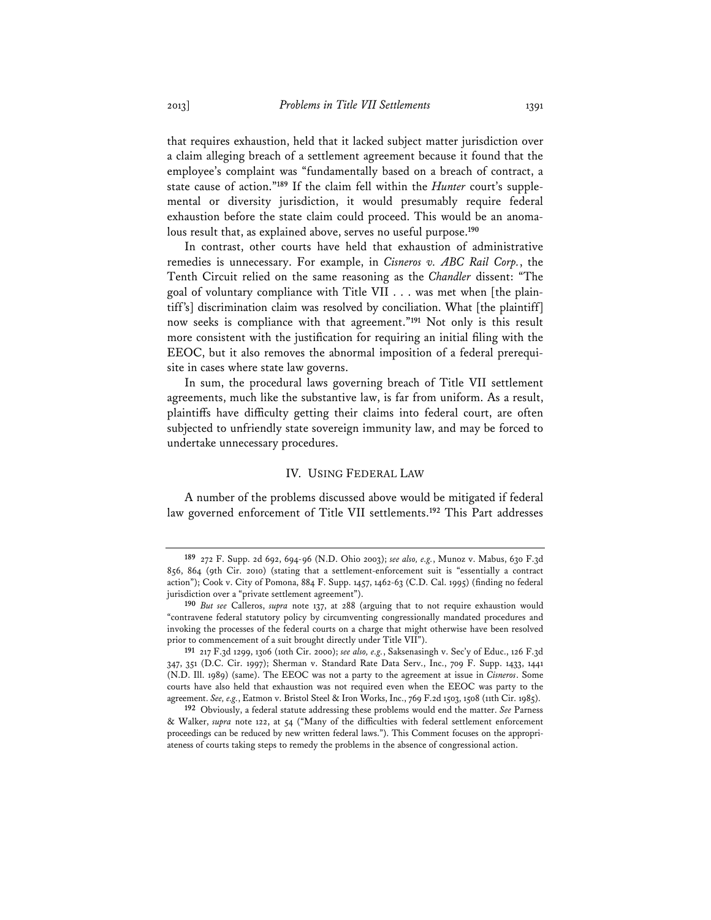that requires exhaustion, held that it lacked subject matter jurisdiction over a claim alleging breach of a settlement agreement because it found that the employee's complaint was "fundamentally based on a breach of contract, a state cause of action."[189] If the claim fell within the *Hunter* court's supplemental or diversity jurisdiction, it would presumably require federal exhaustion before the state claim could proceed. This would be an anomalous result that, as explained above, serves no useful purpose.[190]

In contrast, other courts have held that exhaustion of administrative remedies is unnecessary. For example, in *Cisneros v. ABC Rail Corp.*, the Tenth Circuit relied on the same reasoning as the *Chandler* dissent: "The goal of voluntary compliance with Title VII . . . was met when [the plaintiff's] discrimination claim was resolved by conciliation. What [the plaintiff] now seeks is compliance with that agreement."[191] Not only is this result more consistent with the justification for requiring an initial filing with the EEOC, but it also removes the abnormal imposition of a federal prerequisite in cases where state law governs.

In sum, the procedural laws governing breach of Title VII settlement agreements, much like the substantive law, is far from uniform. As a result, plaintiffs have difficulty getting their claims into federal court, are often subjected to unfriendly state sovereign immunity law, and may be forced to undertake unnecessary procedures.

## IV. Using Federal Law

A number of the problems discussed above would be mitigated if federal law governed enforcement of Title VII settlements.[192] This Part addresses

---

[189] 272 F. Supp. 2d 692, 694-96 (N.D. Ohio 2003); *see also, e.g.*, Munoz v. Mabus, 630 F.3d 856, 864 (9th Cir. 2010) (stating that a settlement-enforcement suit is "essentially a contract action"); Cook v. City of Pomona, 884 F. Supp. 1457, 1462-63 (C.D. Cal. 1995) (finding no federal jurisdiction over a "private settlement agreement").

[190] *But see* Calleros, *supra* note 137, at 288 (arguing that to not require exhaustion would "contravene federal statutory policy by circumventing congressionally mandated procedures and invoking the processes of the federal courts on a charge that might otherwise have been resolved prior to commencement of a suit brought directly under Title VII").

[191] 217 F.3d 1299, 1306 (10th Cir. 2000); *see also, e.g.*, Saksenasingh v. Sec'y of Educ., 126 F.3d 347, 351 (D.C. Cir. 1997); Sherman v. Standard Rate Data Serv., Inc., 709 F. Supp. 1433, 1441 (N.D. Ill. 1989) (same). The EEOC was not a party to the agreement at issue in *Cisneros*. Some courts have also held that exhaustion was not required even when the EEOC was party to the agreement. *See, e.g.*, Eatmon v. Bristol Steel & Iron Works, Inc., 769 F.2d 1503, 1508 (11th Cir. 1985).

[192] Obviously, a federal statute addressing these problems would end the matter. *See* Parness & Walker, *supra* note 122, at 54 ("Many of the difficulties with federal settlement enforcement proceedings can be reduced by new written federal laws."). This Comment focuses on the appropriateness of courts taking steps to remedy the problems in the absence of congressional action.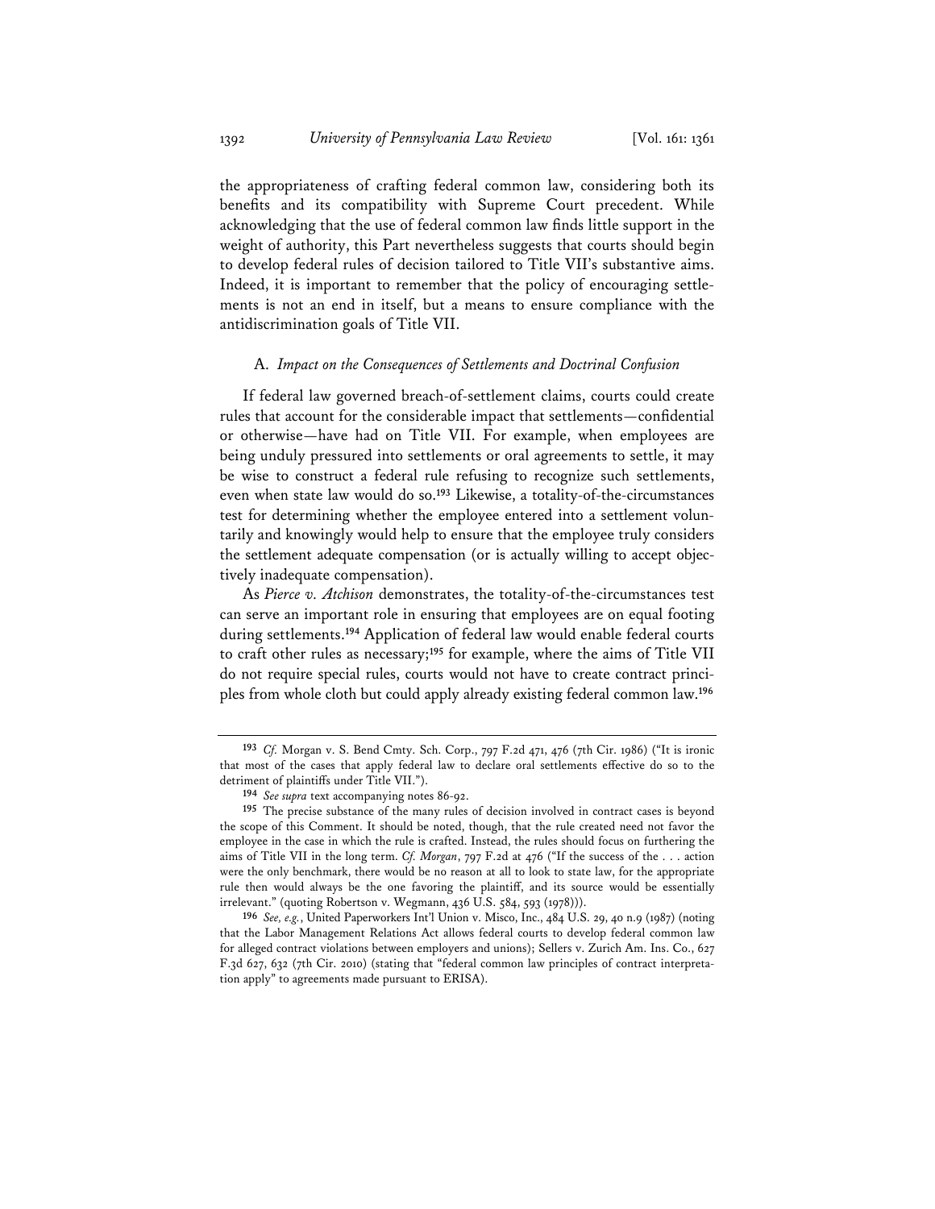the appropriateness of crafting federal common law, considering both its benefits and its compatibility with Supreme Court precedent. While acknowledging that the use of federal common law finds little support in the weight of authority, this Part nevertheless suggests that courts should begin to develop federal rules of decision tailored to Title VII's substantive aims. Indeed, it is important to remember that the policy of encouraging settlements is not an end in itself, but a means to ensure compliance with the antidiscrimination goals of Title VII.

### A. *Impact on the Consequences of Settlements and Doctrinal Confusion*

If federal law governed breach-of-settlement claims, courts could create rules that account for the considerable impact that settlements—confidential or otherwise—have had on Title VII. For example, when employees are being unduly pressured into settlements or oral agreements to settle, it may be wise to construct a federal rule refusing to recognize such settlements, even when state law would do so.[193] Likewise, a totality-of-the-circumstances test for determining whether the employee entered into a settlement voluntarily and knowingly would help to ensure that the employee truly considers the settlement adequate compensation (or is actually willing to accept objectively inadequate compensation).

As *Pierce v. Atchison* demonstrates, the totality-of-the-circumstances test can serve an important role in ensuring that employees are on equal footing during settlements.[194] Application of federal law would enable federal courts to craft other rules as necessary;[195] for example, where the aims of Title VII do not require special rules, courts would not have to create contract principles from whole cloth but could apply already existing federal common law.[196]

---

[193] *Cf.* Morgan v. S. Bend Cmty. Sch. Corp., 797 F.2d 471, 476 (7th Cir. 1986) ("It is ironic that most of the cases that apply federal law to declare oral settlements effective do so to the detriment of plaintiffs under Title VII.").

[194] *See supra* text accompanying notes 86-92.

[195] The precise substance of the many rules of decision involved in contract cases is beyond the scope of this Comment. It should be noted, though, that the rule created need not favor the employee in the case in which the rule is crafted. Instead, the rules should focus on furthering the aims of Title VII in the long term. *Cf. Morgan*, 797 F.2d at 476 ("If the success of the . . . action were the only benchmark, there would be no reason at all to look to state law, for the appropriate rule then would always be the one favoring the plaintiff, and its source would be essentially irrelevant." (quoting Robertson v. Wegmann, 436 U.S. 584, 593 (1978))).

[196] *See, e.g.*, United Paperworkers Int'l Union v. Misco, Inc., 484 U.S. 29, 40 n.9 (1987) (noting that the Labor Management Relations Act allows federal courts to develop federal common law for alleged contract violations between employers and unions); Sellers v. Zurich Am. Ins. Co., 627 F.3d 627, 632 (7th Cir. 2010) (stating that "federal common law principles of contract interpretation apply" to agreements made pursuant to ERISA).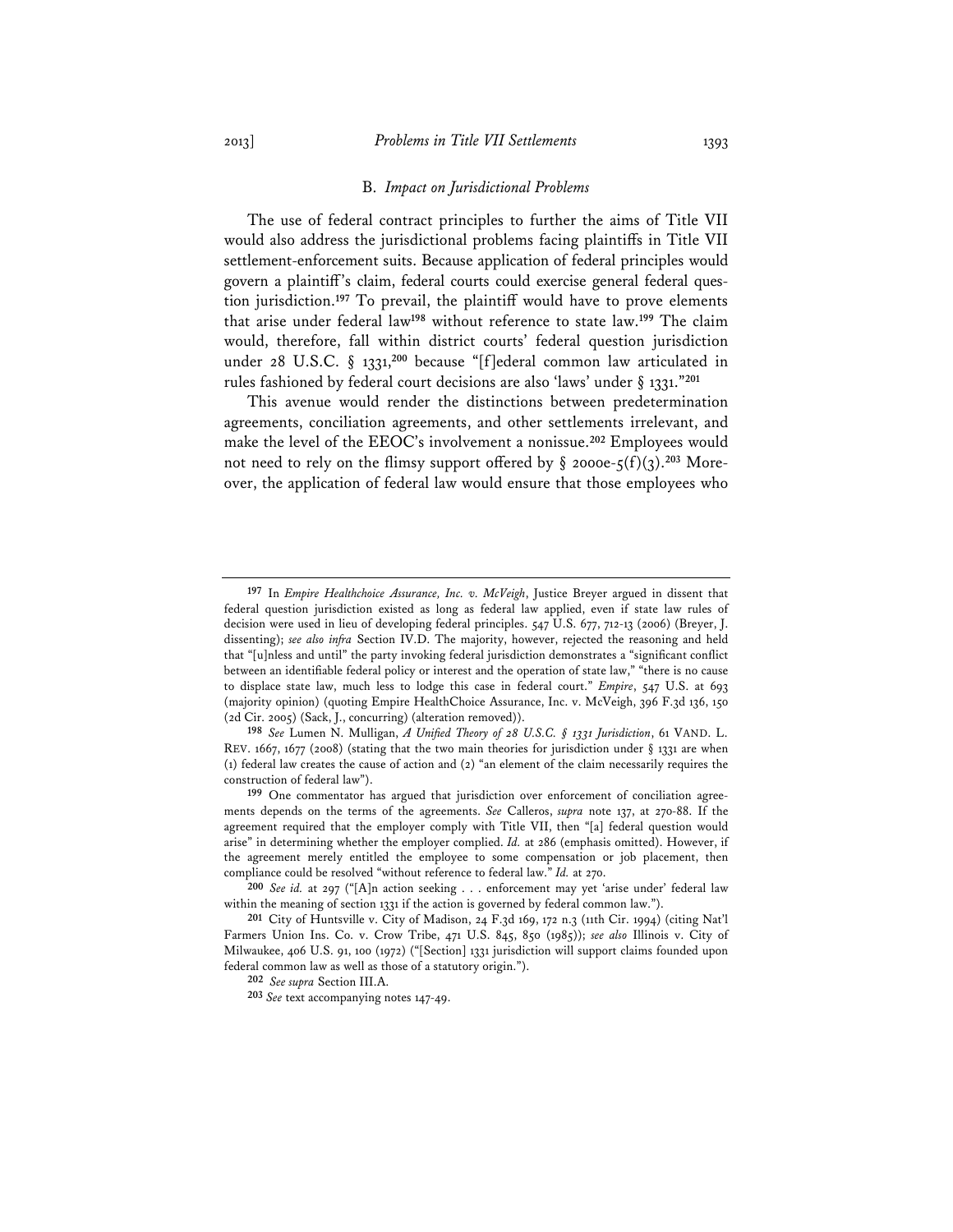### B. *Impact on Jurisdictional Problems*

The use of federal contract principles to further the aims of Title VII would also address the jurisdictional problems facing plaintiffs in Title VII settlement-enforcement suits. Because application of federal principles would govern a plaintiff's claim, federal courts could exercise general federal question jurisdiction.[197] To prevail, the plaintiff would have to prove elements that arise under federal law[198] without reference to state law.[199] The claim would, therefore, fall within district courts' federal question jurisdiction under 28 U.S.C. § 1331,[200] because "[f]ederal common law articulated in rules fashioned by federal court decisions are also 'laws' under § 1331."[201]

This avenue would render the distinctions between predetermination agreements, conciliation agreements, and other settlements irrelevant, and make the level of the EEOC's involvement a nonissue.[202] Employees would not need to rely on the flimsy support offered by § 2000e-5(f)(3).[203] Moreover, the application of federal law would ensure that those employees who

---

[197] In *Empire Healthchoice Assurance, Inc. v. McVeigh*, Justice Breyer argued in dissent that federal question jurisdiction existed as long as federal law applied, even if state law rules of decision were used in lieu of developing federal principles. 547 U.S. 677, 712-13 (2006) (Breyer, J. dissenting); *see also infra* Section IV.D. The majority, however, rejected the reasoning and held that "[u]nless and until" the party invoking federal jurisdiction demonstrates a "significant conflict between an identifiable federal policy or interest and the operation of state law," "there is no cause to displace state law, much less to lodge this case in federal court." *Empire*, 547 U.S. at 693 (majority opinion) (quoting Empire HealthChoice Assurance, Inc. v. McVeigh, 396 F.3d 136, 150 (2d Cir. 2005) (Sack, J., concurring) (alteration removed)).

[198] *See* Lumen N. Mulligan, *A Unified Theory of 28 U.S.C. § 1331 Jurisdiction*, 61 VAND. L. REV. 1667, 1677 (2008) (stating that the two main theories for jurisdiction under § 1331 are when (1) federal law creates the cause of action and (2) "an element of the claim necessarily requires the construction of federal law").

[199] One commentator has argued that jurisdiction over enforcement of conciliation agreements depends on the terms of the agreements. *See* Calleros, *supra* note 137, at 270-88. If the agreement required that the employer comply with Title VII, then "[a] federal question would arise" in determining whether the employer complied. *Id.* at 286 (emphasis omitted). However, if the agreement merely entitled the employee to some compensation or job placement, then compliance could be resolved "without reference to federal law." *Id.* at 270.

[200] *See id.* at 297 ("[A]n action seeking . . . enforcement may yet 'arise under' federal law within the meaning of section 1331 if the action is governed by federal common law.").

[201] City of Huntsville v. City of Madison, 24 F.3d 169, 172 n.3 (11th Cir. 1994) (citing Nat'l Farmers Union Ins. Co. v. Crow Tribe, 471 U.S. 845, 850 (1985)); *see also* Illinois v. City of Milwaukee, 406 U.S. 91, 100 (1972) ("[Section] 1331 jurisdiction will support claims founded upon federal common law as well as those of a statutory origin.").

[202] *See supra* Section III.A.

[203] *See* text accompanying notes 147-49.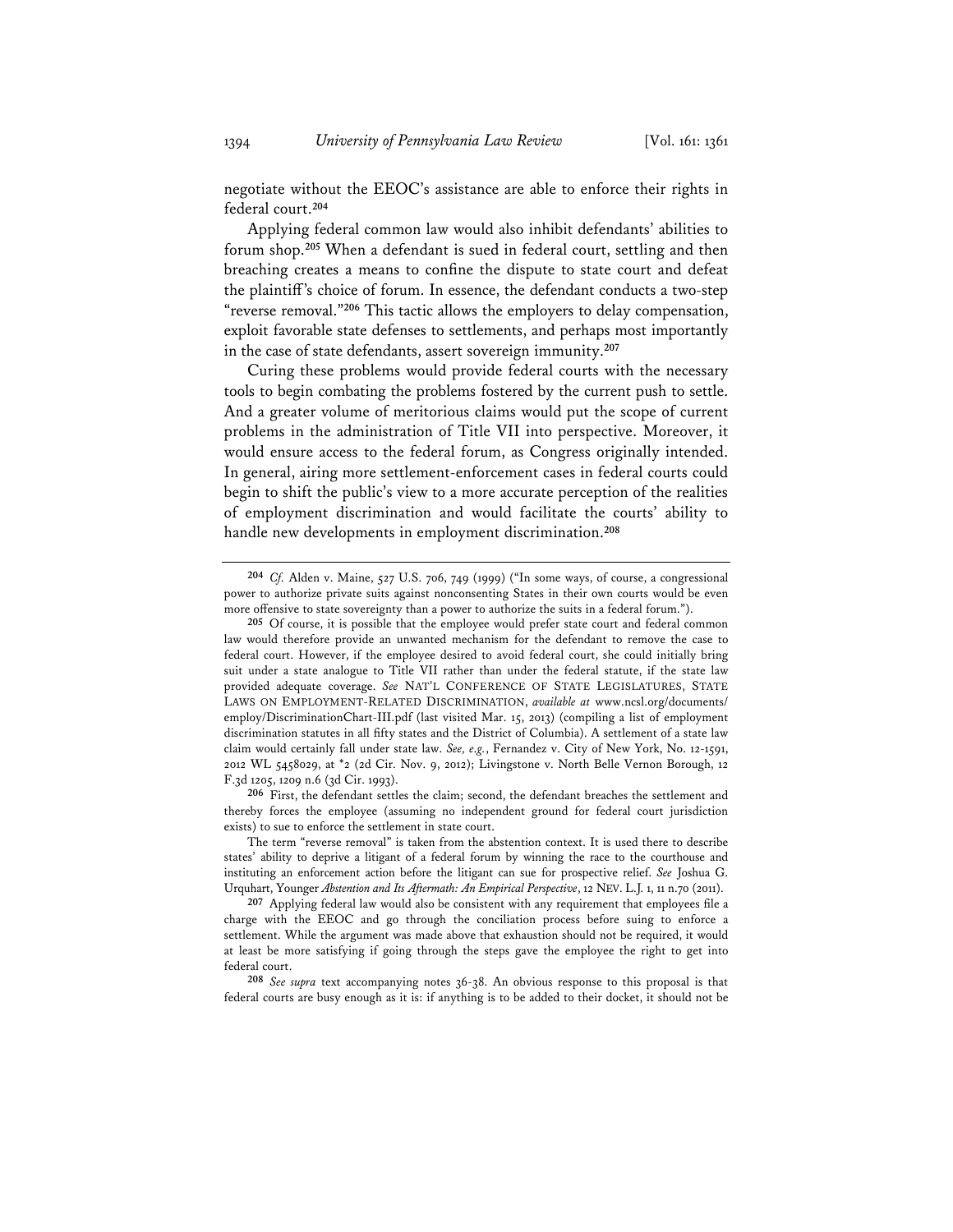negotiate without the EEOC's assistance are able to enforce their rights in federal court.[204]

Applying federal common law would also inhibit defendants' abilities to forum shop.[205] When a defendant is sued in federal court, settling and then breaching creates a means to confine the dispute to state court and defeat the plaintiff's choice of forum. In essence, the defendant conducts a two-step "reverse removal."[206] This tactic allows the employers to delay compensation, exploit favorable state defenses to settlements, and perhaps most importantly in the case of state defendants, assert sovereign immunity.[207]

Curing these problems would provide federal courts with the necessary tools to begin combating the problems fostered by the current push to settle. And a greater volume of meritorious claims would put the scope of current problems in the administration of Title VII into perspective. Moreover, it would ensure access to the federal forum, as Congress originally intended. In general, airing more settlement-enforcement cases in federal courts could begin to shift the public's view to a more accurate perception of the realities of employment discrimination and would facilitate the courts' ability to handle new developments in employment discrimination.[208]

---

[204] *Cf.* Alden v. Maine, 527 U.S. 706, 749 (1999) ("In some ways, of course, a congressional power to authorize private suits against nonconsenting States in their own courts would be even more offensive to state sovereignty than a power to authorize the suits in a federal forum.").

[205] Of course, it is possible that the employee would prefer state court and federal common law would therefore provide an unwanted mechanism for the defendant to remove the case to federal court. However, if the employee desired to avoid federal court, she could initially bring suit under a state analogue to Title VII rather than under the federal statute, if the state law provided adequate coverage. *See* NAT'L CONFERENCE OF STATE LEGISLATURES, STATE LAWS ON EMPLOYMENT-RELATED DISCRIMINATION, *available at* www.ncsl.org/documents/employ/DiscriminationChart-III.pdf (last visited Mar. 15, 2013) (compiling a list of employment discrimination statutes in all fifty states and the District of Columbia). A settlement of a state law claim would certainly fall under state law. *See, e.g.*, Fernandez v. City of New York, No. 12-1591, 2012 WL 5458029, at *2 (2d Cir. Nov. 9, 2012); Livingstone v. North Belle Vernon Borough, 12 F.3d 1205, 1209 n.6 (3d Cir. 1993).

[206] First, the defendant settles the claim; second, the defendant breaches the settlement and thereby forces the employee (assuming no independent ground for federal court jurisdiction exists) to sue to enforce the settlement in state court.

The term "reverse removal" is taken from the abstention context. It is used there to describe states' ability to deprive a litigant of a federal forum by winning the race to the courthouse and instituting an enforcement action before the litigant can sue for prospective relief. *See* Joshua G. Urquhart, Younger *Abstention and Its Aftermath: An Empirical Perspective*, 12 NEV. L.J. 1, 11 n.70 (2011).

[207] Applying federal law would also be consistent with any requirement that employees file a charge with the EEOC and go through the conciliation process before suing to enforce a settlement. While the argument was made above that exhaustion should not be required, it would at least be more satisfying if going through the steps gave the employee the right to get into federal court.

[208] *See supra* text accompanying notes 36-38. An obvious response to this proposal is that federal courts are busy enough as it is: if anything is to be added to their docket, it should not be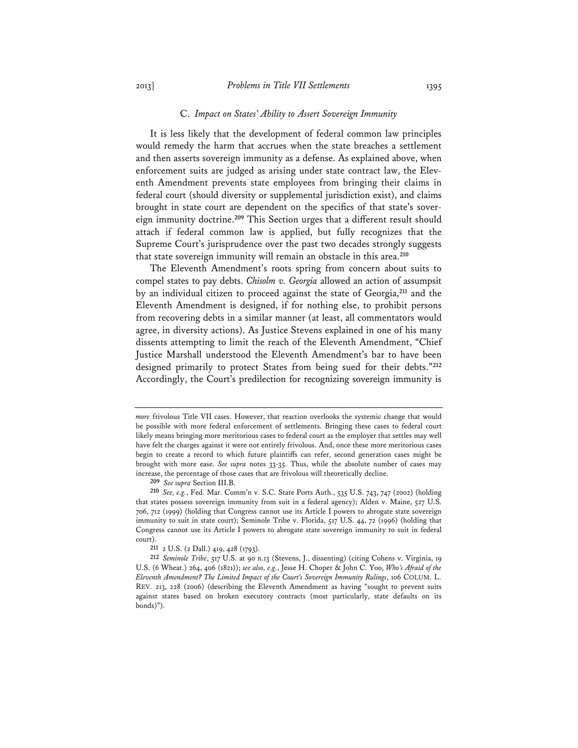### C. *Impact on States' Ability to Assert Sovereign Immunity*

It is less likely that the development of federal common law principles would remedy the harm that accrues when the state breaches a settlement and then asserts sovereign immunity as a defense. As explained above, when enforcement suits are judged as arising under state contract law, the Eleventh Amendment prevents state employees from bringing their claims in federal court (should diversity or supplemental jurisdiction exist), and claims brought in state court are dependent on the specifics of that state's sovereign immunity doctrine.[209] This Section urges that a different result should attach if federal common law is applied, but fully recognizes that the Supreme Court's jurisprudence over the past two decades strongly suggests that state sovereign immunity will remain an obstacle in this area.[210]

The Eleventh Amendment's roots spring from concern about suits to compel states to pay debts. *Chisolm v. Georgia* allowed an action of assumpsit by an individual citizen to proceed against the state of Georgia,[211] and the Eleventh Amendment is designed, if for nothing else, to prohibit persons from recovering debts in a similar manner (at least, all commentators would agree, in diversity actions). As Justice Stevens explained in one of his many dissents attempting to limit the reach of the Eleventh Amendment, "Chief Justice Marshall understood the Eleventh Amendment's bar to have been designed primarily to protect States from being sued for their debts."[212] Accordingly, the Court's predilection for recognizing sovereign immunity is

---

*more* frivolous Title VII cases. However, that reaction overlooks the systemic change that would be possible with more federal enforcement of settlements. Bringing these cases to federal court likely means bringing more meritorious cases to federal court as the employer that settles may well have felt the charges against it were not entirely frivolous. And, once these more meritorious cases begin to create a record to which future plaintiffs can refer, second generation cases might be brought with more ease. *See supra* notes 33-35. Thus, while the absolute number of cases may increase, the percentage of those cases that are frivolous will theoretically decline.

209 *See supra* Section III.B.

210 *See, e.g.*, Fed. Mar. Comm'n v. S.C. State Ports Auth., 535 U.S. 743, 747 (2002) (holding that states possess sovereign immunity from suit in a federal agency); Alden v. Maine, 527 U.S. 706, 712 (1999) (holding that Congress cannot use its Article I powers to abrogate state sovereign immunity to suit in state court); Seminole Tribe v. Florida, 517 U.S. 44, 72 (1996) (holding that Congress cannot use its Article I powers to abrogate state sovereign immunity to suit in federal court).

211 2 U.S. (2 Dall.) 419, 428 (1793).

212 *Seminole Tribe*, 517 U.S. at 90 n.13 (Stevens, J., dissenting) (citing Cohens v. Virginia, 19 U.S. (6 Wheat.) 264, 406 (1821)); *see also, e.g.*, Jesse H. Choper & John C. Yoo, *Who's Afraid of the Eleventh Amendment? The Limited Impact of the Court's Sovereign Immunity Rulings*, 106 COLUM. L. REV. 213, 228 (2006) (describing the Eleventh Amendment as having "sought to prevent suits against states based on broken executory contracts (most particularly, state defaults on its bonds)").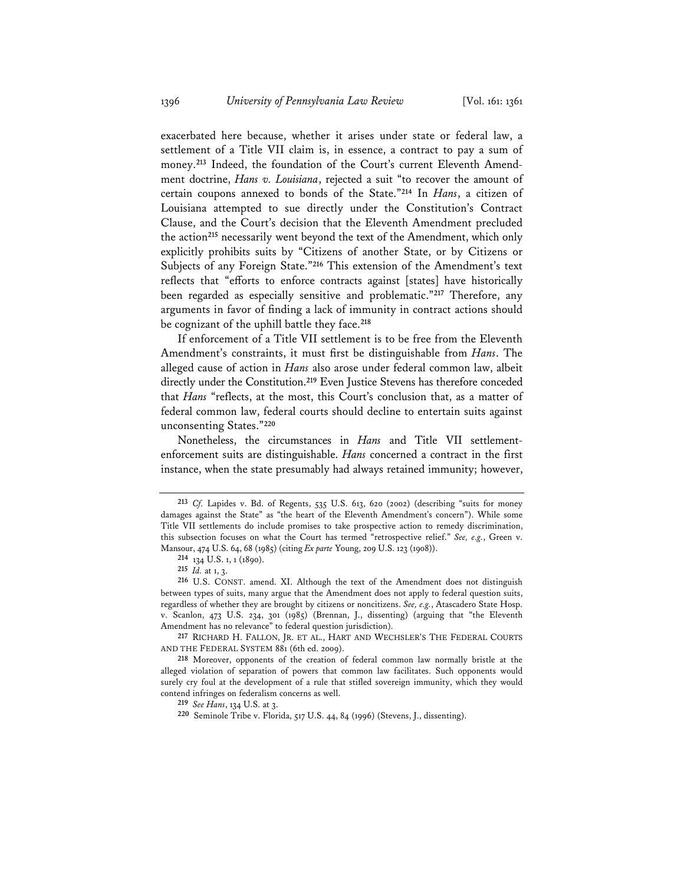exacerbated here because, whether it arises under state or federal law, a settlement of a Title VII claim is, in essence, a contract to pay a sum of money.[213] Indeed, the foundation of the Court's current Eleventh Amendment doctrine, *Hans v. Louisiana*, rejected a suit "to recover the amount of certain coupons annexed to bonds of the State."[214] In *Hans*, a citizen of Louisiana attempted to sue directly under the Constitution's Contract Clause, and the Court's decision that the Eleventh Amendment precluded the action[215] necessarily went beyond the text of the Amendment, which only explicitly prohibits suits by "Citizens of another State, or by Citizens or Subjects of any Foreign State."[216] This extension of the Amendment's text reflects that "efforts to enforce contracts against [states] have historically been regarded as especially sensitive and problematic."[217] Therefore, any arguments in favor of finding a lack of immunity in contract actions should be cognizant of the uphill battle they face.[218]

If enforcement of a Title VII settlement is to be free from the Eleventh Amendment's constraints, it must first be distinguishable from *Hans*. The alleged cause of action in *Hans* also arose under federal common law, albeit directly under the Constitution.[219] Even Justice Stevens has therefore conceded that *Hans* "reflects, at the most, this Court's conclusion that, as a matter of federal common law, federal courts should decline to entertain suits against unconsenting States."[220]

Nonetheless, the circumstances in *Hans* and Title VII settlement-enforcement suits are distinguishable. *Hans* concerned a contract in the first instance, when the state presumably had always retained immunity; however,

---

[213] *Cf.* Lapides v. Bd. of Regents, 535 U.S. 613, 620 (2002) (describing "suits for money damages against the State" as "the heart of the Eleventh Amendment's concern"). While some Title VII settlements do include promises to take prospective action to remedy discrimination, this subsection focuses on what the Court has termed "retrospective relief." *See, e.g.*, Green v. Mansour, 474 U.S. 64, 68 (1985) (citing *Ex parte* Young, 209 U.S. 123 (1908)).

[214] 134 U.S. 1, 1 (1890).

[215] *Id.* at 1, 3.

[216] U.S. CONST. amend. XI. Although the text of the Amendment does not distinguish between types of suits, many argue that the Amendment does not apply to federal question suits, regardless of whether they are brought by citizens or noncitizens. *See, e.g.*, Atascadero State Hosp. v. Scanlon, 473 U.S. 234, 301 (1985) (Brennan, J., dissenting) (arguing that "the Eleventh Amendment has no relevance" to federal question jurisdiction).

[217] RICHARD H. FALLON, JR. ET AL., HART AND WECHSLER'S THE FEDERAL COURTS AND THE FEDERAL SYSTEM 881 (6th ed. 2009).

[218] Moreover, opponents of the creation of federal common law normally bristle at the alleged violation of separation of powers that common law facilitates. Such opponents would surely cry foul at the development of a rule that stifled sovereign immunity, which they would contend infringes on federalism concerns as well.

[219] *See Hans*, 134 U.S. at 3.

[220] Seminole Tribe v. Florida, 517 U.S. 44, 84 (1996) (Stevens, J., dissenting).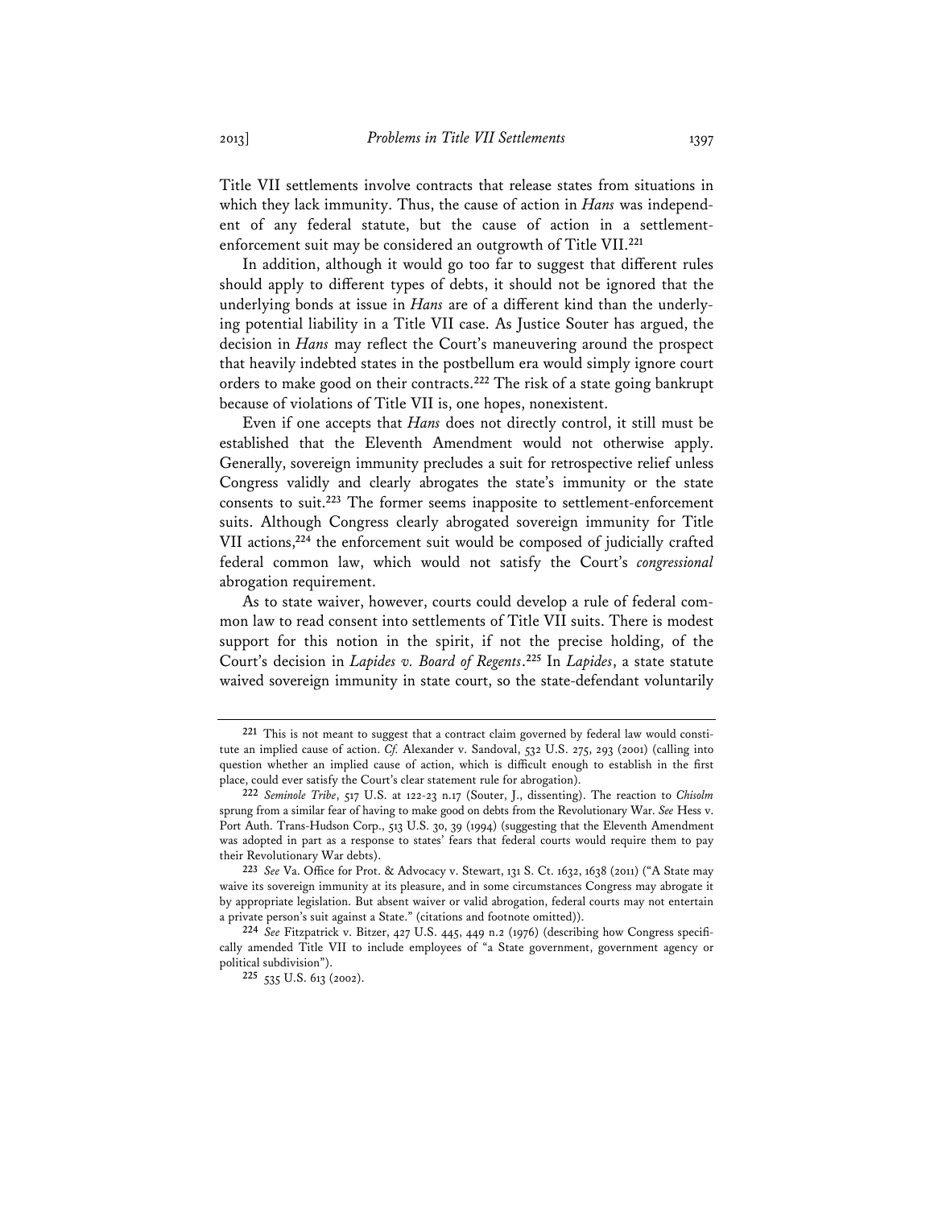Title VII settlements involve contracts that release states from situations in which they lack immunity. Thus, the cause of action in *Hans* was independent of any federal statute, but the cause of action in a settlement-enforcement suit may be considered an outgrowth of Title VII.[221]

In addition, although it would go too far to suggest that different rules should apply to different types of debts, it should not be ignored that the underlying bonds at issue in *Hans* are of a different kind than the underlying potential liability in a Title VII case. As Justice Souter has argued, the decision in *Hans* may reflect the Court's maneuvering around the prospect that heavily indebted states in the postbellum era would simply ignore court orders to make good on their contracts.[222] The risk of a state going bankrupt because of violations of Title VII is, one hopes, nonexistent.

Even if one accepts that *Hans* does not directly control, it still must be established that the Eleventh Amendment would not otherwise apply. Generally, sovereign immunity precludes a suit for retrospective relief unless Congress validly and clearly abrogates the state's immunity or the state consents to suit.[223] The former seems inapposite to settlement-enforcement suits. Although Congress clearly abrogated sovereign immunity for Title VII actions,[224] the enforcement suit would be composed of judicially crafted federal common law, which would not satisfy the Court's *congressional* abrogation requirement.

As to state waiver, however, courts could develop a rule of federal common law to read consent into settlements of Title VII suits. There is modest support for this notion in the spirit, if not the precise holding, of the Court's decision in *Lapides v. Board of Regents*.[225] In *Lapides*, a state statute waived sovereign immunity in state court, so the state-defendant voluntarily

---

[221] This is not meant to suggest that a contract claim governed by federal law would constitute an implied cause of action. *Cf.* Alexander v. Sandoval, 532 U.S. 275, 293 (2001) (calling into question whether an implied cause of action, which is difficult enough to establish in the first place, could ever satisfy the Court's clear statement rule for abrogation).

[222] *Seminole Tribe*, 517 U.S. at 122-23 n.17 (Souter, J., dissenting). The reaction to *Chisolm* sprung from a similar fear of having to make good on debts from the Revolutionary War. *See* Hess v. Port Auth. Trans-Hudson Corp., 513 U.S. 30, 39 (1994) (suggesting that the Eleventh Amendment was adopted in part as a response to states' fears that federal courts would require them to pay their Revolutionary War debts).

[223] *See* Va. Office for Prot. & Advocacy v. Stewart, 131 S. Ct. 1632, 1638 (2011) ("A State may waive its sovereign immunity at its pleasure, and in some circumstances Congress may abrogate it by appropriate legislation. But absent waiver or valid abrogation, federal courts may not entertain a private person's suit against a State." (citations and footnote omitted)).

[224] *See* Fitzpatrick v. Bitzer, 427 U.S. 445, 449 n.2 (1976) (describing how Congress specifically amended Title VII to include employees of "a State government, government agency or political subdivision").

[225] 535 U.S. 613 (2002).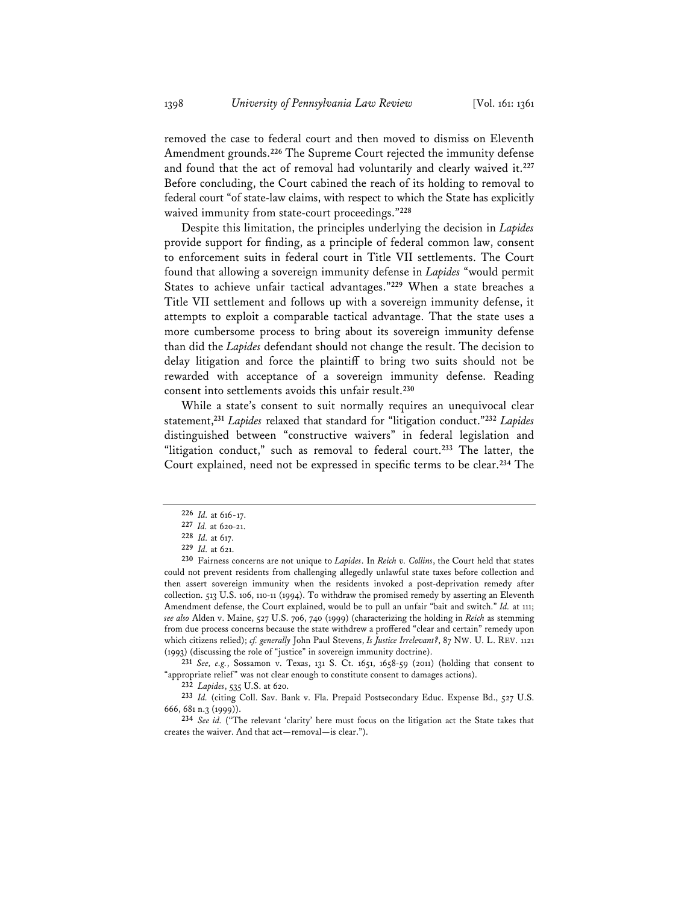removed the case to federal court and then moved to dismiss on Eleventh Amendment grounds.[226] The Supreme Court rejected the immunity defense and found that the act of removal had voluntarily and clearly waived it.[227] Before concluding, the Court cabined the reach of its holding to removal to federal court "of state-law claims, with respect to which the State has explicitly waived immunity from state-court proceedings."[228]

Despite this limitation, the principles underlying the decision in *Lapides* provide support for finding, as a principle of federal common law, consent to enforcement suits in federal court in Title VII settlements. The Court found that allowing a sovereign immunity defense in *Lapides* "would permit States to achieve unfair tactical advantages."[229] When a state breaches a Title VII settlement and follows up with a sovereign immunity defense, it attempts to exploit a comparable tactical advantage. That the state uses a more cumbersome process to bring about its sovereign immunity defense than did the *Lapides* defendant should not change the result. The decision to delay litigation and force the plaintiff to bring two suits should not be rewarded with acceptance of a sovereign immunity defense. Reading consent into settlements avoids this unfair result.[230]

While a state's consent to suit normally requires an unequivocal clear statement,[231] *Lapides* relaxed that standard for "litigation conduct."[232] *Lapides* distinguished between "constructive waivers" in federal legislation and "litigation conduct," such as removal to federal court.[233] The latter, the Court explained, need not be expressed in specific terms to be clear.[234] The

---

[226] *Id.* at 616-17.

[227] *Id.* at 620-21.

[228] *Id.* at 617.

[229] *Id.* at 621.

[230] Fairness concerns are not unique to *Lapides*. In *Reich v. Collins*, the Court held that states could not prevent residents from challenging allegedly unlawful state taxes before collection and then assert sovereign immunity when the residents invoked a post-deprivation remedy after collection. 513 U.S. 106, 110-11 (1994). To withdraw the promised remedy by asserting an Eleventh Amendment defense, the Court explained, would be to pull an unfair "bait and switch." *Id.* at 111; *see also* Alden v. Maine, 527 U.S. 706, 740 (1999) (characterizing the holding in *Reich* as stemming from due process concerns because the state withdrew a proffered "clear and certain" remedy upon which citizens relied); *cf. generally* John Paul Stevens, *Is Justice Irrelevant?*, 87 NW. U. L. REV. 1121 (1993) (discussing the role of "justice" in sovereign immunity doctrine).

[231] *See, e.g.*, Sossamon v. Texas, 131 S. Ct. 1651, 1658-59 (2011) (holding that consent to "appropriate relief" was not clear enough to constitute consent to damages actions).

[232] *Lapides*, 535 U.S. at 620.

[233] *Id.* (citing Coll. Sav. Bank v. Fla. Prepaid Postsecondary Educ. Expense Bd., 527 U.S. 666, 681 n.3 (1999)).

[234] *See id.* ("The relevant 'clarity' here must focus on the litigation act the State takes that creates the waiver. And that act—removal—is clear.").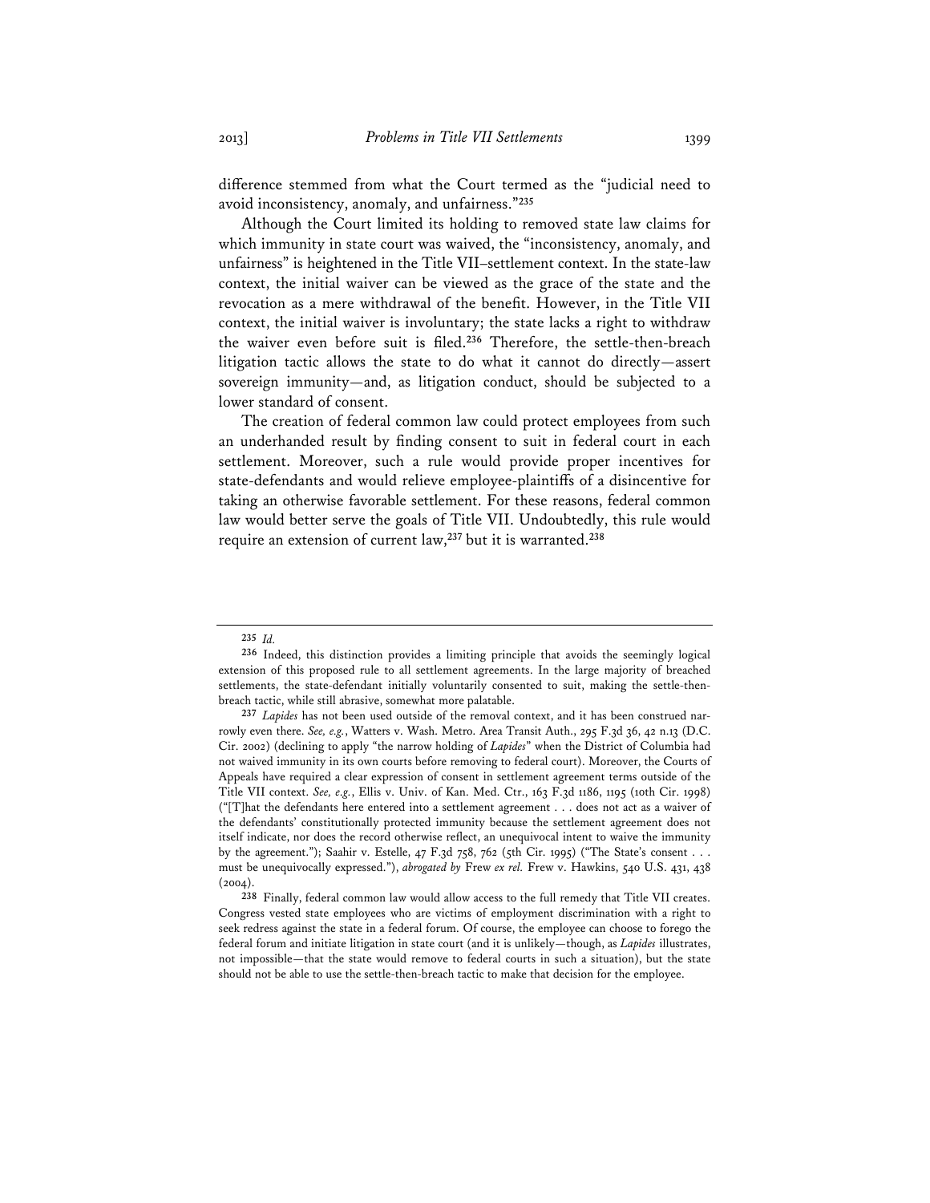difference stemmed from what the Court termed as the "judicial need to avoid inconsistency, anomaly, and unfairness."[235]

Although the Court limited its holding to removed state law claims for which immunity in state court was waived, the "inconsistency, anomaly, and unfairness" is heightened in the Title VII–settlement context. In the state-law context, the initial waiver can be viewed as the grace of the state and the revocation as a mere withdrawal of the benefit. However, in the Title VII context, the initial waiver is involuntary; the state lacks a right to withdraw the waiver even before suit is filed.[236] Therefore, the settle-then-breach litigation tactic allows the state to do what it cannot do directly—assert sovereign immunity—and, as litigation conduct, should be subjected to a lower standard of consent.

The creation of federal common law could protect employees from such an underhanded result by finding consent to suit in federal court in each settlement. Moreover, such a rule would provide proper incentives for state-defendants and would relieve employee-plaintiffs of a disincentive for taking an otherwise favorable settlement. For these reasons, federal common law would better serve the goals of Title VII. Undoubtedly, this rule would require an extension of current law,[237] but it is warranted.[238]

---

[235] *Id.*

[236] Indeed, this distinction provides a limiting principle that avoids the seemingly logical extension of this proposed rule to all settlement agreements. In the large majority of breached settlements, the state-defendant initially voluntarily consented to suit, making the settle-then-breach tactic, while still abrasive, somewhat more palatable.

[237] *Lapides* has not been used outside of the removal context, and it has been construed narrowly even there. *See, e.g.*, Watters v. Wash. Metro. Area Transit Auth., 295 F.3d 36, 42 n.13 (D.C. Cir. 2002) (declining to apply "the narrow holding of *Lapides*" when the District of Columbia had not waived immunity in its own courts before removing to federal court). Moreover, the Courts of Appeals have required a clear expression of consent in settlement agreement terms outside of the Title VII context. *See, e.g.*, Ellis v. Univ. of Kan. Med. Ctr., 163 F.3d 1186, 1195 (10th Cir. 1998) ("[T]hat the defendants here entered into a settlement agreement . . . does not act as a waiver of the defendants' constitutionally protected immunity because the settlement agreement does not itself indicate, nor does the record otherwise reflect, an unequivocal intent to waive the immunity by the agreement."); Saahir v. Estelle, 47 F.3d 758, 762 (5th Cir. 1995) ("The State's consent . . . must be unequivocally expressed."), *abrogated by* Frew *ex rel.* Frew v. Hawkins, 540 U.S. 431, 438 (2004).

[238] Finally, federal common law would allow access to the full remedy that Title VII creates. Congress vested state employees who are victims of employment discrimination with a right to seek redress against the state in a federal forum. Of course, the employee can choose to forego the federal forum and initiate litigation in state court (and it is unlikely—though, as *Lapides* illustrates, not impossible—that the state would remove to federal courts in such a situation), but the state should not be able to use the settle-then-breach tactic to make that decision for the employee.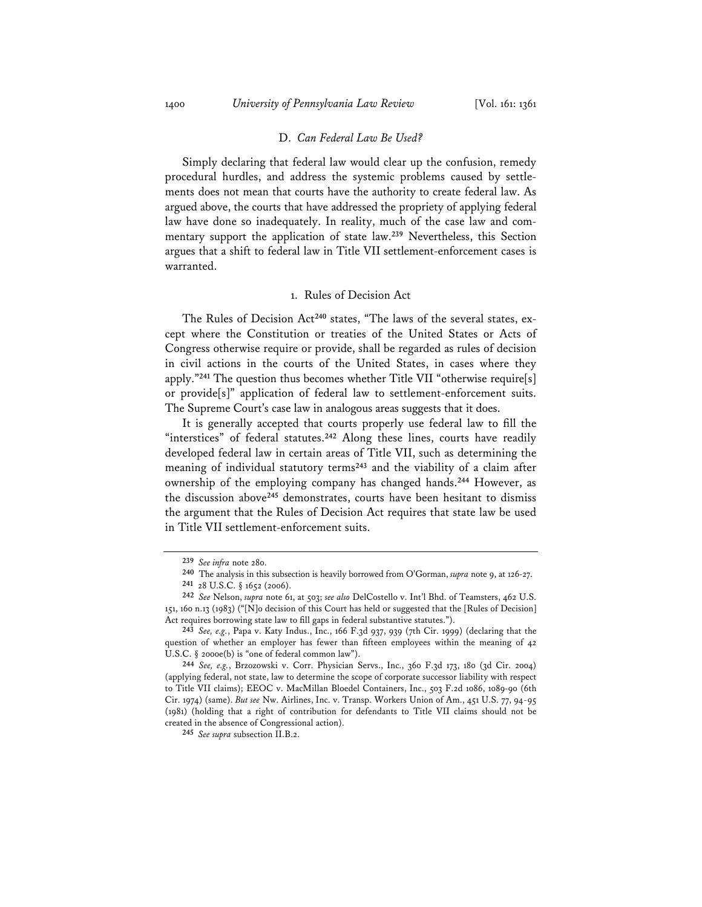### D. *Can Federal Law Be Used?*

Simply declaring that federal law would clear up the confusion, remedy procedural hurdles, and address the systemic problems caused by settlements does not mean that courts have the authority to create federal law. As argued above, the courts that have addressed the propriety of applying federal law have done so inadequately. In reality, much of the case law and commentary support the application of state law.[239] Nevertheless, this Section argues that a shift to federal law in Title VII settlement-enforcement cases is warranted.

#### 1. Rules of Decision Act

The Rules of Decision Act[240] states, "The laws of the several states, except where the Constitution or treaties of the United States or Acts of Congress otherwise require or provide, shall be regarded as rules of decision in civil actions in the courts of the United States, in cases where they apply."[241] The question thus becomes whether Title VII "otherwise require[s] or provide[s]" application of federal law to settlement-enforcement suits. The Supreme Court's case law in analogous areas suggests that it does.

It is generally accepted that courts properly use federal law to fill the "interstices" of federal statutes.[242] Along these lines, courts have readily developed federal law in certain areas of Title VII, such as determining the meaning of individual statutory terms[243] and the viability of a claim after ownership of the employing company has changed hands.[244] However, as the discussion above[245] demonstrates, courts have been hesitant to dismiss the argument that the Rules of Decision Act requires that state law be used in Title VII settlement-enforcement suits.

---

239 *See infra* note 280.

240 The analysis in this subsection is heavily borrowed from O'Gorman, *supra* note 9, at 126-27.

241 28 U.S.C. § 1652 (2006).

242 *See* Nelson, *supra* note 61, at 503; *see also* DelCostello v. Int'l Bhd. of Teamsters, 462 U.S. 151, 160 n.13 (1983) ("[N]o decision of this Court has held or suggested that the [Rules of Decision] Act requires borrowing state law to fill gaps in federal substantive statutes.").

243 *See, e.g.*, Papa v. Katy Indus., Inc., 166 F.3d 937, 939 (7th Cir. 1999) (declaring that the question of whether an employer has fewer than fifteen employees within the meaning of 42 U.S.C. § 2000e(b) is "one of federal common law").

244 *See, e.g.*, Brzozowski v. Corr. Physician Servs., Inc., 360 F.3d 173, 180 (3d Cir. 2004) (applying federal, not state, law to determine the scope of corporate successor liability with respect to Title VII claims); EEOC v. MacMillan Bloedel Containers, Inc., 503 F.2d 1086, 1089-90 (6th Cir. 1974) (same). *But see* Nw. Airlines, Inc. v. Transp. Workers Union of Am., 451 U.S. 77, 94-95 (1981) (holding that a right of contribution for defendants to Title VII claims should not be created in the absence of Congressional action).

245 *See supra* subsection II.B.2.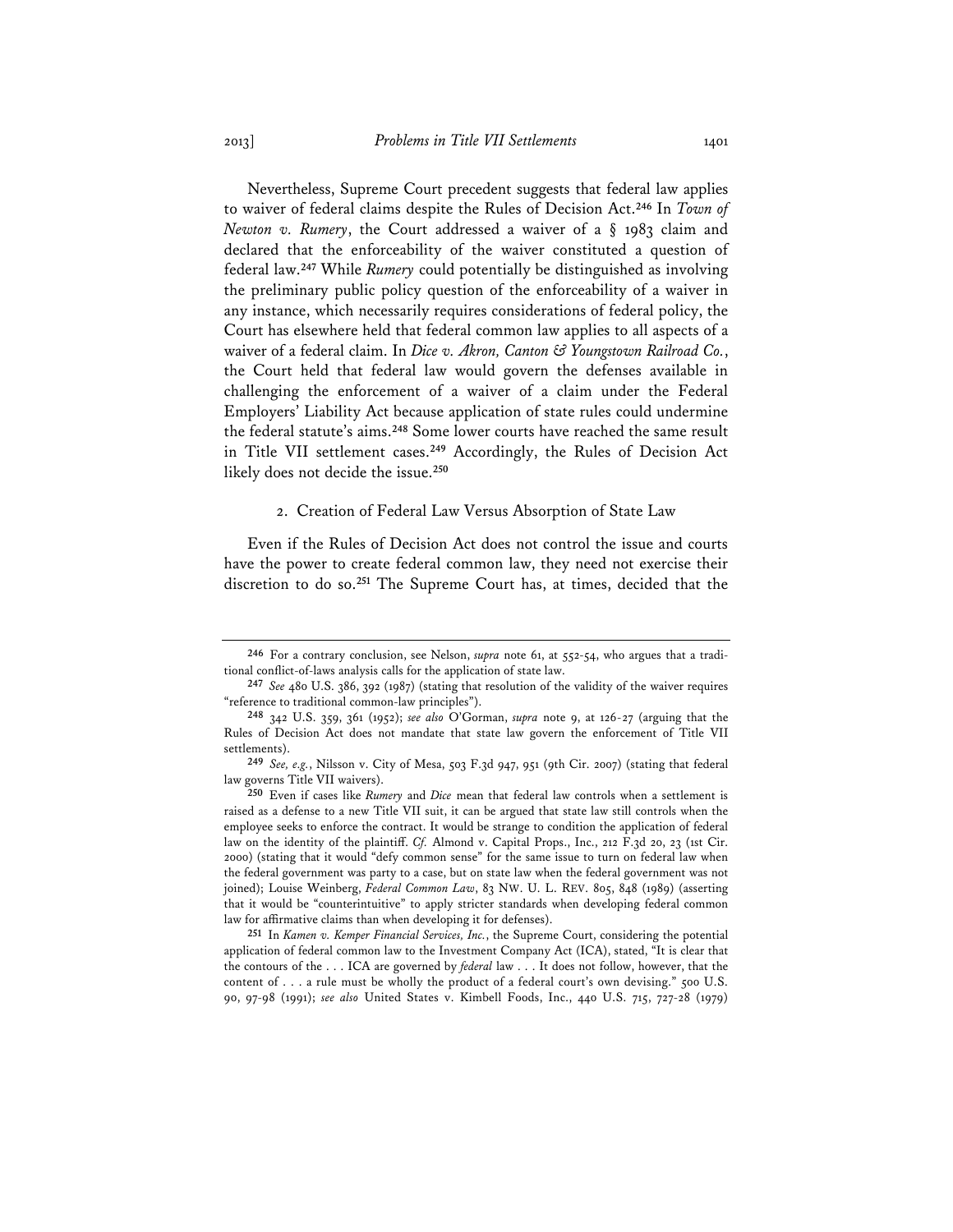Nevertheless, Supreme Court precedent suggests that federal law applies to waiver of federal claims despite the Rules of Decision Act.[246] In *Town of Newton v. Rumery*, the Court addressed a waiver of a § 1983 claim and declared that the enforceability of the waiver constituted a question of federal law.[247] While *Rumery* could potentially be distinguished as involving the preliminary public policy question of the enforceability of a waiver in any instance, which necessarily requires considerations of federal policy, the Court has elsewhere held that federal common law applies to all aspects of a waiver of a federal claim. In *Dice v. Akron, Canton & Youngstown Railroad Co.*, the Court held that federal law would govern the defenses available in challenging the enforcement of a waiver of a claim under the Federal Employers' Liability Act because application of state rules could undermine the federal statute's aims.[248] Some lower courts have reached the same result in Title VII settlement cases.[249] Accordingly, the Rules of Decision Act likely does not decide the issue.[250]

### 2. Creation of Federal Law Versus Absorption of State Law

Even if the Rules of Decision Act does not control the issue and courts have the power to create federal common law, they need not exercise their discretion to do so.[251] The Supreme Court has, at times, decided that the

---

[246] For a contrary conclusion, see Nelson, *supra* note 61, at 552-54, who argues that a traditional conflict-of-laws analysis calls for the application of state law.

[247] *See* 480 U.S. 386, 392 (1987) (stating that resolution of the validity of the waiver requires "reference to traditional common-law principles").

[248] 342 U.S. 359, 361 (1952); *see also* O'Gorman, *supra* note 9, at 126-27 (arguing that the Rules of Decision Act does not mandate that state law govern the enforcement of Title VII settlements).

[249] *See, e.g.*, Nilsson v. City of Mesa, 503 F.3d 947, 951 (9th Cir. 2007) (stating that federal law governs Title VII waivers).

[250] Even if cases like *Rumery* and *Dice* mean that federal law controls when a settlement is raised as a defense to a new Title VII suit, it can be argued that state law still controls when the employee seeks to enforce the contract. It would be strange to condition the application of federal law on the identity of the plaintiff. *Cf.* Almond v. Capital Props., Inc., 212 F.3d 20, 23 (1st Cir. 2000) (stating that it would "defy common sense" for the same issue to turn on federal law when the federal government was party to a case, but on state law when the federal government was not joined); Louise Weinberg, *Federal Common Law*, 83 NW. U. L. REV. 805, 848 (1989) (asserting that it would be "counterintuitive" to apply stricter standards when developing federal common law for affirmative claims than when developing it for defenses).

[251] In *Kamen v. Kemper Financial Services, Inc.*, the Supreme Court, considering the potential application of federal common law to the Investment Company Act (ICA), stated, "It is clear that the contours of the . . . ICA are governed by *federal* law . . . It does not follow, however, that the content of . . . a rule must be wholly the product of a federal court's own devising." 500 U.S. 90, 97-98 (1991); *see also* United States v. Kimbell Foods, Inc., 440 U.S. 715, 727-28 (1979)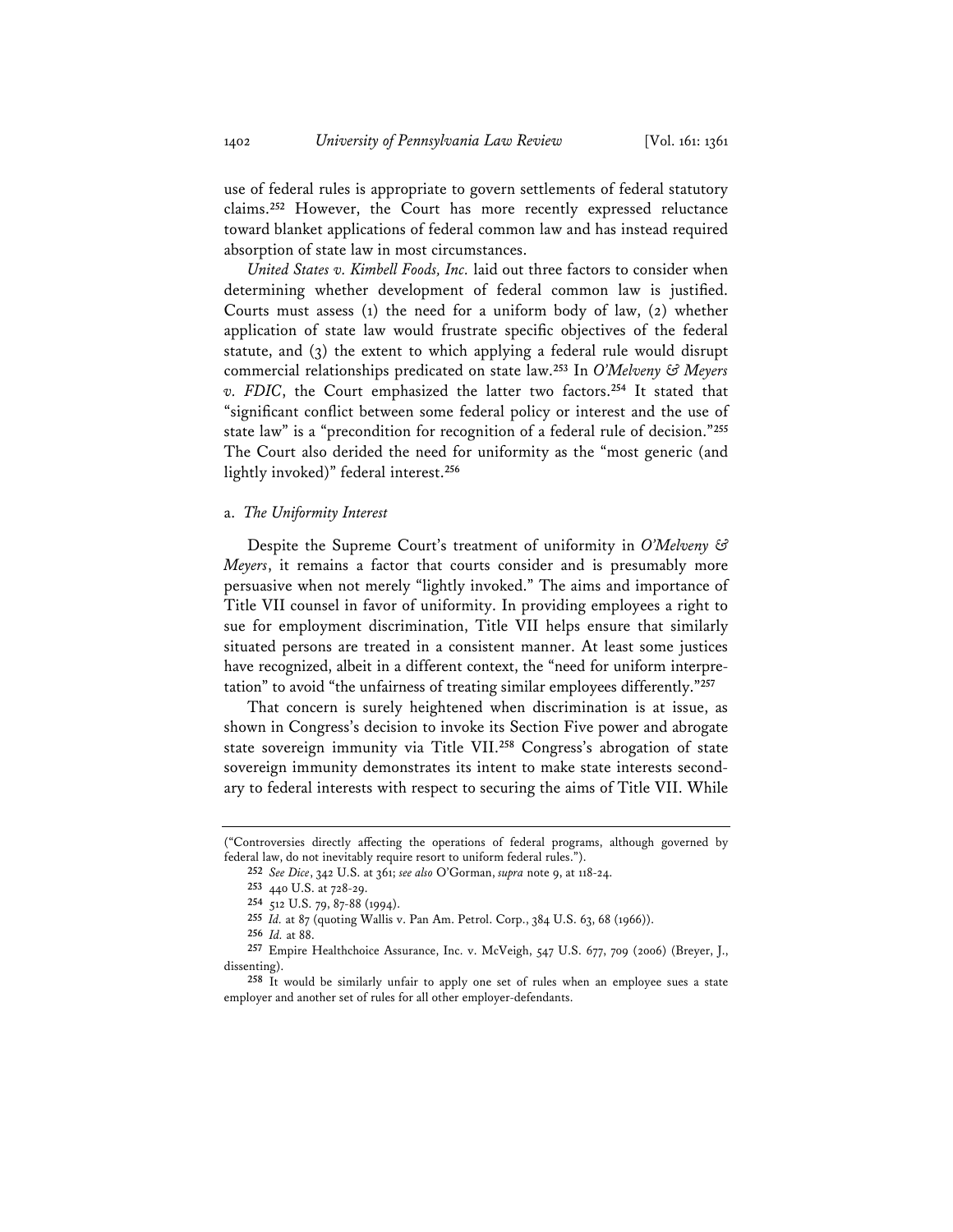use of federal rules is appropriate to govern settlements of federal statutory claims.[252] However, the Court has more recently expressed reluctance toward blanket applications of federal common law and has instead required absorption of state law in most circumstances.

*United States v. Kimbell Foods, Inc.* laid out three factors to consider when determining whether development of federal common law is justified. Courts must assess (1) the need for a uniform body of law, (2) whether application of state law would frustrate specific objectives of the federal statute, and (3) the extent to which applying a federal rule would disrupt commercial relationships predicated on state law.[253] In *O'Melveny & Meyers v. FDIC*, the Court emphasized the latter two factors.[254] It stated that "significant conflict between some federal policy or interest and the use of state law" is a "precondition for recognition of a federal rule of decision."[255] The Court also derided the need for uniformity as the "most generic (and lightly invoked)" federal interest.[256]

a. *The Uniformity Interest*

Despite the Supreme Court's treatment of uniformity in *O'Melveny & Meyers*, it remains a factor that courts consider and is presumably more persuasive when not merely "lightly invoked." The aims and importance of Title VII counsel in favor of uniformity. In providing employees a right to sue for employment discrimination, Title VII helps ensure that similarly situated persons are treated in a consistent manner. At least some justices have recognized, albeit in a different context, the "need for uniform interpretation" to avoid "the unfairness of treating similar employees differently."[257]

That concern is surely heightened when discrimination is at issue, as shown in Congress's decision to invoke its Section Five power and abrogate state sovereign immunity via Title VII.[258] Congress's abrogation of state sovereign immunity demonstrates its intent to make state interests secondary to federal interests with respect to securing the aims of Title VII. While

("Controversies directly affecting the operations of federal programs, although governed by federal law, do not inevitably require resort to uniform federal rules.").

[252] *See Dice*, 342 U.S. at 361; *see also* O'Gorman, *supra* note 9, at 118-24.

[253] 440 U.S. at 728-29.

[254] 512 U.S. 79, 87-88 (1994).

[255] *Id.* at 87 (quoting Wallis v. Pan Am. Petrol. Corp., 384 U.S. 63, 68 (1966)).

[256] *Id.* at 88.

[257] Empire Healthchoice Assurance, Inc. v. McVeigh, 547 U.S. 677, 709 (2006) (Breyer, J., dissenting).

[258] It would be similarly unfair to apply one set of rules when an employee sues a state employer and another set of rules for all other employer-defendants.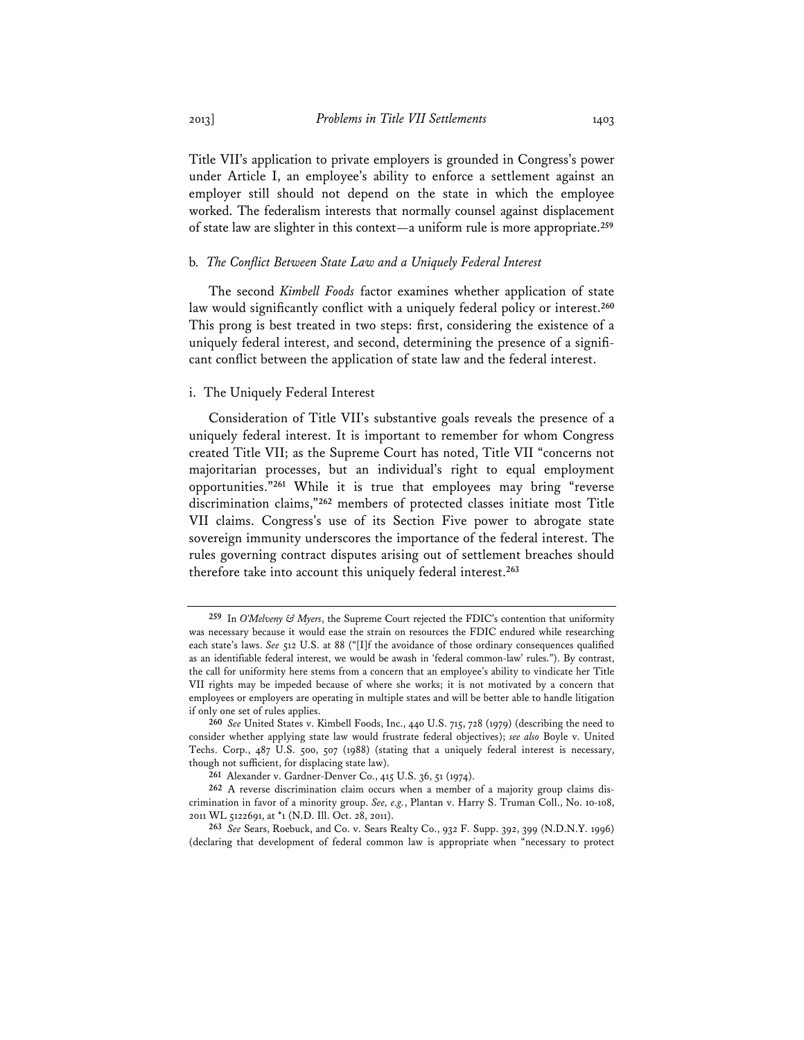Title VII's application to private employers is grounded in Congress's power under Article I, an employee's ability to enforce a settlement against an employer still should not depend on the state in which the employee worked. The federalism interests that normally counsel against displacement of state law are slighter in this context—a uniform rule is more appropriate.[259]

### b. *The Conflict Between State Law and a Uniquely Federal Interest*

The second *Kimbell Foods* factor examines whether application of state law would significantly conflict with a uniquely federal policy or interest.[260] This prong is best treated in two steps: first, considering the existence of a uniquely federal interest, and second, determining the presence of a significant conflict between the application of state law and the federal interest.

#### i. The Uniquely Federal Interest

Consideration of Title VII's substantive goals reveals the presence of a uniquely federal interest. It is important to remember for whom Congress created Title VII; as the Supreme Court has noted, Title VII "concerns not majoritarian processes, but an individual's right to equal employment opportunities."[261] While it is true that employees may bring "reverse discrimination claims,"[262] members of protected classes initiate most Title VII claims. Congress's use of its Section Five power to abrogate state sovereign immunity underscores the importance of the federal interest. The rules governing contract disputes arising out of settlement breaches should therefore take into account this uniquely federal interest.[263]

---

[259] In *O'Melveny & Myers*, the Supreme Court rejected the FDIC's contention that uniformity was necessary because it would ease the strain on resources the FDIC endured while researching each state's laws. *See* 512 U.S. at 88 ("[I]f the avoidance of those ordinary consequences qualified as an identifiable federal interest, we would be awash in 'federal common-law' rules."). By contrast, the call for uniformity here stems from a concern that an employee's ability to vindicate her Title VII rights may be impeded because of where she works; it is not motivated by a concern that employees or employers are operating in multiple states and will be better able to handle litigation if only one set of rules applies.

[260] *See* United States v. Kimbell Foods, Inc., 440 U.S. 715, 728 (1979) (describing the need to consider whether applying state law would frustrate federal objectives); *see also* Boyle v. United Techs. Corp., 487 U.S. 500, 507 (1988) (stating that a uniquely federal interest is necessary, though not sufficient, for displacing state law).

[261] Alexander v. Gardner-Denver Co., 415 U.S. 36, 51 (1974).

[262] A reverse discrimination claim occurs when a member of a majority group claims discrimination in favor of a minority group. *See, e.g.*, Plantan v. Harry S. Truman Coll., No. 10-108, 2011 WL 5122691, at *1 (N.D. Ill. Oct. 28, 2011).

[263] *See* Sears, Roebuck, and Co. v. Sears Realty Co., 932 F. Supp. 392, 399 (N.D.N.Y. 1996) (declaring that development of federal common law is appropriate when "necessary to protect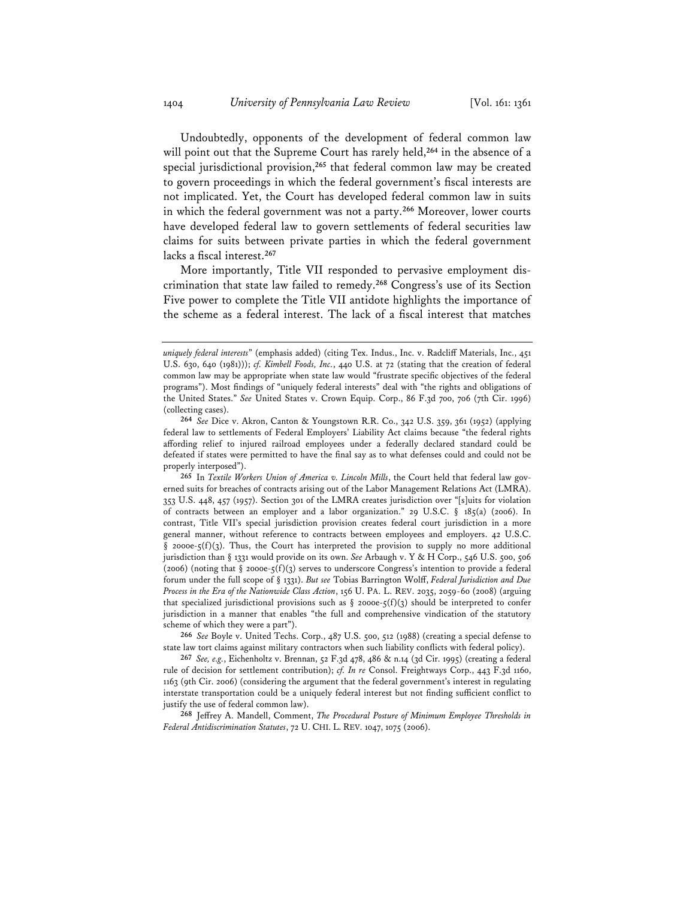Undoubtedly, opponents of the development of federal common law will point out that the Supreme Court has rarely held,[264] in the absence of a special jurisdictional provision,[265] that federal common law may be created to govern proceedings in which the federal government's fiscal interests are not implicated. Yet, the Court has developed federal common law in suits in which the federal government was not a party.[266] Moreover, lower courts have developed federal law to govern settlements of federal securities law claims for suits between private parties in which the federal government lacks a fiscal interest.[267]

More importantly, Title VII responded to pervasive employment discrimination that state law failed to remedy.[268] Congress's use of its Section Five power to complete the Title VII antidote highlights the importance of the scheme as a federal interest. The lack of a fiscal interest that matches

---

*uniquely federal interests*" (emphasis added) (citing Tex. Indus., Inc. v. Radcliff Materials, Inc., 451 U.S. 630, 640 (1981))); *cf. Kimbell Foods, Inc.*, 440 U.S. at 72 (stating that the creation of federal common law may be appropriate when state law would "frustrate specific objectives of the federal programs"). Most findings of "uniquely federal interests" deal with "the rights and obligations of the United States." *See* United States v. Crown Equip. Corp., 86 F.3d 700, 706 (7th Cir. 1996) (collecting cases).

264 *See* Dice v. Akron, Canton & Youngstown R.R. Co., 342 U.S. 359, 361 (1952) (applying federal law to settlements of Federal Employers' Liability Act claims because "the federal rights affording relief to injured railroad employees under a federally declared standard could be defeated if states were permitted to have the final say as to what defenses could and could not be properly interposed").

265 In *Textile Workers Union of America v. Lincoln Mills*, the Court held that federal law governed suits for breaches of contracts arising out of the Labor Management Relations Act (LMRA). 353 U.S. 448, 457 (1957). Section 301 of the LMRA creates jurisdiction over "[s]uits for violation of contracts between an employer and a labor organization." 29 U.S.C. § 185(a) (2006). In contrast, Title VII's special jurisdiction provision creates federal court jurisdiction in a more general manner, without reference to contracts between employees and employers. 42 U.S.C. § 2000e-5(f)(3). Thus, the Court has interpreted the provision to supply no more additional jurisdiction than § 1331 would provide on its own. *See* Arbaugh v. Y & H Corp., 546 U.S. 500, 506 (2006) (noting that § 2000e-5(f)(3) serves to underscore Congress's intention to provide a federal forum under the full scope of § 1331). *But see* Tobias Barrington Wolff, *Federal Jurisdiction and Due Process in the Era of the Nationwide Class Action*, 156 U. PA. L. REV. 2035, 2059-60 (2008) (arguing that specialized jurisdictional provisions such as § 2000e-5(f)(3) should be interpreted to confer jurisdiction in a manner that enables "the full and comprehensive vindication of the statutory scheme of which they were a part").

266 *See* Boyle v. United Techs. Corp., 487 U.S. 500, 512 (1988) (creating a special defense to state law tort claims against military contractors when such liability conflicts with federal policy).

267 *See, e.g.*, Eichenholtz v. Brennan, 52 F.3d 478, 486 & n.14 (3d Cir. 1995) (creating a federal rule of decision for settlement contribution); *cf. In re* Consol. Freightways Corp., 443 F.3d 1160, 1163 (9th Cir. 2006) (considering the argument that the federal government's interest in regulating interstate transportation could be a uniquely federal interest but not finding sufficient conflict to justify the use of federal common law).

268 Jeffrey A. Mandell, Comment, *The Procedural Posture of Minimum Employee Thresholds in Federal Antidiscrimination Statutes*, 72 U. CHI. L. REV. 1047, 1075 (2006).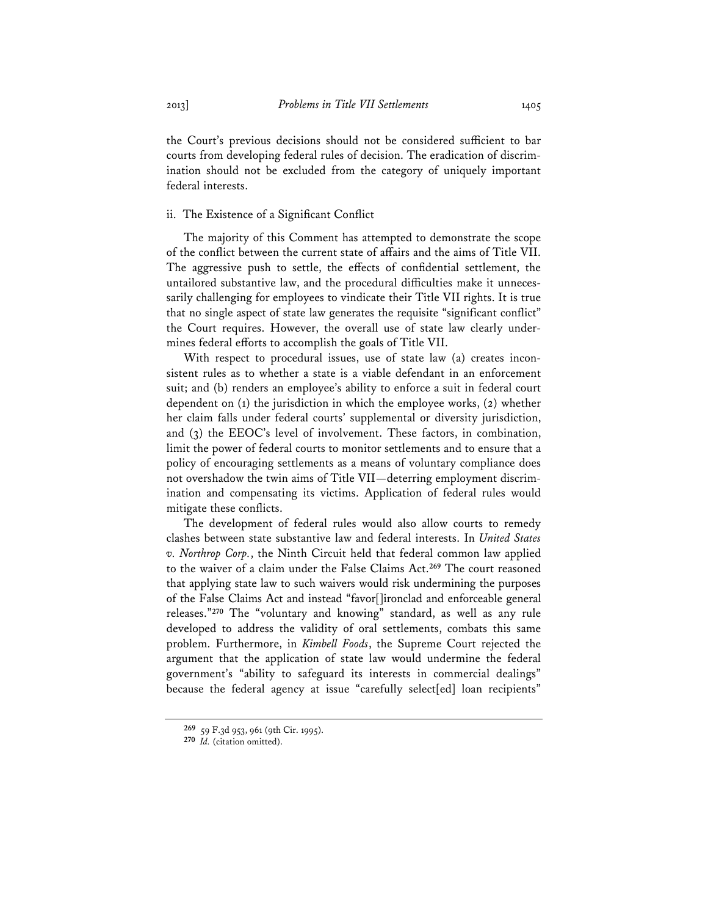the Court's previous decisions should not be considered sufficient to bar courts from developing federal rules of decision. The eradication of discrimination should not be excluded from the category of uniquely important federal interests.

#### ii. The Existence of a Significant Conflict

The majority of this Comment has attempted to demonstrate the scope of the conflict between the current state of affairs and the aims of Title VII. The aggressive push to settle, the effects of confidential settlement, the untailored substantive law, and the procedural difficulties make it unnecessarily challenging for employees to vindicate their Title VII rights. It is true that no single aspect of state law generates the requisite "significant conflict" the Court requires. However, the overall use of state law clearly undermines federal efforts to accomplish the goals of Title VII.

With respect to procedural issues, use of state law (a) creates inconsistent rules as to whether a state is a viable defendant in an enforcement suit; and (b) renders an employee's ability to enforce a suit in federal court dependent on (1) the jurisdiction in which the employee works, (2) whether her claim falls under federal courts' supplemental or diversity jurisdiction, and (3) the EEOC's level of involvement. These factors, in combination, limit the power of federal courts to monitor settlements and to ensure that a policy of encouraging settlements as a means of voluntary compliance does not overshadow the twin aims of Title VII—deterring employment discrimination and compensating its victims. Application of federal rules would mitigate these conflicts.

The development of federal rules would also allow courts to remedy clashes between state substantive law and federal interests. In *United States v. Northrop Corp.*, the Ninth Circuit held that federal common law applied to the waiver of a claim under the False Claims Act.[269] The court reasoned that applying state law to such waivers would risk undermining the purposes of the False Claims Act and instead "favor[]ironclad and enforceable general releases."[270] The "voluntary and knowing" standard, as well as any rule developed to address the validity of oral settlements, combats this same problem. Furthermore, in *Kimbell Foods*, the Supreme Court rejected the argument that the application of state law would undermine the federal government's "ability to safeguard its interests in commercial dealings" because the federal agency at issue "carefully select[ed] loan recipients"

---

[269] 59 F.3d 953, 961 (9th Cir. 1995).

[270] *Id.* (citation omitted).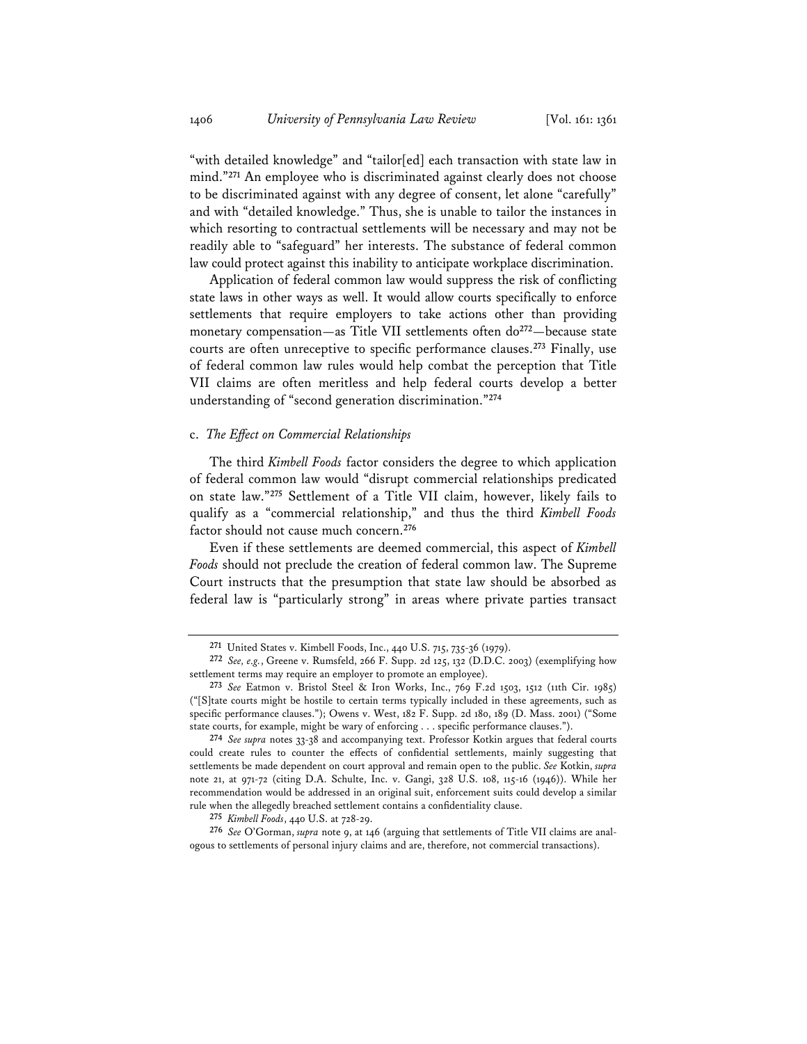"with detailed knowledge" and "tailor[ed] each transaction with state law in mind."[271] An employee who is discriminated against clearly does not choose to be discriminated against with any degree of consent, let alone "carefully" and with "detailed knowledge." Thus, she is unable to tailor the instances in which resorting to contractual settlements will be necessary and may not be readily able to "safeguard" her interests. The substance of federal common law could protect against this inability to anticipate workplace discrimination.

Application of federal common law would suppress the risk of conflicting state laws in other ways as well. It would allow courts specifically to enforce settlements that require employers to take actions other than providing monetary compensation—as Title VII settlements often do[272]—because state courts are often unreceptive to specific performance clauses.[273] Finally, use of federal common law rules would help combat the perception that Title VII claims are often meritless and help federal courts develop a better understanding of "second generation discrimination."[274]

### c. *The Effect on Commercial Relationships*

The third *Kimbell Foods* factor considers the degree to which application of federal common law would "disrupt commercial relationships predicated on state law."[275] Settlement of a Title VII claim, however, likely fails to qualify as a "commercial relationship," and thus the third *Kimbell Foods* factor should not cause much concern.[276]

Even if these settlements are deemed commercial, this aspect of *Kimbell Foods* should not preclude the creation of federal common law. The Supreme Court instructs that the presumption that state law should be absorbed as federal law is "particularly strong" in areas where private parties transact

---

[271] United States v. Kimbell Foods, Inc., 440 U.S. 715, 735-36 (1979).

[272] *See, e.g.*, Greene v. Rumsfeld, 266 F. Supp. 2d 125, 132 (D.D.C. 2003) (exemplifying how settlement terms may require an employer to promote an employee).

[273] *See* Eatmon v. Bristol Steel & Iron Works, Inc., 769 F.2d 1503, 1512 (11th Cir. 1985) ("[S]tate courts might be hostile to certain terms typically included in these agreements, such as specific performance clauses."); Owens v. West, 182 F. Supp. 2d 180, 189 (D. Mass. 2001) ("Some state courts, for example, might be wary of enforcing . . . specific performance clauses.").

[274] *See supra* notes 33-38 and accompanying text. Professor Kotkin argues that federal courts could create rules to counter the effects of confidential settlements, mainly suggesting that settlements be made dependent on court approval and remain open to the public. *See* Kotkin, *supra* note 21, at 971-72 (citing D.A. Schulte, Inc. v. Gangi, 328 U.S. 108, 115-16 (1946)). While her recommendation would be addressed in an original suit, enforcement suits could develop a similar rule when the allegedly breached settlement contains a confidentiality clause.

[275] *Kimbell Foods*, 440 U.S. at 728-29.

[276] *See* O'Gorman, *supra* note 9, at 146 (arguing that settlements of Title VII claims are analogous to settlements of personal injury claims and are, therefore, not commercial transactions).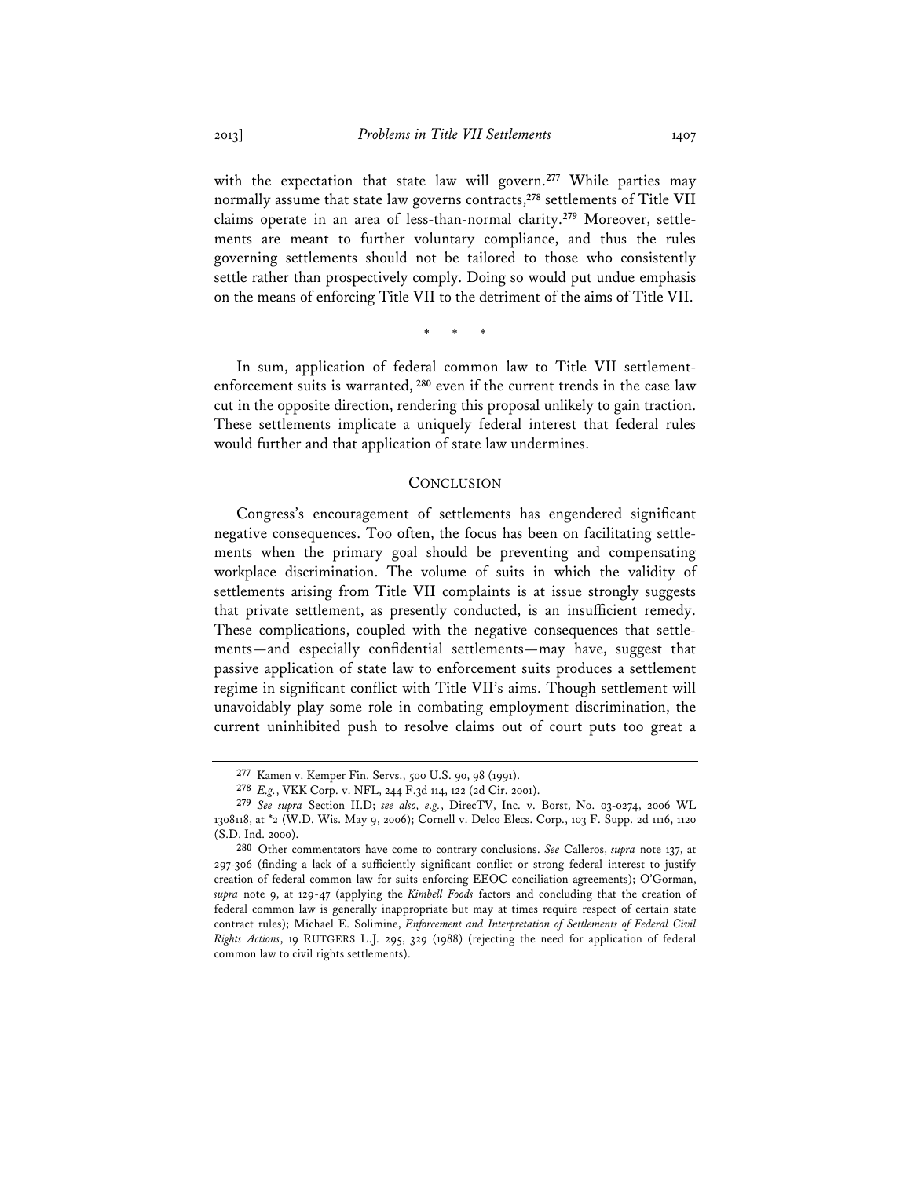with the expectation that state law will govern.[277] While parties may normally assume that state law governs contracts,[278] settlements of Title VII claims operate in an area of less-than-normal clarity.[279] Moreover, settlements are meant to further voluntary compliance, and thus the rules governing settlements should not be tailored to those who consistently settle rather than prospectively comply. Doing so would put undue emphasis on the means of enforcing Title VII to the detriment of the aims of Title VII.

\* \* \*

In sum, application of federal common law to Title VII settlement-enforcement suits is warranted,[280] even if the current trends in the case law cut in the opposite direction, rendering this proposal unlikely to gain traction. These settlements implicate a uniquely federal interest that federal rules would further and that application of state law undermines.

## CONCLUSION

Congress's encouragement of settlements has engendered significant negative consequences. Too often, the focus has been on facilitating settlements when the primary goal should be preventing and compensating workplace discrimination. The volume of suits in which the validity of settlements arising from Title VII complaints is at issue strongly suggests that private settlement, as presently conducted, is an insufficient remedy. These complications, coupled with the negative consequences that settlements—and especially confidential settlements—may have, suggest that passive application of state law to enforcement suits produces a settlement regime in significant conflict with Title VII's aims. Though settlement will unavoidably play some role in combating employment discrimination, the current uninhibited push to resolve claims out of court puts too great a

---

[277] Kamen v. Kemper Fin. Servs., 500 U.S. 90, 98 (1991).

[278] *E.g.*, VKK Corp. v. NFL, 244 F.3d 114, 122 (2d Cir. 2001).

[279] *See supra* Section II.D; *see also, e.g.*, DirecTV, Inc. v. Borst, No. 03-0274, 2006 WL 1308118, at \*2 (W.D. Wis. May 9, 2006); Cornell v. Delco Elecs. Corp., 103 F. Supp. 2d 1116, 1120 (S.D. Ind. 2000).

[280] Other commentators have come to contrary conclusions. *See* Calleros, *supra* note 137, at 297-306 (finding a lack of a sufficiently significant conflict or strong federal interest to justify creation of federal common law for suits enforcing EEOC conciliation agreements); O'Gorman, *supra* note 9, at 129-47 (applying the *Kimbell Foods* factors and concluding that the creation of federal common law is generally inappropriate but may at times require respect of certain state contract rules); Michael E. Solimine, *Enforcement and Interpretation of Settlements of Federal Civil Rights Actions*, 19 RUTGERS L.J. 295, 329 (1988) (rejecting the need for application of federal common law to civil rights settlements).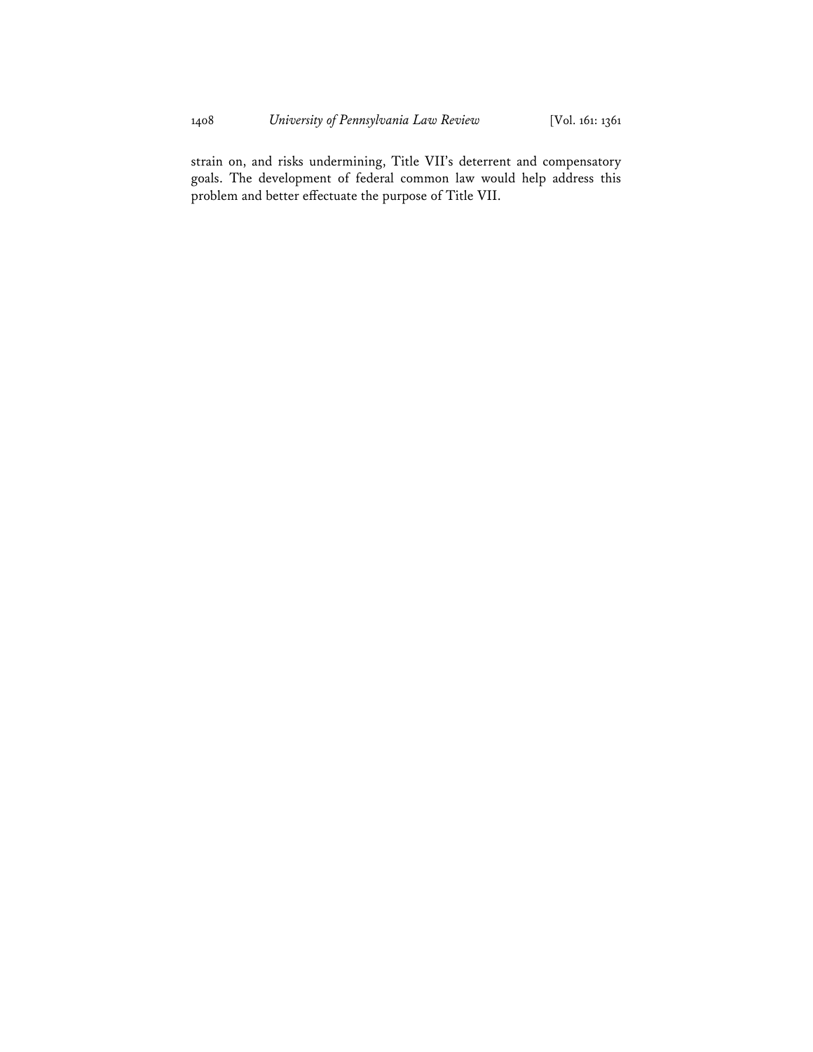strain on, and risks undermining, Title VII's deterrent and compensatory goals. The development of federal common law would help address this problem and better effectuate the purpose of Title VII.